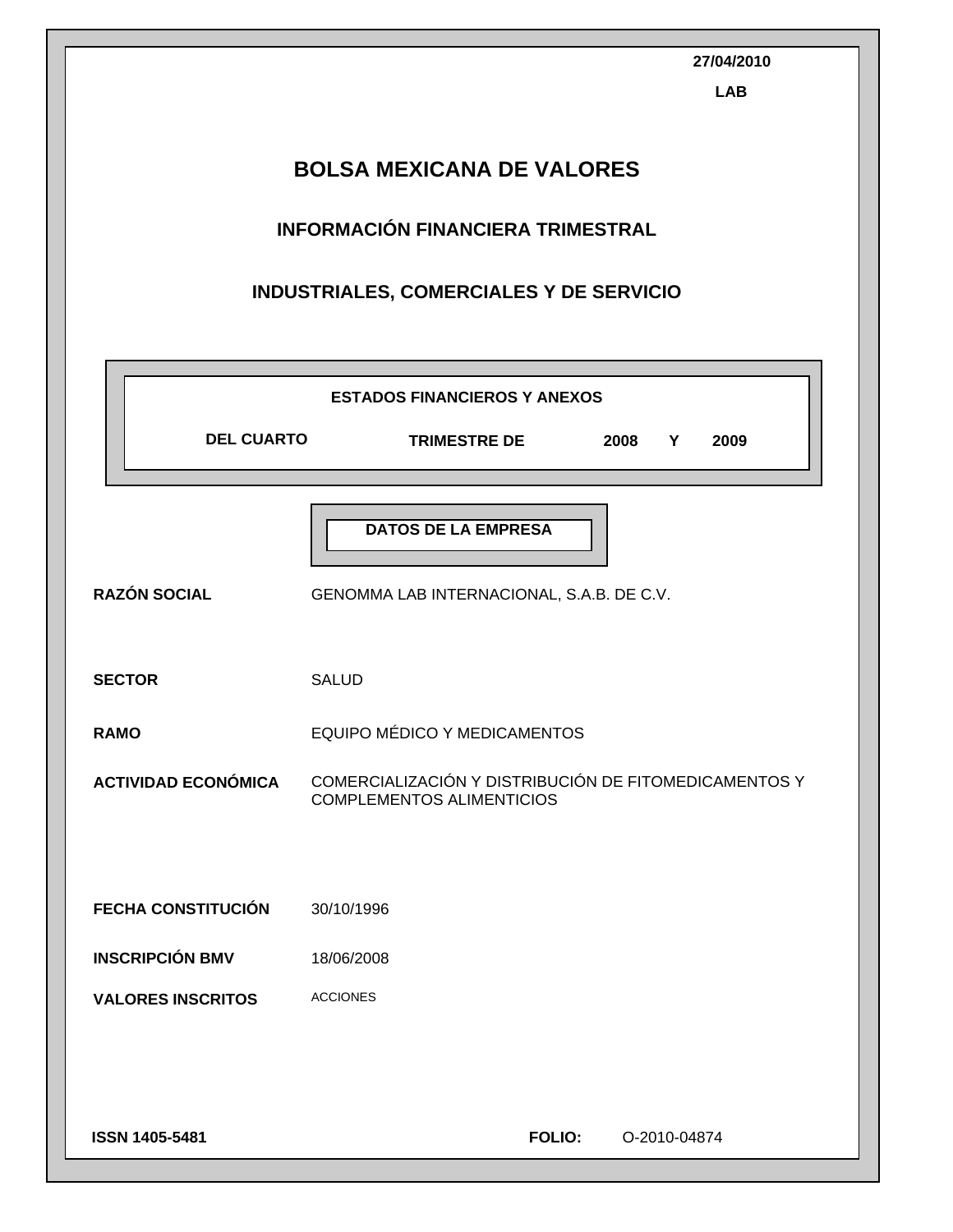27/04/2010

LAB

# BOLSA MEXICANA DE VALORES

## INFORMACIÓN FINANCIERA TRIMESTRAL

## INDUSTRIALES, COMERCIALES Y DE SERVICIO

**ESTADOS FINANCIEROS Y ANEXOS**

**DEL CUARTO TRIMESTRE DE 2008 Y 2009**

**DATOS DE LA EMPRESA**

| | |
|---|---|
| **RAZÓN SOCIAL** | GENOMMA LAB INTERNACIONAL, S.A.B. DE C.V. |
| **SECTOR** | SALUD |
| **RAMO** | EQUIPO MÉDICO Y MEDICAMENTOS |
| **ACTIVIDAD ECONÓMICA** | COMERCIALIZACIÓN Y DISTRIBUCIÓN DE FITOMEDICAMENTOS Y COMPLEMENTOS ALIMENTICIOS |
| **FECHA CONSTITUCIÓN** | 30/10/1996 |
| **INSCRIPCIÓN BMV** | 18/06/2008 |
| **VALORES INSCRITOS** | ACCIONES |

**ISSN 1405-5481** **FOLIO:** O-2010-04874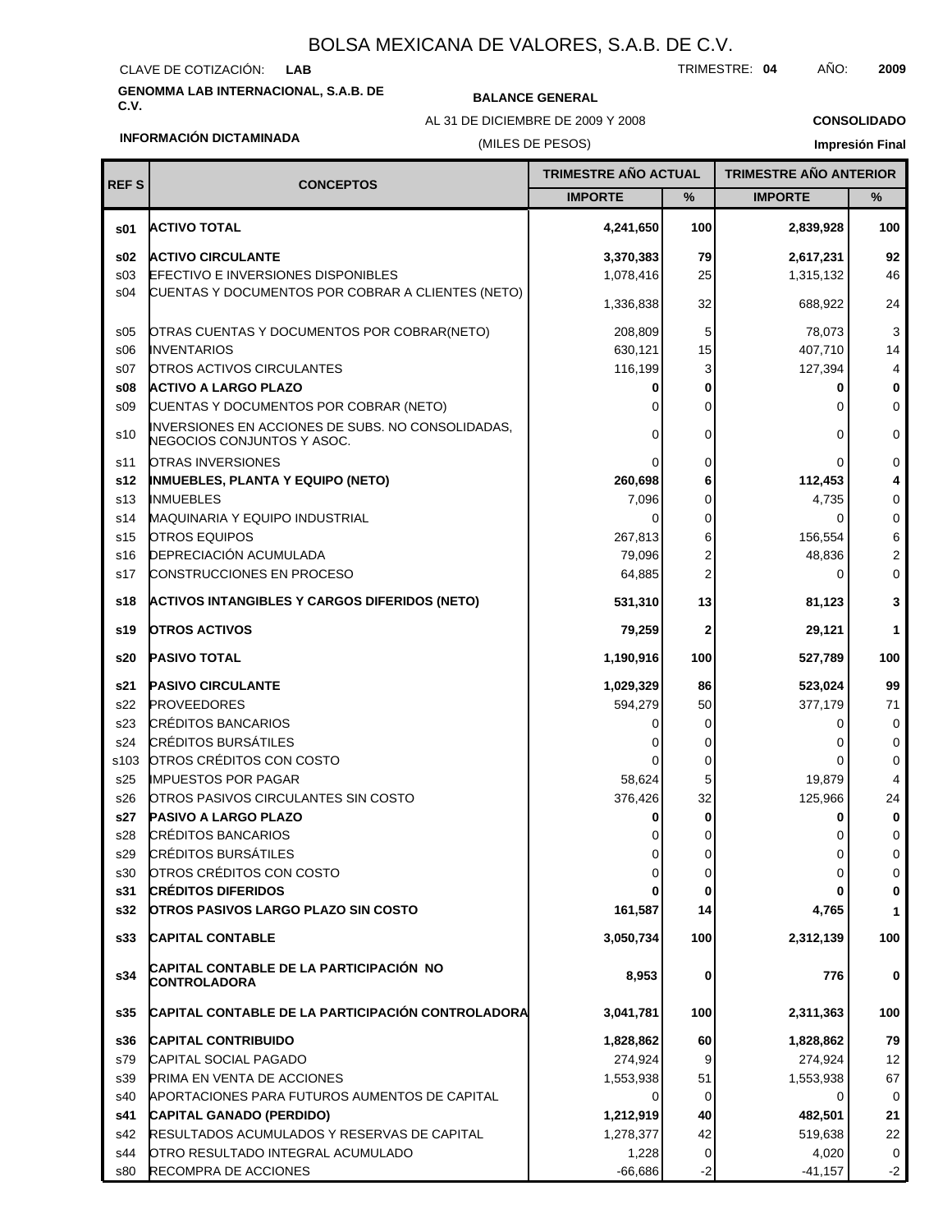# BOLSA MEXICANA DE VALORES, S.A.B. DE C.V.

CLAVE DE COTIZACIÓN: **LAB**

TRIMESTRE: **04** AÑO: **2009**

**GENOMMA LAB INTERNACIONAL, S.A.B. DE C.V.**

**BALANCE GENERAL**

AL 31 DE DICIEMBRE DE 2009 Y 2008

(MILES DE PESOS)

**CONSOLIDADO**

**INFORMACIÓN DICTAMINADA**

**Impresión Final**

| REF S | CONCEPTOS | TRIMESTRE AÑO ACTUAL | | TRIMESTRE AÑO ANTERIOR | |
|---|---|---|---|---|---|
| | | IMPORTE | % | IMPORTE | % |
| **s01** | **ACTIVO TOTAL** | **4,241,650** | **100** | **2,839,928** | **100** |
| **s02** | **ACTIVO CIRCULANTE** | **3,370,383** | **79** | **2,617,231** | **92** |
| s03 | EFECTIVO E INVERSIONES DISPONIBLES | 1,078,416 | 25 | 1,315,132 | 46 |
| s04 | CUENTAS Y DOCUMENTOS POR COBRAR A CLIENTES (NETO) | 1,336,838 | 32 | 688,922 | 24 |
| s05 | OTRAS CUENTAS Y DOCUMENTOS POR COBRAR(NETO) | 208,809 | 5 | 78,073 | 3 |
| s06 | INVENTARIOS | 630,121 | 15 | 407,710 | 14 |
| s07 | OTROS ACTIVOS CIRCULANTES | 116,199 | 3 | 127,394 | 4 |
| **s08** | **ACTIVO A LARGO PLAZO** | **0** | **0** | **0** | **0** |
| s09 | CUENTAS Y DOCUMENTOS POR COBRAR (NETO) | 0 | 0 | 0 | 0 |
| s10 | INVERSIONES EN ACCIONES DE SUBS. NO CONSOLIDADAS, NEGOCIOS CONJUNTOS Y ASOC. | 0 | 0 | 0 | 0 |
| s11 | OTRAS INVERSIONES | 0 | 0 | 0 | 0 |
| **s12** | **INMUEBLES, PLANTA Y EQUIPO (NETO)** | **260,698** | **6** | **112,453** | **4** |
| s13 | INMUEBLES | 7,096 | 0 | 4,735 | 0 |
| s14 | MAQUINARIA Y EQUIPO INDUSTRIAL | 0 | 0 | 0 | 0 |
| s15 | OTROS EQUIPOS | 267,813 | 6 | 156,554 | 6 |
| s16 | DEPRECIACIÓN ACUMULADA | 79,096 | 2 | 48,836 | 2 |
| s17 | CONSTRUCCIONES EN PROCESO | 64,885 | 2 | 0 | 0 |
| **s18** | **ACTIVOS INTANGIBLES Y CARGOS DIFERIDOS (NETO)** | **531,310** | **13** | **81,123** | **3** |
| **s19** | **OTROS ACTIVOS** | **79,259** | **2** | **29,121** | **1** |
| **s20** | **PASIVO TOTAL** | **1,190,916** | **100** | **527,789** | **100** |
| **s21** | **PASIVO CIRCULANTE** | **1,029,329** | **86** | **523,024** | **99** |
| s22 | PROVEEDORES | 594,279 | 50 | 377,179 | 71 |
| s23 | CRÉDITOS BANCARIOS | 0 | 0 | 0 | 0 |
| s24 | CRÉDITOS BURSÁTILES | 0 | 0 | 0 | 0 |
| s103 | OTROS CRÉDITOS CON COSTO | 0 | 0 | 0 | 0 |
| s25 | IMPUESTOS POR PAGAR | 58,624 | 5 | 19,879 | 4 |
| s26 | OTROS PASIVOS CIRCULANTES SIN COSTO | 376,426 | 32 | 125,966 | 24 |
| **s27** | **PASIVO A LARGO PLAZO** | **0** | **0** | **0** | **0** |
| s28 | CRÉDITOS BANCARIOS | 0 | 0 | 0 | 0 |
| s29 | CRÉDITOS BURSÁTILES | 0 | 0 | 0 | 0 |
| s30 | OTROS CRÉDITOS CON COSTO | 0 | 0 | 0 | 0 |
| **s31** | **CRÉDITOS DIFERIDOS** | **0** | **0** | **0** | **0** |
| **s32** | **OTROS PASIVOS LARGO PLAZO SIN COSTO** | **161,587** | **14** | **4,765** | **1** |
| **s33** | **CAPITAL CONTABLE** | **3,050,734** | **100** | **2,312,139** | **100** |
| **s34** | **CAPITAL CONTABLE DE LA PARTICIPACIÓN NO CONTROLADORA** | **8,953** | **0** | **776** | **0** |
| **s35** | **CAPITAL CONTABLE DE LA PARTICIPACIÓN CONTROLADORA** | **3,041,781** | **100** | **2,311,363** | **100** |
| **s36** | **CAPITAL CONTRIBUIDO** | **1,828,862** | **60** | **1,828,862** | **79** |
| s79 | CAPITAL SOCIAL PAGADO | 274,924 | 9 | 274,924 | 12 |
| s39 | PRIMA EN VENTA DE ACCIONES | 1,553,938 | 51 | 1,553,938 | 67 |
| s40 | APORTACIONES PARA FUTUROS AUMENTOS DE CAPITAL | 0 | 0 | 0 | 0 |
| **s41** | **CAPITAL GANADO (PERDIDO)** | **1,212,919** | **40** | **482,501** | **21** |
| s42 | RESULTADOS ACUMULADOS Y RESERVAS DE CAPITAL | 1,278,377 | 42 | 519,638 | 22 |
| s44 | OTRO RESULTADO INTEGRAL ACUMULADO | 1,228 | 0 | 4,020 | 0 |
| s80 | RECOMPRA DE ACCIONES | -66,686 | -2 | -41,157 | -2 |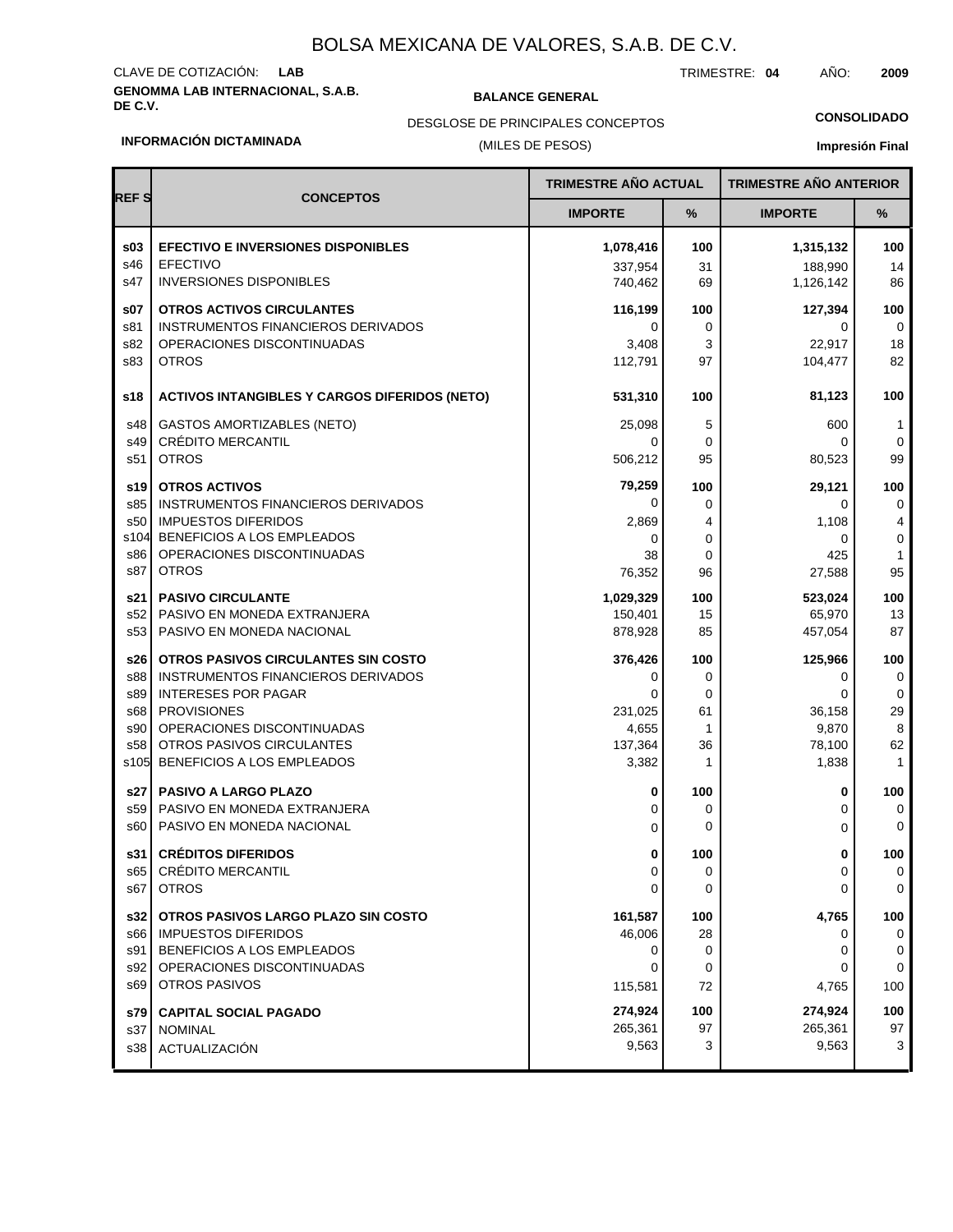# BOLSA MEXICANA DE VALORES, S.A.B. DE C.V.

CLAVE DE COTIZACIÓN: **LAB**

TRIMESTRE: **04** AÑO: **2009**

**GENOMMA LAB INTERNACIONAL, S.A.B. DE C.V.**

**BALANCE GENERAL**

DESGLOSE DE PRINCIPALES CONCEPTOS

(MILES DE PESOS)

**CONSOLIDADO**

**INFORMACIÓN DICTAMINADA**

**Impresión Final**

| REF S | CONCEPTOS | TRIMESTRE AÑO ACTUAL | | TRIMESTRE AÑO ANTERIOR | |
|---|---|---|---|---|---|
| | | IMPORTE | % | IMPORTE | % |
| **s03** | **EFECTIVO E INVERSIONES DISPONIBLES** | **1,078,416** | **100** | **1,315,132** | **100** |
| s46 | EFECTIVO | 337,954 | 31 | 188,990 | 14 |
| s47 | INVERSIONES DISPONIBLES | 740,462 | 69 | 1,126,142 | 86 |
| **s07** | **OTROS ACTIVOS CIRCULANTES** | **116,199** | **100** | **127,394** | **100** |
| s81 | INSTRUMENTOS FINANCIEROS DERIVADOS | 0 | 0 | 0 | 0 |
| s82 | OPERACIONES DISCONTINUADAS | 3,408 | 3 | 22,917 | 18 |
| s83 | OTROS | 112,791 | 97 | 104,477 | 82 |
| **s18** | **ACTIVOS INTANGIBLES Y CARGOS DIFERIDOS (NETO)** | **531,310** | **100** | **81,123** | **100** |
| s48 | GASTOS AMORTIZABLES (NETO) | 25,098 | 5 | 600 | 1 |
| s49 | CRÉDITO MERCANTIL | 0 | 0 | 0 | 0 |
| s51 | OTROS | 506,212 | 95 | 80,523 | 99 |
| **s19** | **OTROS ACTIVOS** | **79,259** | **100** | **29,121** | **100** |
| s85 | INSTRUMENTOS FINANCIEROS DERIVADOS | 0 | 0 | 0 | 0 |
| s50 | IMPUESTOS DIFERIDOS | 2,869 | 4 | 1,108 | 4 |
| s104 | BENEFICIOS A LOS EMPLEADOS | 0 | 0 | 0 | 0 |
| s86 | OPERACIONES DISCONTINUADAS | 38 | 0 | 425 | 1 |
| s87 | OTROS | 76,352 | 96 | 27,588 | 95 |
| **s21** | **PASIVO CIRCULANTE** | **1,029,329** | **100** | **523,024** | **100** |
| s52 | PASIVO EN MONEDA EXTRANJERA | 150,401 | 15 | 65,970 | 13 |
| s53 | PASIVO EN MONEDA NACIONAL | 878,928 | 85 | 457,054 | 87 |
| **s26** | **OTROS PASIVOS CIRCULANTES SIN COSTO** | **376,426** | **100** | **125,966** | **100** |
| s88 | INSTRUMENTOS FINANCIEROS DERIVADOS | 0 | 0 | 0 | 0 |
| s89 | INTERESES POR PAGAR | 0 | 0 | 0 | 0 |
| s68 | PROVISIONES | 231,025 | 61 | 36,158 | 29 |
| s90 | OPERACIONES DISCONTINUADAS | 4,655 | 1 | 9,870 | 8 |
| s58 | OTROS PASIVOS CIRCULANTES | 137,364 | 36 | 78,100 | 62 |
| s105 | BENEFICIOS A LOS EMPLEADOS | 3,382 | 1 | 1,838 | 1 |
| **s27** | **PASIVO A LARGO PLAZO** | **0** | **100** | **0** | **100** |
| s59 | PASIVO EN MONEDA EXTRANJERA | 0 | 0 | 0 | 0 |
| s60 | PASIVO EN MONEDA NACIONAL | 0 | 0 | 0 | 0 |
| **s31** | **CRÉDITOS DIFERIDOS** | **0** | **100** | **0** | **100** |
| s65 | CRÉDITO MERCANTIL | 0 | 0 | 0 | 0 |
| s67 | OTROS | 0 | 0 | 0 | 0 |
| **s32** | **OTROS PASIVOS LARGO PLAZO SIN COSTO** | **161,587** | **100** | **4,765** | **100** |
| s66 | IMPUESTOS DIFERIDOS | 46,006 | 28 | 0 | 0 |
| s91 | BENEFICIOS A LOS EMPLEADOS | 0 | 0 | 0 | 0 |
| s92 | OPERACIONES DISCONTINUADAS | 0 | 0 | 0 | 0 |
| s69 | OTROS PASIVOS | 115,581 | 72 | 4,765 | 100 |
| **s79** | **CAPITAL SOCIAL PAGADO** | **274,924** | **100** | **274,924** | **100** |
| s37 | NOMINAL | 265,361 | 97 | 265,361 | 97 |
| s38 | ACTUALIZACIÓN | 9,563 | 3 | 9,563 | 3 |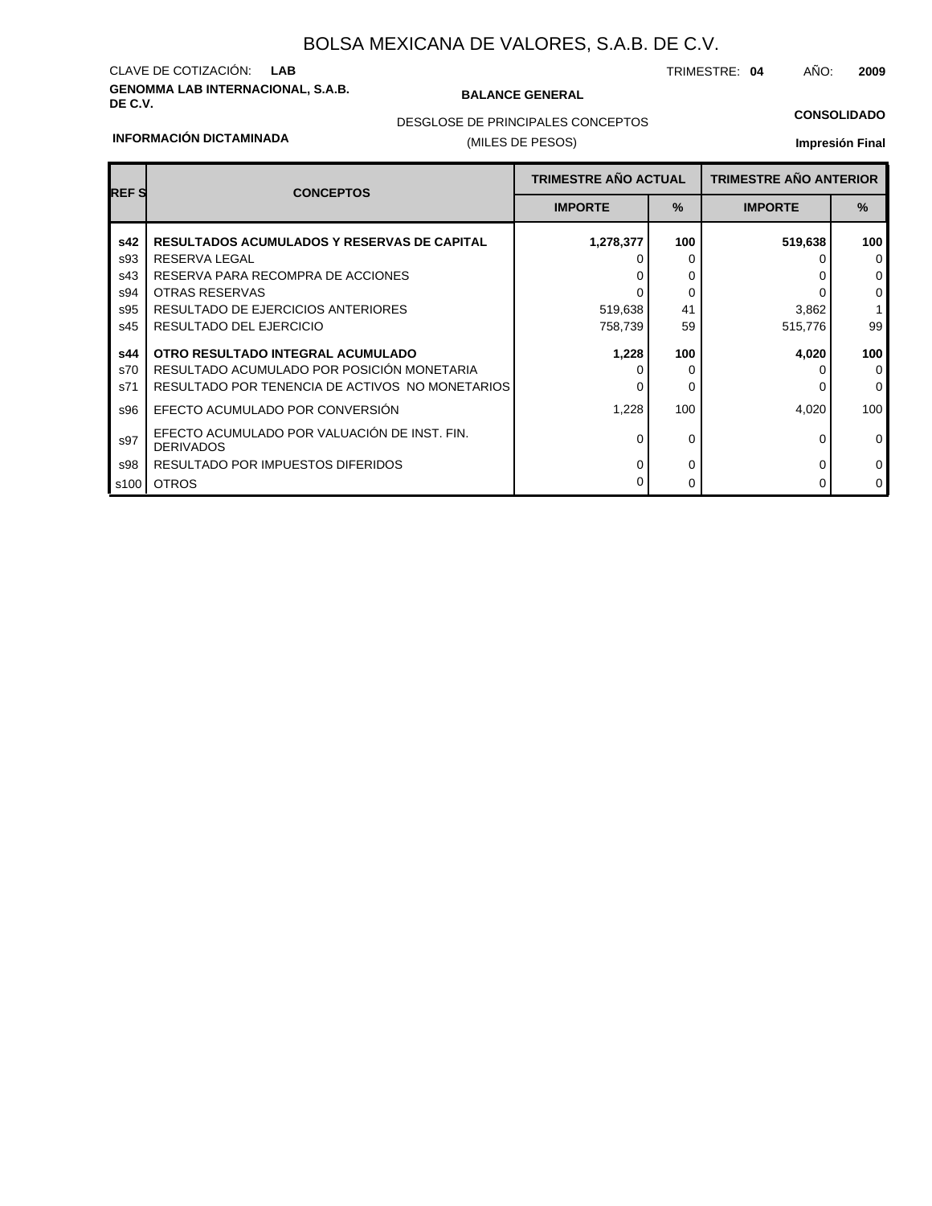# BOLSA MEXICANA DE VALORES, S.A.B. DE C.V.

CLAVE DE COTIZACIÓN: **LAB**

TRIMESTRE: **04** AÑO: **2009**

**GENOMMA LAB INTERNACIONAL, S.A.B. DE C.V.**

**BALANCE GENERAL**

DESGLOSE DE PRINCIPALES CONCEPTOS

(MILES DE PESOS)

**CONSOLIDADO**

**INFORMACIÓN DICTAMINADA**

**Impresión Final**

| REF S | CONCEPTOS | TRIMESTRE AÑO ACTUAL | | TRIMESTRE AÑO ANTERIOR | |
|---|---|---|---|---|---|
| | | IMPORTE | % | IMPORTE | % |
| **s42** | **RESULTADOS ACUMULADOS Y RESERVAS DE CAPITAL** | **1,278,377** | **100** | **519,638** | **100** |
| s93 | RESERVA LEGAL | 0 | 0 | 0 | 0 |
| s43 | RESERVA PARA RECOMPRA DE ACCIONES | 0 | 0 | 0 | 0 |
| s94 | OTRAS RESERVAS | 0 | 0 | 0 | 0 |
| s95 | RESULTADO DE EJERCICIOS ANTERIORES | 519,638 | 41 | 3,862 | 1 |
| s45 | RESULTADO DEL EJERCICIO | 758,739 | 59 | 515,776 | 99 |
| **s44** | **OTRO RESULTADO INTEGRAL ACUMULADO** | **1,228** | **100** | **4,020** | **100** |
| s70 | RESULTADO ACUMULADO POR POSICIÓN MONETARIA | 0 | 0 | 0 | 0 |
| s71 | RESULTADO POR TENENCIA DE ACTIVOS NO MONETARIOS | 0 | 0 | 0 | 0 |
| s96 | EFECTO ACUMULADO POR CONVERSIÓN | 1,228 | 100 | 4,020 | 100 |
| s97 | EFECTO ACUMULADO POR VALUACIÓN DE INST. FIN. DERIVADOS | 0 | 0 | 0 | 0 |
| s98 | RESULTADO POR IMPUESTOS DIFERIDOS | 0 | 0 | 0 | 0 |
| s100 | OTROS | 0 | 0 | 0 | 0 |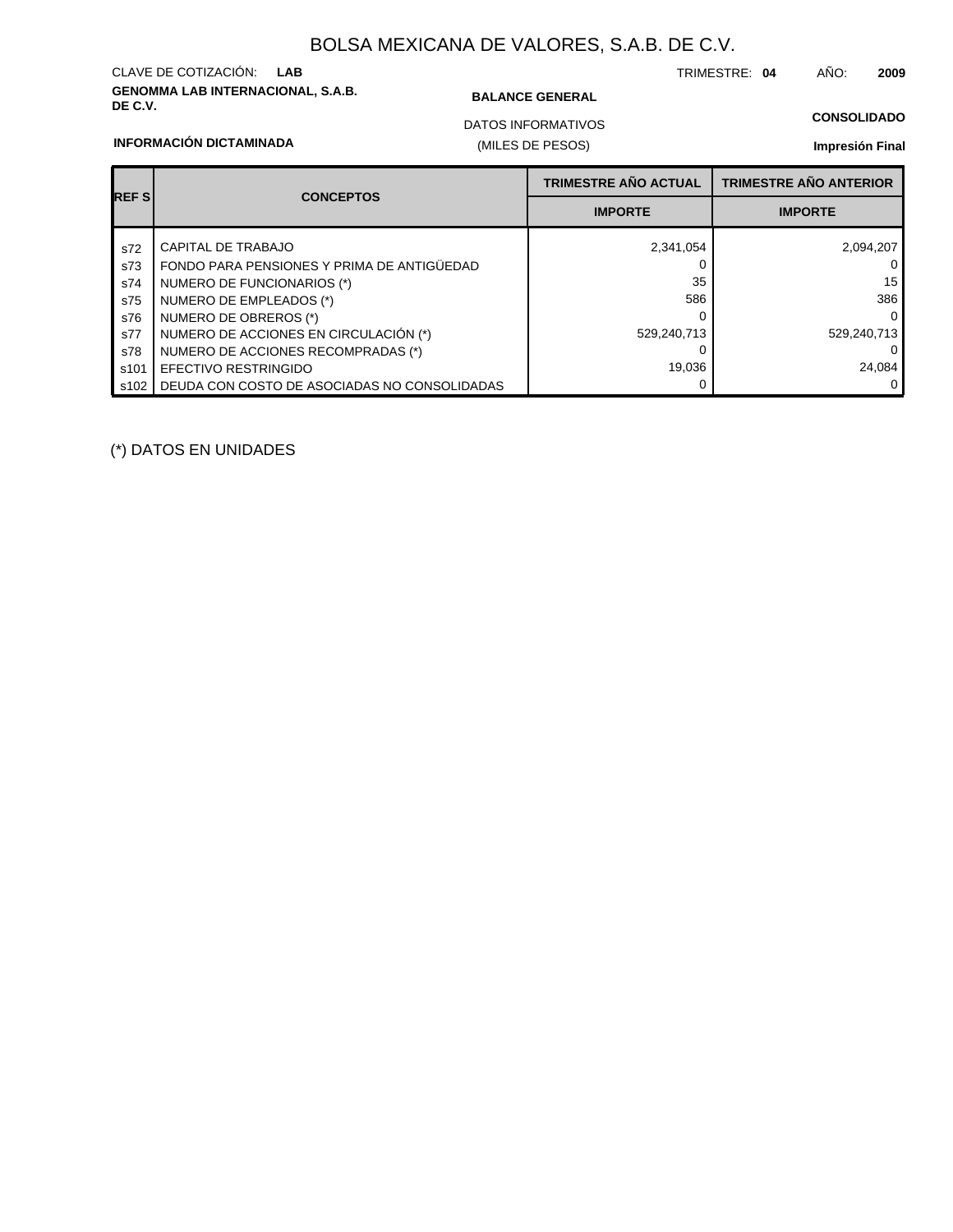# BOLSA MEXICANA DE VALORES, S.A.B. DE C.V.

CLAVE DE COTIZACIÓN: **LAB**

TRIMESTRE: **04** AÑO: **2009**

**GENOMMA LAB INTERNACIONAL, S.A.B. DE C.V.**

**BALANCE GENERAL**

DATOS INFORMATIVOS

(MILES DE PESOS)

**CONSOLIDADO**

**INFORMACIÓN DICTAMINADA**

**Impresión Final**

| REF S | CONCEPTOS | TRIMESTRE AÑO ACTUAL | TRIMESTRE AÑO ANTERIOR |
|---|---|---|---|
| | | IMPORTE | IMPORTE |
| s72 | CAPITAL DE TRABAJO | 2,341,054 | 2,094,207 |
| s73 | FONDO PARA PENSIONES Y PRIMA DE ANTIGÜEDAD | 0 | 0 |
| s74 | NUMERO DE FUNCIONARIOS (*) | 35 | 15 |
| s75 | NUMERO DE EMPLEADOS (*) | 586 | 386 |
| s76 | NUMERO DE OBREROS (*) | 0 | 0 |
| s77 | NUMERO DE ACCIONES EN CIRCULACIÓN (*) | 529,240,713 | 529,240,713 |
| s78 | NUMERO DE ACCIONES RECOMPRADAS (*) | 0 | 0 |
| s101 | EFECTIVO RESTRINGIDO | 19,036 | 24,084 |
| s102 | DEUDA CON COSTO DE ASOCIADAS NO CONSOLIDADAS | 0 | 0 |

(*) DATOS EN UNIDADES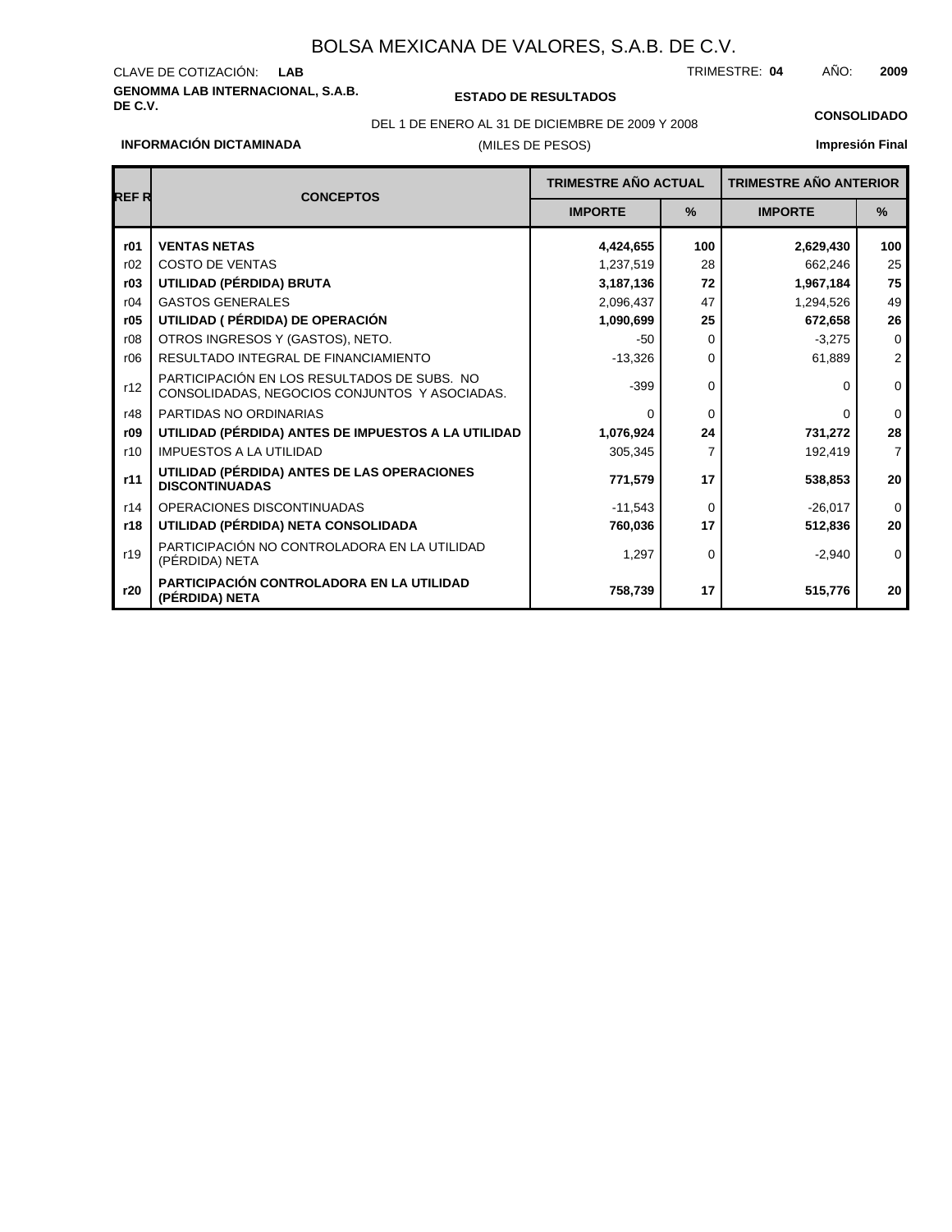# BOLSA MEXICANA DE VALORES, S.A.B. DE C.V.

CLAVE DE COTIZACIÓN: **LAB**

TRIMESTRE: **04** AÑO: **2009**

**GENOMMA LAB INTERNACIONAL, S.A.B. DE C.V.**

**ESTADO DE RESULTADOS**

DEL 1 DE ENERO AL 31 DE DICIEMBRE DE 2009 Y 2008

(MILES DE PESOS)

**CONSOLIDADO**

**INFORMACIÓN DICTAMINADA**

**Impresión Final**

| REF R | CONCEPTOS | TRIMESTRE AÑO ACTUAL | | TRIMESTRE AÑO ANTERIOR | |
|---|---|---|---|---|---|
| | | IMPORTE | % | IMPORTE | % |
| **r01** | **VENTAS NETAS** | **4,424,655** | **100** | **2,629,430** | **100** |
| r02 | COSTO DE VENTAS | 1,237,519 | 28 | 662,246 | 25 |
| **r03** | **UTILIDAD (PÉRDIDA) BRUTA** | **3,187,136** | **72** | **1,967,184** | **75** |
| r04 | GASTOS GENERALES | 2,096,437 | 47 | 1,294,526 | 49 |
| **r05** | **UTILIDAD ( PÉRDIDA) DE OPERACIÓN** | **1,090,699** | **25** | **672,658** | **26** |
| r08 | OTROS INGRESOS Y (GASTOS), NETO. | -50 | 0 | -3,275 | 0 |
| r06 | RESULTADO INTEGRAL DE FINANCIAMIENTO | -13,326 | 0 | 61,889 | 2 |
| r12 | PARTICIPACIÓN EN LOS RESULTADOS DE SUBS. NO CONSOLIDADAS, NEGOCIOS CONJUNTOS Y ASOCIADAS. | -399 | 0 | 0 | 0 |
| r48 | PARTIDAS NO ORDINARIAS | 0 | 0 | 0 | 0 |
| **r09** | **UTILIDAD (PÉRDIDA) ANTES DE IMPUESTOS A LA UTILIDAD** | **1,076,924** | **24** | **731,272** | **28** |
| r10 | IMPUESTOS A LA UTILIDAD | 305,345 | 7 | 192,419 | 7 |
| **r11** | **UTILIDAD (PÉRDIDA) ANTES DE LAS OPERACIONES DISCONTINUADAS** | **771,579** | **17** | **538,853** | **20** |
| r14 | OPERACIONES DISCONTINUADAS | -11,543 | 0 | -26,017 | 0 |
| **r18** | **UTILIDAD (PÉRDIDA) NETA CONSOLIDADA** | **760,036** | **17** | **512,836** | **20** |
| r19 | PARTICIPACIÓN NO CONTROLADORA EN LA UTILIDAD (PÉRDIDA) NETA | 1,297 | 0 | -2,940 | 0 |
| **r20** | **PARTICIPACIÓN CONTROLADORA EN LA UTILIDAD (PÉRDIDA) NETA** | **758,739** | **17** | **515,776** | **20** |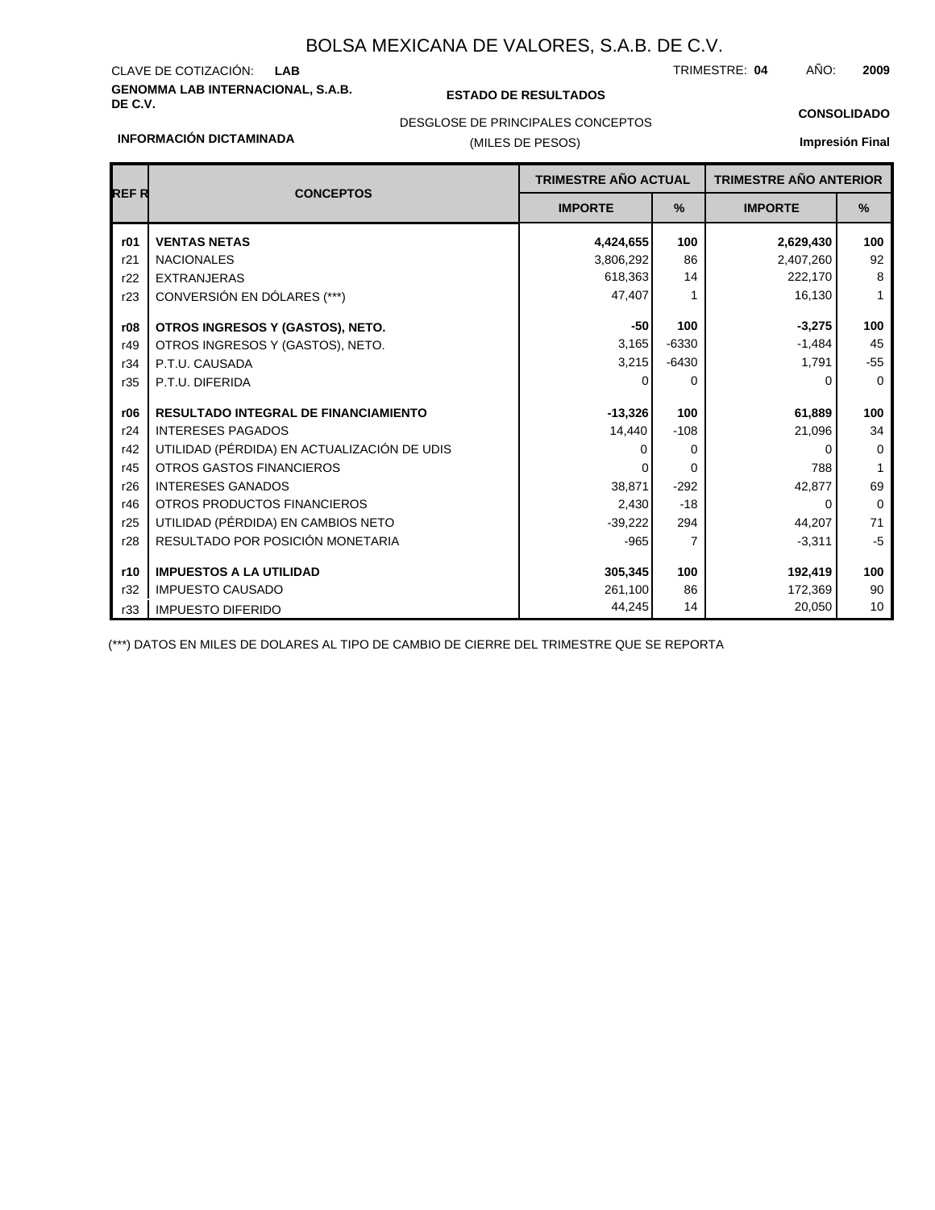# BOLSA MEXICANA DE VALORES, S.A.B. DE C.V.

CLAVE DE COTIZACIÓN: **LAB**

TRIMESTRE: **04** AÑO: **2009**

**GENOMMA LAB INTERNACIONAL, S.A.B. DE C.V.**

**ESTADO DE RESULTADOS**

DESGLOSE DE PRINCIPALES CONCEPTOS

(MILES DE PESOS)

**CONSOLIDADO**

**INFORMACIÓN DICTAMINADA**

**Impresión Final**

| REF R | CONCEPTOS | TRIMESTRE AÑO ACTUAL | | TRIMESTRE AÑO ANTERIOR | |
|---|---|---|---|---|---|
| | | IMPORTE | % | IMPORTE | % |
| **r01** | **VENTAS NETAS** | **4,424,655** | **100** | **2,629,430** | **100** |
| r21 | NACIONALES | 3,806,292 | 86 | 2,407,260 | 92 |
| r22 | EXTRANJERAS | 618,363 | 14 | 222,170 | 8 |
| r23 | CONVERSIÓN EN DÓLARES (***) | 47,407 | 1 | 16,130 | 1 |
| **r08** | **OTROS INGRESOS Y (GASTOS), NETO.** | **-50** | **100** | **-3,275** | **100** |
| r49 | OTROS INGRESOS Y (GASTOS), NETO. | 3,165 | -6330 | -1,484 | 45 |
| r34 | P.T.U. CAUSADA | 3,215 | -6430 | 1,791 | -55 |
| r35 | P.T.U. DIFERIDA | 0 | 0 | 0 | 0 |
| **r06** | **RESULTADO INTEGRAL DE FINANCIAMIENTO** | **-13,326** | **100** | **61,889** | **100** |
| r24 | INTERESES PAGADOS | 14,440 | -108 | 21,096 | 34 |
| r42 | UTILIDAD (PÉRDIDA) EN ACTUALIZACIÓN DE UDIS | 0 | 0 | 0 | 0 |
| r45 | OTROS GASTOS FINANCIEROS | 0 | 0 | 788 | 1 |
| r26 | INTERESES GANADOS | 38,871 | -292 | 42,877 | 69 |
| r46 | OTROS PRODUCTOS FINANCIEROS | 2,430 | -18 | 0 | 0 |
| r25 | UTILIDAD (PÉRDIDA) EN CAMBIOS NETO | -39,222 | 294 | 44,207 | 71 |
| r28 | RESULTADO POR POSICIÓN MONETARIA | -965 | 7 | -3,311 | -5 |
| **r10** | **IMPUESTOS A LA UTILIDAD** | **305,345** | **100** | **192,419** | **100** |
| r32 | IMPUESTO CAUSADO | 261,100 | 86 | 172,369 | 90 |
| r33 | IMPUESTO DIFERIDO | 44,245 | 14 | 20,050 | 10 |

(***) DATOS EN MILES DE DOLARES AL TIPO DE CAMBIO DE CIERRE DEL TRIMESTRE QUE SE REPORTA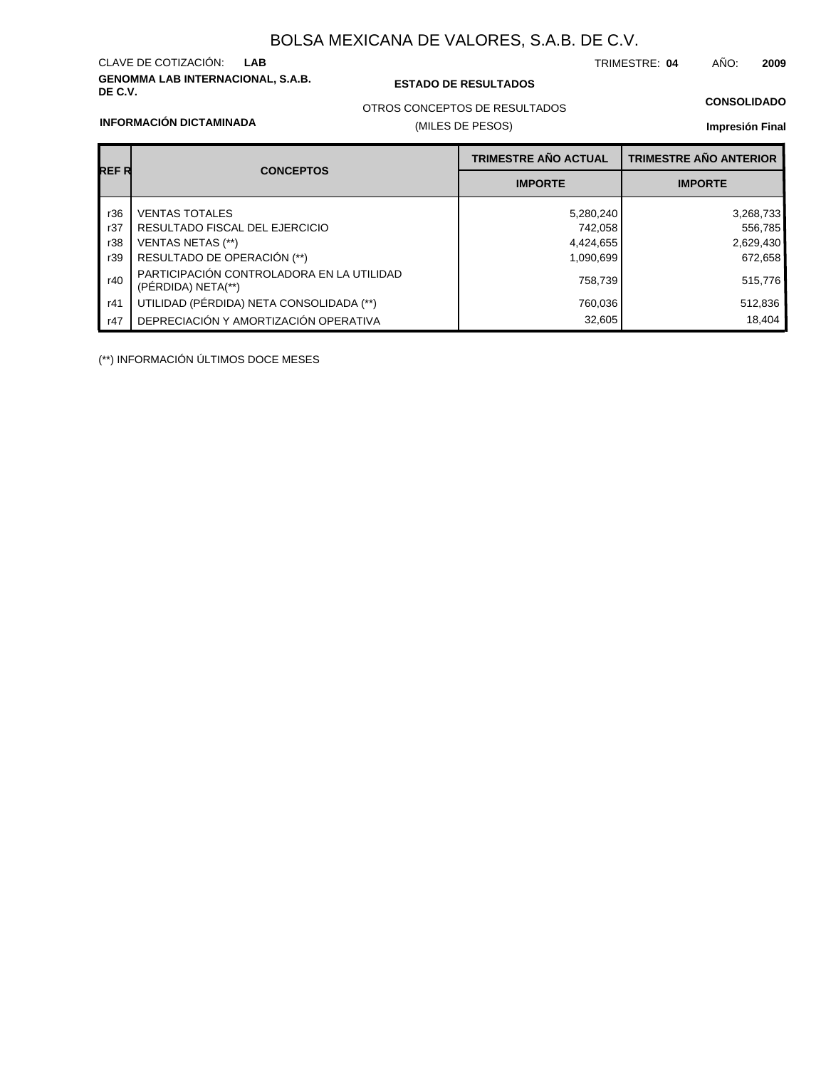# BOLSA MEXICANA DE VALORES, S.A.B. DE C.V.

CLAVE DE COTIZACIÓN: **LAB**

TRIMESTRE: **04** AÑO: **2009**

**GENOMMA LAB INTERNACIONAL, S.A.B. DE C.V.**

**ESTADO DE RESULTADOS**

OTROS CONCEPTOS DE RESULTADOS

(MILES DE PESOS)

**CONSOLIDADO**

**INFORMACIÓN DICTAMINADA**

**Impresión Final**

| REF R | CONCEPTOS | TRIMESTRE AÑO ACTUAL | TRIMESTRE AÑO ANTERIOR |
|---|---|---|---|
| | | IMPORTE | IMPORTE |
| r36 | VENTAS TOTALES | 5,280,240 | 3,268,733 |
| r37 | RESULTADO FISCAL DEL EJERCICIO | 742,058 | 556,785 |
| r38 | VENTAS NETAS (**) | 4,424,655 | 2,629,430 |
| r39 | RESULTADO DE OPERACIÓN (**) | 1,090,699 | 672,658 |
| r40 | PARTICIPACIÓN CONTROLADORA EN LA UTILIDAD (PÉRDIDA) NETA(**) | 758,739 | 515,776 |
| r41 | UTILIDAD (PÉRDIDA) NETA CONSOLIDADA (**) | 760,036 | 512,836 |
| r47 | DEPRECIACIÓN Y AMORTIZACIÓN OPERATIVA | 32,605 | 18,404 |

(**) INFORMACIÓN ÚLTIMOS DOCE MESES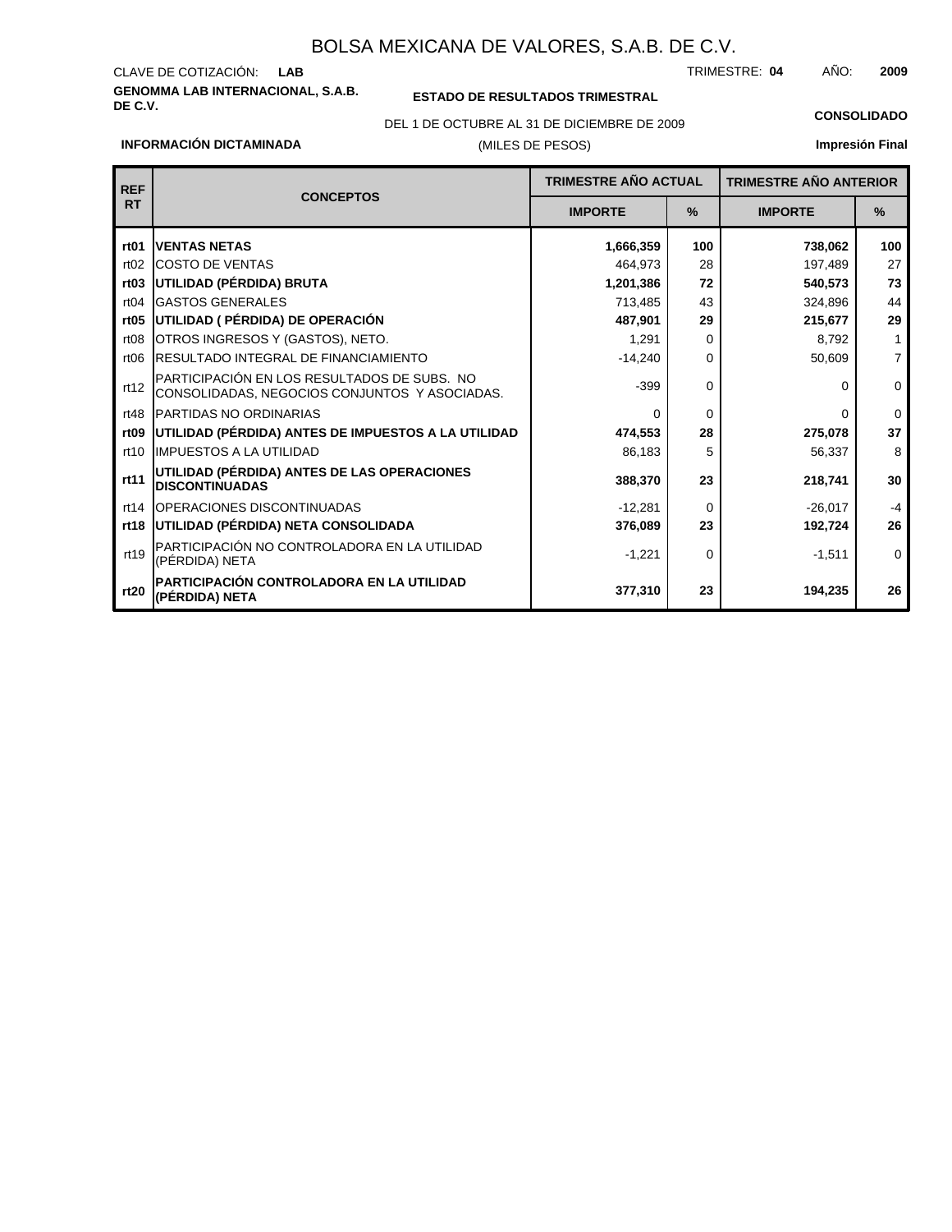# BOLSA MEXICANA DE VALORES, S.A.B. DE C.V.

CLAVE DE COTIZACIÓN: **LAB**

TRIMESTRE: **04** AÑO: **2009**

**GENOMMA LAB INTERNACIONAL, S.A.B. DE C.V.**

**ESTADO DE RESULTADOS TRIMESTRAL**

DEL 1 DE OCTUBRE AL 31 DE DICIEMBRE DE 2009

(MILES DE PESOS)

**CONSOLIDADO**

**INFORMACIÓN DICTAMINADA**

**Impresión Final**

| REF RT | CONCEPTOS | TRIMESTRE AÑO ACTUAL | | TRIMESTRE AÑO ANTERIOR | |
|---|---|---|---|---|---|
| | | IMPORTE | % | IMPORTE | % |
| **rt01** | **VENTAS NETAS** | **1,666,359** | **100** | **738,062** | **100** |
| rt02 | COSTO DE VENTAS | 464,973 | 28 | 197,489 | 27 |
| **rt03** | **UTILIDAD (PÉRDIDA) BRUTA** | **1,201,386** | **72** | **540,573** | **73** |
| rt04 | GASTOS GENERALES | 713,485 | 43 | 324,896 | 44 |
| **rt05** | **UTILIDAD ( PÉRDIDA) DE OPERACIÓN** | **487,901** | **29** | **215,677** | **29** |
| rt08 | OTROS INGRESOS Y (GASTOS), NETO. | 1,291 | 0 | 8,792 | 1 |
| rt06 | RESULTADO INTEGRAL DE FINANCIAMIENTO | -14,240 | 0 | 50,609 | 7 |
| rt12 | PARTICIPACIÓN EN LOS RESULTADOS DE SUBS. NO CONSOLIDADAS, NEGOCIOS CONJUNTOS Y ASOCIADAS. | -399 | 0 | 0 | 0 |
| rt48 | PARTIDAS NO ORDINARIAS | 0 | 0 | 0 | 0 |
| **rt09** | **UTILIDAD (PÉRDIDA) ANTES DE IMPUESTOS A LA UTILIDAD** | **474,553** | **28** | **275,078** | **37** |
| rt10 | IMPUESTOS A LA UTILIDAD | 86,183 | 5 | 56,337 | 8 |
| **rt11** | **UTILIDAD (PÉRDIDA) ANTES DE LAS OPERACIONES DISCONTINUADAS** | **388,370** | **23** | **218,741** | **30** |
| rt14 | OPERACIONES DISCONTINUADAS | -12,281 | 0 | -26,017 | -4 |
| **rt18** | **UTILIDAD (PÉRDIDA) NETA CONSOLIDADA** | **376,089** | **23** | **192,724** | **26** |
| rt19 | PARTICIPACIÓN NO CONTROLADORA EN LA UTILIDAD (PÉRDIDA) NETA | -1,221 | 0 | -1,511 | 0 |
| **rt20** | **PARTICIPACIÓN CONTROLADORA EN LA UTILIDAD (PÉRDIDA) NETA** | **377,310** | **23** | **194,235** | **26** |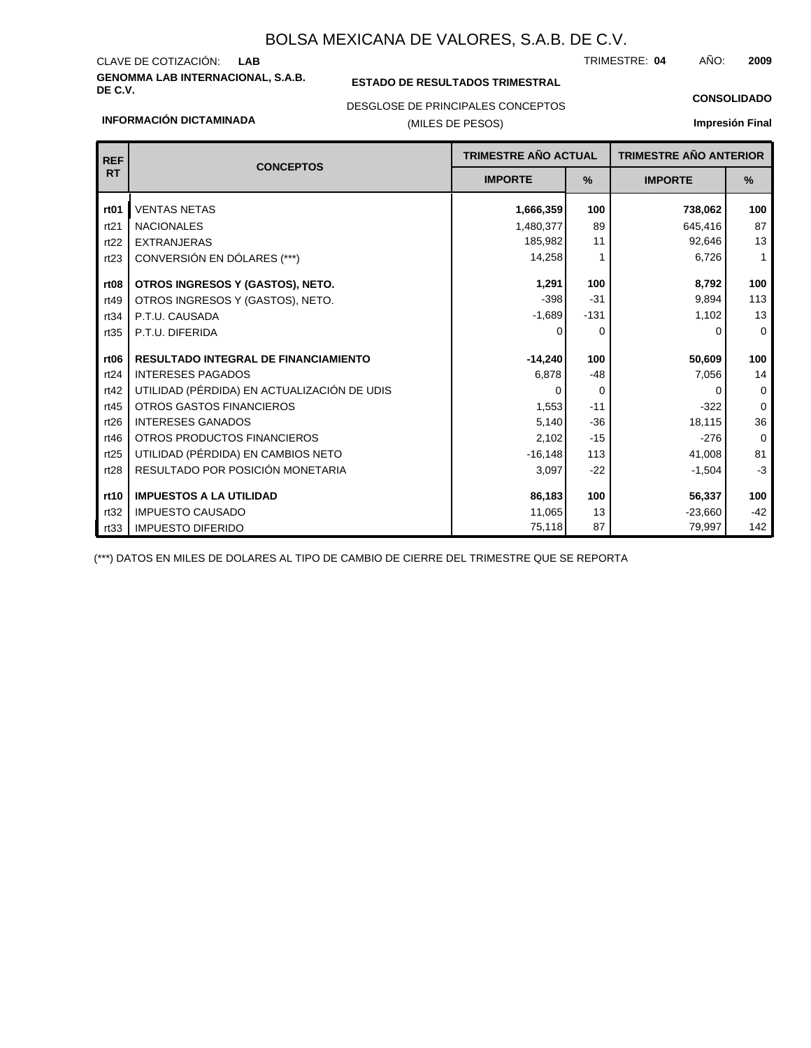# BOLSA MEXICANA DE VALORES, S.A.B. DE C.V.

CLAVE DE COTIZACIÓN: **LAB**

TRIMESTRE: **04** AÑO: **2009**

**GENOMMA LAB INTERNACIONAL, S.A.B. DE C.V.**

**ESTADO DE RESULTADOS TRIMESTRAL**

DESGLOSE DE PRINCIPALES CONCEPTOS

(MILES DE PESOS)

**CONSOLIDADO**

**INFORMACIÓN DICTAMINADA**

**Impresión Final**

| REF RT | CONCEPTOS | TRIMESTRE AÑO ACTUAL | | TRIMESTRE AÑO ANTERIOR | |
|---|---|---|---|---|---|
| | | IMPORTE | % | IMPORTE | % |
| **rt01** | **VENTAS NETAS** | **1,666,359** | **100** | **738,062** | **100** |
| rt21 | NACIONALES | 1,480,377 | 89 | 645,416 | 87 |
| rt22 | EXTRANJERAS | 185,982 | 11 | 92,646 | 13 |
| rt23 | CONVERSIÓN EN DÓLARES (***) | 14,258 | 1 | 6,726 | 1 |
| **rt08** | **OTROS INGRESOS Y (GASTOS), NETO.** | **1,291** | **100** | **8,792** | **100** |
| rt49 | OTROS INGRESOS Y (GASTOS), NETO. | -398 | -31 | 9,894 | 113 |
| rt34 | P.T.U. CAUSADA | -1,689 | -131 | 1,102 | 13 |
| rt35 | P.T.U. DIFERIDA | 0 | 0 | 0 | 0 |
| **rt06** | **RESULTADO INTEGRAL DE FINANCIAMIENTO** | **-14,240** | **100** | **50,609** | **100** |
| rt24 | INTERESES PAGADOS | 6,878 | -48 | 7,056 | 14 |
| rt42 | UTILIDAD (PÉRDIDA) EN ACTUALIZACIÓN DE UDIS | 0 | 0 | 0 | 0 |
| rt45 | OTROS GASTOS FINANCIEROS | 1,553 | -11 | -322 | 0 |
| rt26 | INTERESES GANADOS | 5,140 | -36 | 18,115 | 36 |
| rt46 | OTROS PRODUCTOS FINANCIEROS | 2,102 | -15 | -276 | 0 |
| rt25 | UTILIDAD (PÉRDIDA) EN CAMBIOS NETO | -16,148 | 113 | 41,008 | 81 |
| rt28 | RESULTADO POR POSICIÓN MONETARIA | 3,097 | -22 | -1,504 | -3 |
| **rt10** | **IMPUESTOS A LA UTILIDAD** | **86,183** | **100** | **56,337** | **100** |
| rt32 | IMPUESTO CAUSADO | 11,065 | 13 | -23,660 | -42 |
| rt33 | IMPUESTO DIFERIDO | 75,118 | 87 | 79,997 | 142 |

(***) DATOS EN MILES DE DOLARES AL TIPO DE CAMBIO DE CIERRE DEL TRIMESTRE QUE SE REPORTA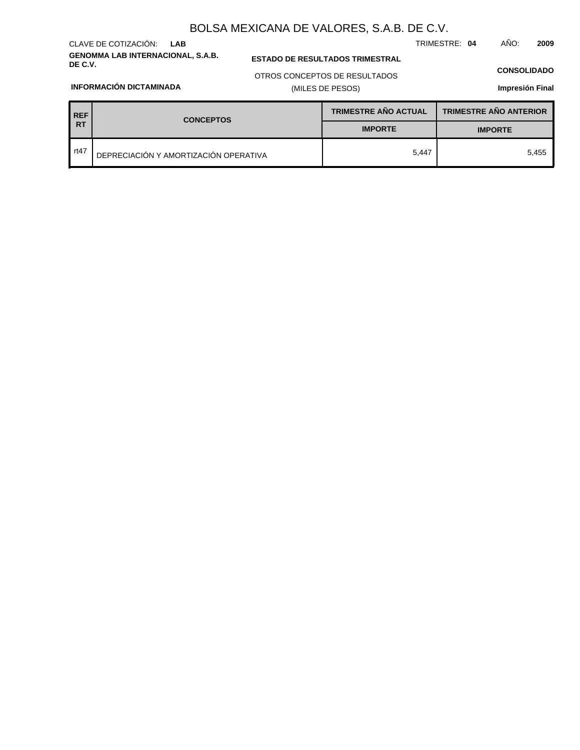# BOLSA MEXICANA DE VALORES, S.A.B. DE C.V.

CLAVE DE COTIZACIÓN: **LAB**

TRIMESTRE: **04** AÑO: **2009**

**GENOMMA LAB INTERNACIONAL, S.A.B. DE C.V.**

**ESTADO DE RESULTADOS TRIMESTRAL**

OTROS CONCEPTOS DE RESULTADOS

(MILES DE PESOS)

**CONSOLIDADO**

**INFORMACIÓN DICTAMINADA**

**Impresión Final**

| REF RT | CONCEPTOS | TRIMESTRE AÑO ACTUAL | TRIMESTRE AÑO ANTERIOR |
|---|---|---|---|
| | | IMPORTE | IMPORTE |
| rt47 | DEPRECIACIÓN Y AMORTIZACIÓN OPERATIVA | 5,447 | 5,455 |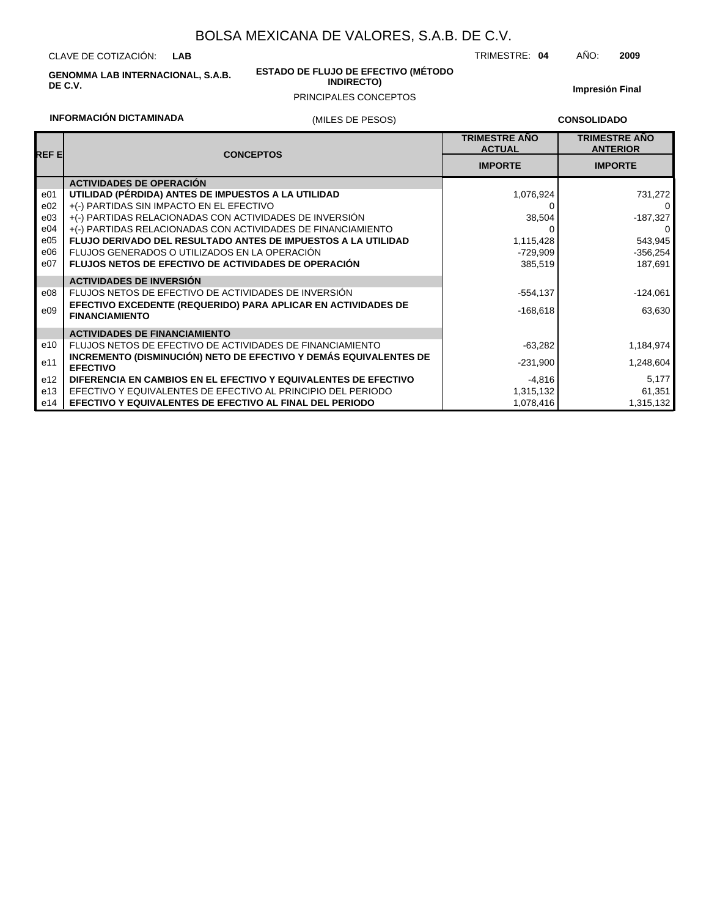# BOLSA MEXICANA DE VALORES, S.A.B. DE C.V.

CLAVE DE COTIZACIÓN: **LAB**

TRIMESTRE: **04** AÑO: **2009**

**GENOMMA LAB INTERNACIONAL, S.A.B. DE C.V.**

**ESTADO DE FLUJO DE EFECTIVO (MÉTODO INDIRECTO)**

PRINCIPALES CONCEPTOS

**Impresión Final**

**INFORMACIÓN DICTAMINADA**

(MILES DE PESOS)

**CONSOLIDADO**

| REF E | CONCEPTOS | TRIMESTRE AÑO ACTUAL | TRIMESTRE AÑO ANTERIOR |
|---|---|---|---|
| | | IMPORTE | IMPORTE |
| | **ACTIVIDADES DE OPERACIÓN** | | |
| e01 | **UTILIDAD (PÉRDIDA) ANTES DE IMPUESTOS A LA UTILIDAD** | 1,076,924 | 731,272 |
| e02 | +(-) PARTIDAS SIN IMPACTO EN EL EFECTIVO | 0 | 0 |
| e03 | +(-) PARTIDAS RELACIONADAS CON ACTIVIDADES DE INVERSIÓN | 38,504 | -187,327 |
| e04 | +(-) PARTIDAS RELACIONADAS CON ACTIVIDADES DE FINANCIAMIENTO | 0 | 0 |
| e05 | **FLUJO DERIVADO DEL RESULTADO ANTES DE IMPUESTOS A LA UTILIDAD** | 1,115,428 | 543,945 |
| e06 | FLUJOS GENERADOS O UTILIZADOS EN LA OPERACIÓN | -729,909 | -356,254 |
| e07 | **FLUJOS NETOS DE EFECTIVO DE ACTIVIDADES DE OPERACIÓN** | 385,519 | 187,691 |
| | **ACTIVIDADES DE INVERSIÓN** | | |
| e08 | FLUJOS NETOS DE EFECTIVO DE ACTIVIDADES DE INVERSIÓN | -554,137 | -124,061 |
| e09 | **EFECTIVO EXCEDENTE (REQUERIDO) PARA APLICAR EN ACTIVIDADES DE FINANCIAMIENTO** | -168,618 | 63,630 |
| | **ACTIVIDADES DE FINANCIAMIENTO** | | |
| e10 | FLUJOS NETOS DE EFECTIVO DE ACTIVIDADES DE FINANCIAMIENTO | -63,282 | 1,184,974 |
| e11 | **INCREMENTO (DISMINUCIÓN) NETO DE EFECTIVO Y DEMÁS EQUIVALENTES DE EFECTIVO** | -231,900 | 1,248,604 |
| e12 | **DIFERENCIA EN CAMBIOS EN EL EFECTIVO Y EQUIVALENTES DE EFECTIVO** | -4,816 | 5,177 |
| e13 | EFECTIVO Y EQUIVALENTES DE EFECTIVO AL PRINCIPIO DEL PERIODO | 1,315,132 | 61,351 |
| e14 | **EFECTIVO Y EQUIVALENTES DE EFECTIVO AL FINAL DEL PERIODO** | 1,078,416 | 1,315,132 |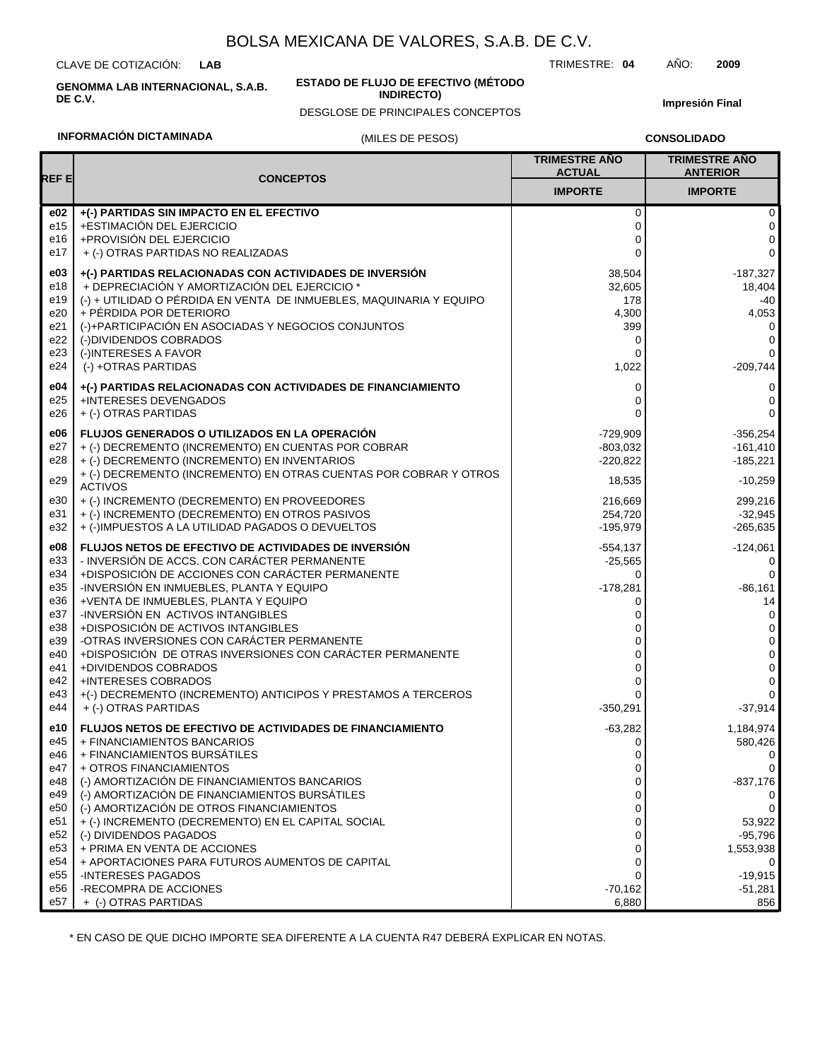# BOLSA MEXICANA DE VALORES, S.A.B. DE C.V.

CLAVE DE COTIZACIÓN: **LAB**

TRIMESTRE: **04** AÑO: **2009**

**GENOMMA LAB INTERNACIONAL, S.A.B. DE C.V.**

**ESTADO DE FLUJO DE EFECTIVO (MÉTODO INDIRECTO)**

DESGLOSE DE PRINCIPALES CONCEPTOS

**Impresión Final**

**INFORMACIÓN DICTAMINADA**

(MILES DE PESOS)

**CONSOLIDADO**

| REF E | CONCEPTOS | TRIMESTRE AÑO ACTUAL IMPORTE | TRIMESTRE AÑO ANTERIOR IMPORTE |
|---|---|---|---|
| **e02** | **+(-) PARTIDAS SIN IMPACTO EN EL EFECTIVO** | 0 | 0 |
| e15 | +ESTIMACIÓN DEL EJERCICIO | 0 | 0 |
| e16 | +PROVISIÓN DEL EJERCICIO | 0 | 0 |
| e17 | + (-) OTRAS PARTIDAS NO REALIZADAS | 0 | 0 |
| **e03** | **+(-) PARTIDAS RELACIONADAS CON ACTIVIDADES DE INVERSIÓN** | 38,504 | -187,327 |
| e18 | + DEPRECIACIÓN Y AMORTIZACIÓN DEL EJERCICIO * | 32,605 | 18,404 |
| e19 | (-) + UTILIDAD O PÉRDIDA EN VENTA DE INMUEBLES, MAQUINARIA Y EQUIPO | 178 | -40 |
| e20 | + PÉRDIDA POR DETERIORO | 4,300 | 4,053 |
| e21 | (-)+PARTICIPACIÓN EN ASOCIADAS Y NEGOCIOS CONJUNTOS | 399 | 0 |
| e22 | (-)DIVIDENDOS COBRADOS | 0 | 0 |
| e23 | (-)INTERESES A FAVOR | 0 | 0 |
| e24 | (-) +OTRAS PARTIDAS | 1,022 | -209,744 |
| **e04** | **+(-) PARTIDAS RELACIONADAS CON ACTIVIDADES DE FINANCIAMIENTO** | 0 | 0 |
| e25 | +INTERESES DEVENGADOS | 0 | 0 |
| e26 | + (-) OTRAS PARTIDAS | 0 | 0 |
| **e06** | **FLUJOS GENERADOS O UTILIZADOS EN LA OPERACIÓN** | -729,909 | -356,254 |
| e27 | + (-) DECREMENTO (INCREMENTO) EN CUENTAS POR COBRAR | -803,032 | -161,410 |
| e28 | + (-) DECREMENTO (INCREMENTO) EN INVENTARIOS | -220,822 | -185,221 |
| e29 | + (-) DECREMENTO (INCREMENTO) EN OTRAS CUENTAS POR COBRAR Y OTROS ACTIVOS | 18,535 | -10,259 |
| e30 | + (-) INCREMENTO (DECREMENTO) EN PROVEEDORES | 216,669 | 299,216 |
| e31 | + (-) INCREMENTO (DECREMENTO) EN OTROS PASIVOS | 254,720 | -32,945 |
| e32 | + (-)IMPUESTOS A LA UTILIDAD PAGADOS O DEVUELTOS | -195,979 | -265,635 |
| **e08** | **FLUJOS NETOS DE EFECTIVO DE ACTIVIDADES DE INVERSIÓN** | -554,137 | -124,061 |
| e33 | - INVERSIÓN DE ACCS. CON CARÁCTER PERMANENTE | -25,565 | 0 |
| e34 | +DISPOSICIÓN DE ACCIONES CON CARÁCTER PERMANENTE | 0 | 0 |
| e35 | -INVERSIÓN EN INMUEBLES, PLANTA Y EQUIPO | -178,281 | -86,161 |
| e36 | +VENTA DE INMUEBLES, PLANTA Y EQUIPO | 0 | 14 |
| e37 | -INVERSIÓN EN ACTIVOS INTANGIBLES | 0 | 0 |
| e38 | +DISPOSICIÓN DE ACTIVOS INTANGIBLES | 0 | 0 |
| e39 | -OTRAS INVERSIONES CON CARÁCTER PERMANENTE | 0 | 0 |
| e40 | +DISPOSICIÓN DE OTRAS INVERSIONES CON CARÁCTER PERMANENTE | 0 | 0 |
| e41 | +DIVIDENDOS COBRADOS | 0 | 0 |
| e42 | +INTERESES COBRADOS | 0 | 0 |
| e43 | +(-) DECREMENTO (INCREMENTO) ANTICIPOS Y PRESTAMOS A TERCEROS | 0 | 0 |
| e44 | + (-) OTRAS PARTIDAS | -350,291 | -37,914 |
| **e10** | **FLUJOS NETOS DE EFECTIVO DE ACTIVIDADES DE FINANCIAMIENTO** | -63,282 | 1,184,974 |
| e45 | + FINANCIAMIENTOS BANCARIOS | 0 | 580,426 |
| e46 | + FINANCIAMIENTOS BURSÁTILES | 0 | 0 |
| e47 | + OTROS FINANCIAMIENTOS | 0 | 0 |
| e48 | (-) AMORTIZACIÓN DE FINANCIAMIENTOS BANCARIOS | 0 | -837,176 |
| e49 | (-) AMORTIZACIÓN DE FINANCIAMIENTOS BURSÁTILES | 0 | 0 |
| e50 | (-) AMORTIZACIÓN DE OTROS FINANCIAMIENTOS | 0 | 0 |
| e51 | + (-) INCREMENTO (DECREMENTO) EN EL CAPITAL SOCIAL | 0 | 53,922 |
| e52 | (-) DIVIDENDOS PAGADOS | 0 | -95,796 |
| e53 | + PRIMA EN VENTA DE ACCIONES | 0 | 1,553,938 |
| e54 | + APORTACIONES PARA FUTUROS AUMENTOS DE CAPITAL | 0 | 0 |
| e55 | -INTERESES PAGADOS | 0 | -19,915 |
| e56 | -RECOMPRA DE ACCIONES | -70,162 | -51,281 |
| e57 | + (-) OTRAS PARTIDAS | 6,880 | 856 |

* EN CASO DE QUE DICHO IMPORTE SEA DIFERENTE A LA CUENTA R47 DEBERÁ EXPLICAR EN NOTAS.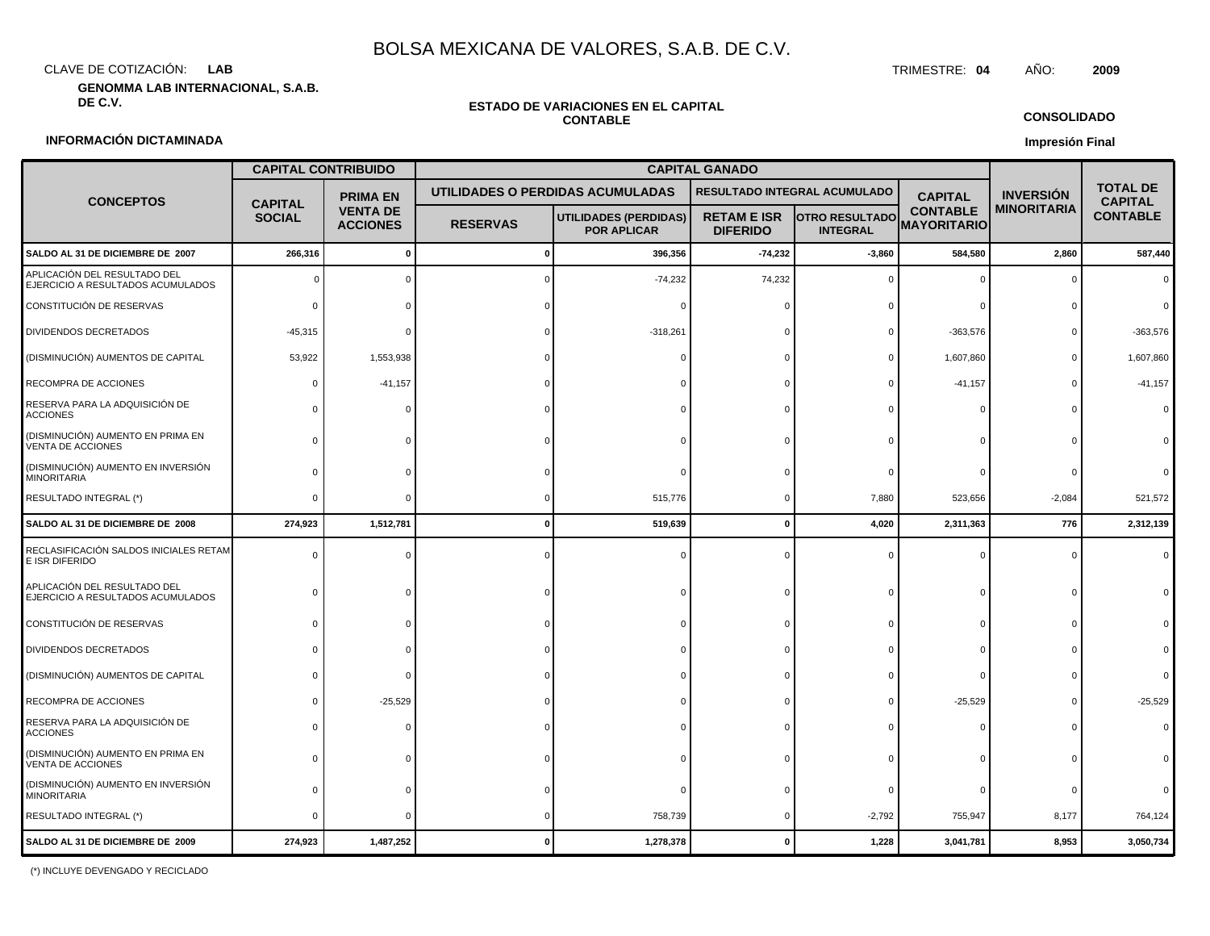BOLSA MEXICANA DE VALORES, S.A.B. DE C.V.

CLAVE DE COTIZACIÓN: **LAB**

TRIMESTRE: **04** AÑO: **2009**

**GENOMMA LAB INTERNACIONAL, S.A.B. DE C.V.**

**ESTADO DE VARIACIONES EN EL CAPITAL CONTABLE**

**CONSOLIDADO**

**INFORMACIÓN DICTAMINADA**

**Impresión Final**

| CONCEPTOS | CAPITAL CONTRIBUIDO | | CAPITAL GANADO | | | | | INVERSIÓN MINORITARIA | TOTAL DE CAPITAL CONTABLE |
|---|---|---|---|---|---|---|---|---|---|
| | CAPITAL SOCIAL | PRIMA EN VENTA DE ACCIONES | UTILIDADES O PERDIDAS ACUMULADAS | | RESULTADO INTEGRAL ACUMULADO | | CAPITAL CONTABLE MAYORITARIO | | |
| | | | RESERVAS | UTILIDADES (PERDIDAS) POR APLICAR | RETAM E ISR DIFERIDO | OTRO RESULTADO INTEGRAL | | | |
| **SALDO AL 31 DE DICIEMBRE DE 2007** | **266,316** | **0** | **0** | **396,356** | **-74,232** | **-3,860** | **584,580** | **2,860** | **587,440** |
| APLICACIÓN DEL RESULTADO DEL EJERCICIO A RESULTADOS ACUMULADOS | 0 | 0 | 0 | -74,232 | 74,232 | 0 | 0 | 0 | 0 |
| CONSTITUCIÓN DE RESERVAS | 0 | 0 | 0 | 0 | 0 | 0 | 0 | 0 | 0 |
| DIVIDENDOS DECRETADOS | -45,315 | 0 | 0 | -318,261 | 0 | 0 | -363,576 | 0 | -363,576 |
| (DISMINUCIÓN) AUMENTOS DE CAPITAL | 53,922 | 1,553,938 | 0 | 0 | 0 | 0 | 1,607,860 | 0 | 1,607,860 |
| RECOMPRA DE ACCIONES | 0 | -41,157 | 0 | 0 | 0 | 0 | -41,157 | 0 | -41,157 |
| RESERVA PARA LA ADQUISICIÓN DE ACCIONES | 0 | 0 | 0 | 0 | 0 | 0 | 0 | 0 | 0 |
| (DISMINUCIÓN) AUMENTO EN PRIMA EN VENTA DE ACCIONES | 0 | 0 | 0 | 0 | 0 | 0 | 0 | 0 | 0 |
| (DISMINUCIÓN) AUMENTO EN INVERSIÓN MINORITARIA | 0 | 0 | 0 | 0 | 0 | 0 | 0 | 0 | 0 |
| RESULTADO INTEGRAL (*) | 0 | 0 | 0 | 515,776 | 0 | 7,880 | 523,656 | -2,084 | 521,572 |
| **SALDO AL 31 DE DICIEMBRE DE 2008** | **274,923** | **1,512,781** | **0** | **519,639** | **0** | **4,020** | **2,311,363** | **776** | **2,312,139** |
| RECLASIFICACIÓN SALDOS INICIALES RETAM E ISR DIFERIDO | 0 | 0 | 0 | 0 | 0 | 0 | 0 | 0 | 0 |
| APLICACIÓN DEL RESULTADO DEL EJERCICIO A RESULTADOS ACUMULADOS | 0 | 0 | 0 | 0 | 0 | 0 | 0 | 0 | 0 |
| CONSTITUCIÓN DE RESERVAS | 0 | 0 | 0 | 0 | 0 | 0 | 0 | 0 | 0 |
| DIVIDENDOS DECRETADOS | 0 | 0 | 0 | 0 | 0 | 0 | 0 | 0 | 0 |
| (DISMINUCIÓN) AUMENTOS DE CAPITAL | 0 | 0 | 0 | 0 | 0 | 0 | 0 | 0 | 0 |
| RECOMPRA DE ACCIONES | 0 | -25,529 | 0 | 0 | 0 | 0 | -25,529 | 0 | -25,529 |
| RESERVA PARA LA ADQUISICIÓN DE ACCIONES | 0 | 0 | 0 | 0 | 0 | 0 | 0 | 0 | 0 |
| (DISMINUCIÓN) AUMENTO EN PRIMA EN VENTA DE ACCIONES | 0 | 0 | 0 | 0 | 0 | 0 | 0 | 0 | 0 |
| (DISMINUCIÓN) AUMENTO EN INVERSIÓN MINORITARIA | 0 | 0 | 0 | 0 | 0 | 0 | 0 | 0 | 0 |
| RESULTADO INTEGRAL (*) | 0 | 0 | 0 | 758,739 | 0 | -2,792 | 755,947 | 8,177 | 764,124 |
| **SALDO AL 31 DE DICIEMBRE DE 2009** | **274,923** | **1,487,252** | **0** | **1,278,378** | **0** | **1,228** | **3,041,781** | **8,953** | **3,050,734** |

(*) INCLUYE DEVENGADO Y RECICLADO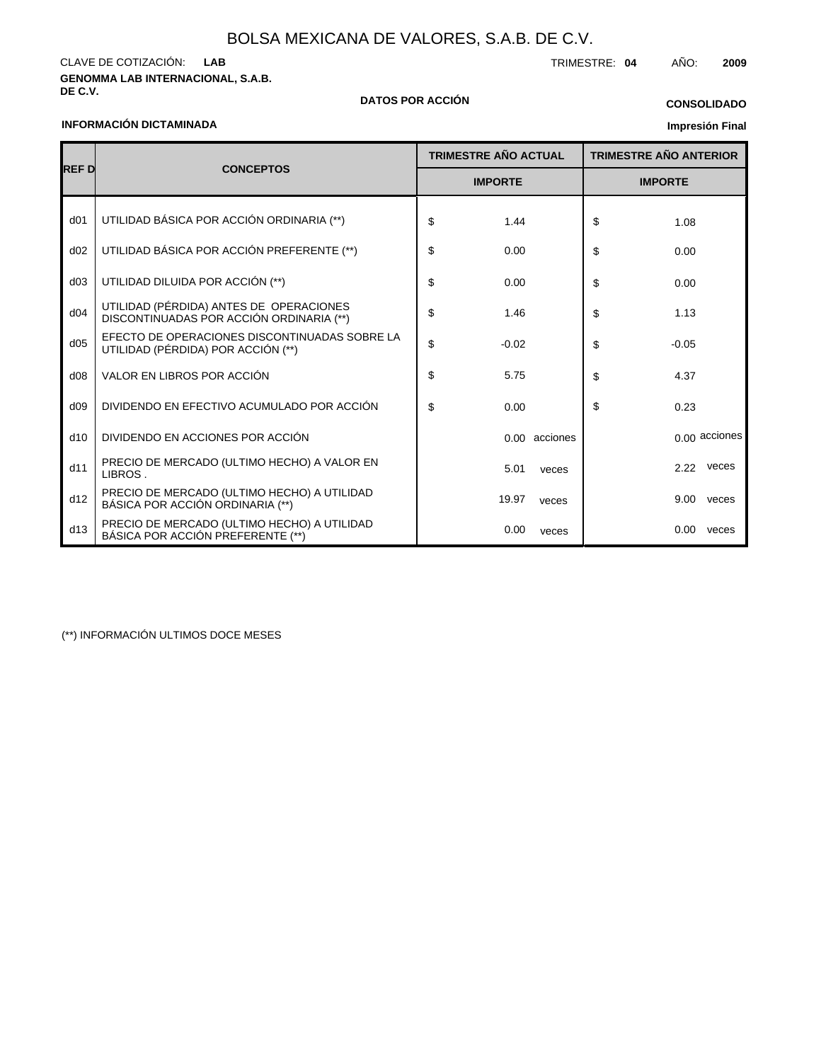# BOLSA MEXICANA DE VALORES, S.A.B. DE C.V.

CLAVE DE COTIZACIÓN: **LAB**

TRIMESTRE: **04** AÑO: **2009**

**GENOMMA LAB INTERNACIONAL, S.A.B. DE C.V.**

**DATOS POR ACCIÓN**

**CONSOLIDADO**

**INFORMACIÓN DICTAMINADA**

**Impresión Final**

| REF D | CONCEPTOS | TRIMESTRE AÑO ACTUAL | TRIMESTRE AÑO ANTERIOR |
|---|---|---|---|
| | | IMPORTE | IMPORTE |
| d01 | UTILIDAD BÁSICA POR ACCIÓN ORDINARIA (**) | $ 1.44 | $ 1.08 |
| d02 | UTILIDAD BÁSICA POR ACCIÓN PREFERENTE (**) | $ 0.00 | $ 0.00 |
| d03 | UTILIDAD DILUIDA POR ACCIÓN (**) | $ 0.00 | $ 0.00 |
| d04 | UTILIDAD (PÉRDIDA) ANTES DE OPERACIONES DISCONTINUADAS POR ACCIÓN ORDINARIA (**) | $ 1.46 | $ 1.13 |
| d05 | EFECTO DE OPERACIONES DISCONTINUADAS SOBRE LA UTILIDAD (PÉRDIDA) POR ACCIÓN (**) | $ -0.02 | $ -0.05 |
| d08 | VALOR EN LIBROS POR ACCIÓN | $ 5.75 | $ 4.37 |
| d09 | DIVIDENDO EN EFECTIVO ACUMULADO POR ACCIÓN | $ 0.00 | $ 0.23 |
| d10 | DIVIDENDO EN ACCIONES POR ACCIÓN | 0.00 acciones | 0.00 acciones |
| d11 | PRECIO DE MERCADO (ULTIMO HECHO) A VALOR EN LIBROS . | 5.01 veces | 2.22 veces |
| d12 | PRECIO DE MERCADO (ULTIMO HECHO) A UTILIDAD BÁSICA POR ACCIÓN ORDINARIA (**) | 19.97 veces | 9.00 veces |
| d13 | PRECIO DE MERCADO (ULTIMO HECHO) A UTILIDAD BÁSICA POR ACCIÓN PREFERENTE (**) | 0.00 veces | 0.00 veces |

(**) INFORMACIÓN ULTIMOS DOCE MESES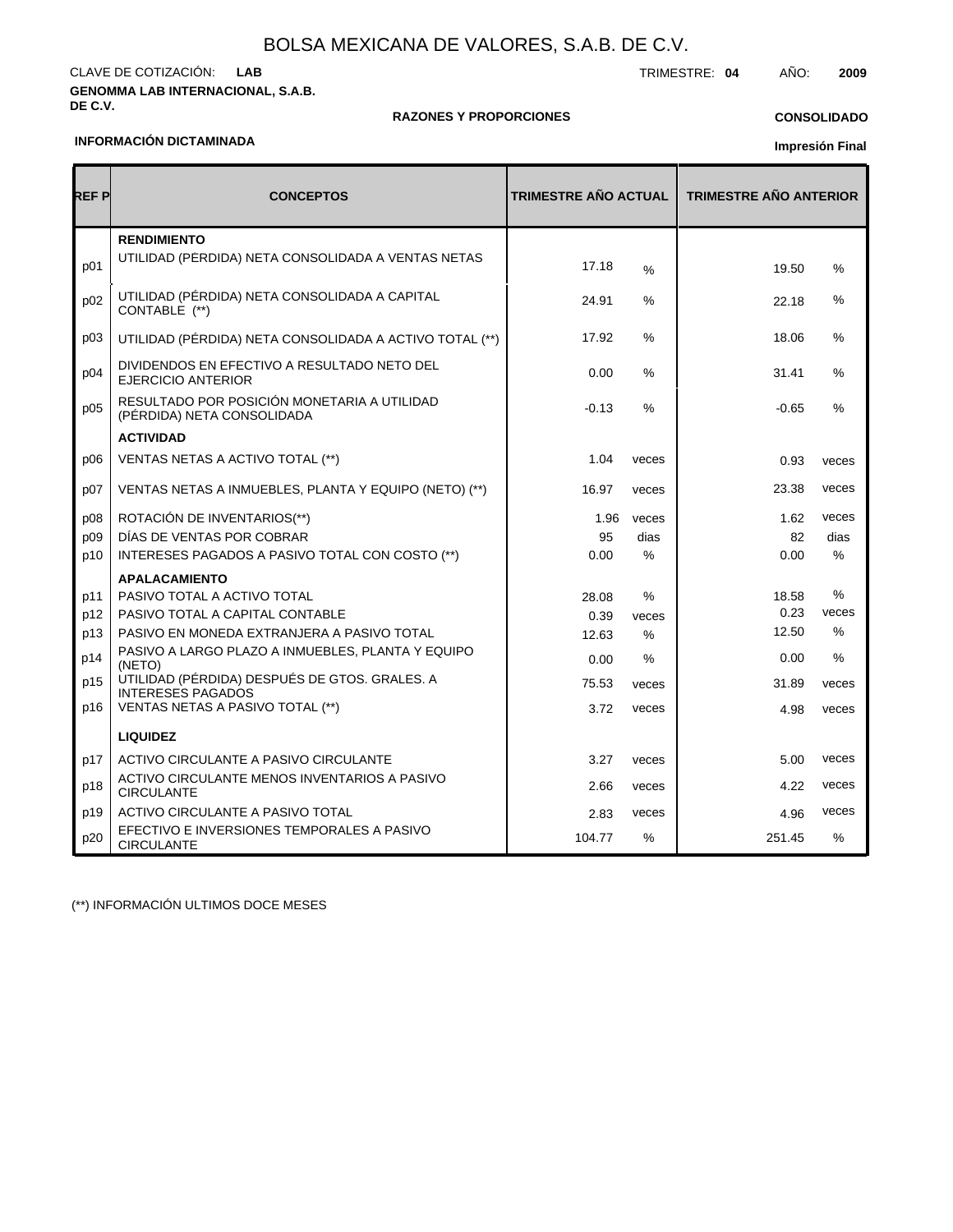# BOLSA MEXICANA DE VALORES, S.A.B. DE C.V.

CLAVE DE COTIZACIÓN: **LAB**

TRIMESTRE: **04** AÑO: **2009**

**GENOMMA LAB INTERNACIONAL, S.A.B. DE C.V.**

**RAZONES Y PROPORCIONES**

**CONSOLIDADO**

**INFORMACIÓN DICTAMINADA**

**Impresión Final**

| REF P | CONCEPTOS | TRIMESTRE AÑO ACTUAL | | TRIMESTRE AÑO ANTERIOR | |
|---|---|---|---|---|---|
| | **RENDIMIENTO** | | | | |
| p01 | UTILIDAD (PERDIDA) NETA CONSOLIDADA A VENTAS NETAS | 17.18 | % | 19.50 | % |
| p02 | UTILIDAD (PÉRDIDA) NETA CONSOLIDADA A CAPITAL CONTABLE (**) | 24.91 | % | 22.18 | % |
| p03 | UTILIDAD (PÉRDIDA) NETA CONSOLIDADA A ACTIVO TOTAL (**) | 17.92 | % | 18.06 | % |
| p04 | DIVIDENDOS EN EFECTIVO A RESULTADO NETO DEL EJERCICIO ANTERIOR | 0.00 | % | 31.41 | % |
| p05 | RESULTADO POR POSICIÓN MONETARIA A UTILIDAD (PÉRDIDA) NETA CONSOLIDADA | -0.13 | % | -0.65 | % |
| | **ACTIVIDAD** | | | | |
| p06 | VENTAS NETAS A ACTIVO TOTAL (**) | 1.04 | veces | 0.93 | veces |
| p07 | VENTAS NETAS A INMUEBLES, PLANTA Y EQUIPO (NETO) (**) | 16.97 | veces | 23.38 | veces |
| p08 | ROTACIÓN DE INVENTARIOS(**) | 1.96 | veces | 1.62 | veces |
| p09 | DÍAS DE VENTAS POR COBRAR | 95 | dias | 82 | dias |
| p10 | INTERESES PAGADOS A PASIVO TOTAL CON COSTO (**) | 0.00 | % | 0.00 | % |
| | **APALACAMIENTO** | | | | |
| p11 | PASIVO TOTAL A ACTIVO TOTAL | 28.08 | % | 18.58 | % |
| p12 | PASIVO TOTAL A CAPITAL CONTABLE | 0.39 | veces | 0.23 | veces |
| p13 | PASIVO EN MONEDA EXTRANJERA A PASIVO TOTAL | 12.63 | % | 12.50 | % |
| p14 | PASIVO A LARGO PLAZO A INMUEBLES, PLANTA Y EQUIPO (NETO) | 0.00 | % | 0.00 | % |
| p15 | UTILIDAD (PÉRDIDA) DESPUÉS DE GTOS. GRALES. A INTERESES PAGADOS | 75.53 | veces | 31.89 | veces |
| p16 | VENTAS NETAS A PASIVO TOTAL (**) | 3.72 | veces | 4.98 | veces |
| | **LIQUIDEZ** | | | | |
| p17 | ACTIVO CIRCULANTE A PASIVO CIRCULANTE | 3.27 | veces | 5.00 | veces |
| p18 | ACTIVO CIRCULANTE MENOS INVENTARIOS A PASIVO CIRCULANTE | 2.66 | veces | 4.22 | veces |
| p19 | ACTIVO CIRCULANTE A PASIVO TOTAL | 2.83 | veces | 4.96 | veces |
| p20 | EFECTIVO E INVERSIONES TEMPORALES A PASIVO CIRCULANTE | 104.77 | % | 251.45 | % |

(**) INFORMACIÓN ULTIMOS DOCE MESES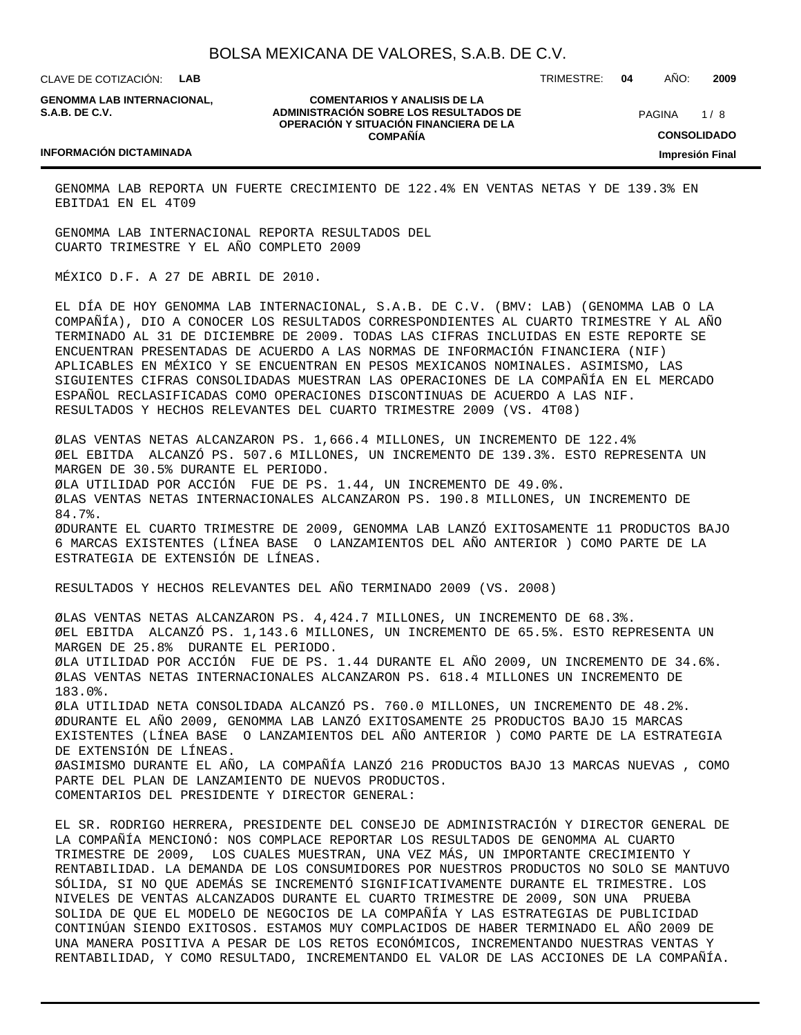GENOMMA LAB REPORTA UN FUERTE CRECIMIENTO DE 122.4% EN VENTAS NETAS Y DE 139.3% EN EBITDA1 EN EL 4T09

GENOMMA LAB INTERNACIONAL REPORTA RESULTADOS DEL CUARTO TRIMESTRE Y EL AÑO COMPLETO 2009

MÉXICO D.F. A 27 DE ABRIL DE 2010.

EL DÍA DE HOY GENOMMA LAB INTERNACIONAL, S.A.B. DE C.V. (BMV: LAB) (GENOMMA LAB O LA COMPAÑÍA), DIO A CONOCER LOS RESULTADOS CORRESPONDIENTES AL CUARTO TRIMESTRE Y AL AÑO TERMINADO AL 31 DE DICIEMBRE DE 2009. TODAS LAS CIFRAS INCLUIDAS EN ESTE REPORTE SE ENCUENTRAN PRESENTADAS DE ACUERDO A LAS NORMAS DE INFORMACIÓN FINANCIERA (NIF) APLICABLES EN MÉXICO Y SE ENCUENTRAN EN PESOS MEXICANOS NOMINALES. ASIMISMO, LAS SIGUIENTES CIFRAS CONSOLIDADAS MUESTRAN LAS OPERACIONES DE LA COMPAÑÍA EN EL MERCADO ESPAÑOL RECLASIFICADAS COMO OPERACIONES DISCONTINUAS DE ACUERDO A LAS NIF.

RESULTADOS Y HECHOS RELEVANTES DEL CUARTO TRIMESTRE 2009 (VS. 4T08)

- LAS VENTAS NETAS ALCANZARON PS. 1,666.4 MILLONES, UN INCREMENTO DE 122.4%
- EL EBITDA ALCANZÓ PS. 507.6 MILLONES, UN INCREMENTO DE 139.3%. ESTO REPRESENTA UN MARGEN DE 30.5% DURANTE EL PERIODO.
- LA UTILIDAD POR ACCIÓN FUE DE PS. 1.44, UN INCREMENTO DE 49.0%.
- LAS VENTAS NETAS INTERNACIONALES ALCANZARON PS. 190.8 MILLONES, UN INCREMENTO DE 84.7%.
- DURANTE EL CUARTO TRIMESTRE DE 2009, GENOMMA LAB LANZÓ EXITOSAMENTE 11 PRODUCTOS BAJO 6 MARCAS EXISTENTES (LÍNEA BASE O LANZAMIENTOS DEL AÑO ANTERIOR ) COMO PARTE DE LA ESTRATEGIA DE EXTENSIÓN DE LÍNEAS.

RESULTADOS Y HECHOS RELEVANTES DEL AÑO TERMINADO 2009 (VS. 2008)

- LAS VENTAS NETAS ALCANZARON PS. 4,424.7 MILLONES, UN INCREMENTO DE 68.3%.
- EL EBITDA ALCANZÓ PS. 1,143.6 MILLONES, UN INCREMENTO DE 65.5%. ESTO REPRESENTA UN MARGEN DE 25.8% DURANTE EL PERIODO.
- LA UTILIDAD POR ACCIÓN FUE DE PS. 1.44 DURANTE EL AÑO 2009, UN INCREMENTO DE 34.6%.
- LAS VENTAS NETAS INTERNACIONALES ALCANZARON PS. 618.4 MILLONES UN INCREMENTO DE 183.0%.
- LA UTILIDAD NETA CONSOLIDADA ALCANZÓ PS. 760.0 MILLONES, UN INCREMENTO DE 48.2%.
- DURANTE EL AÑO 2009, GENOMMA LAB LANZÓ EXITOSAMENTE 25 PRODUCTOS BAJO 15 MARCAS EXISTENTES (LÍNEA BASE O LANZAMIENTOS DEL AÑO ANTERIOR ) COMO PARTE DE LA ESTRATEGIA DE EXTENSIÓN DE LÍNEAS.
- ASIMISMO DURANTE EL AÑO, LA COMPAÑÍA LANZÓ 216 PRODUCTOS BAJO 13 MARCAS NUEVAS , COMO PARTE DEL PLAN DE LANZAMIENTO DE NUEVOS PRODUCTOS.

COMENTARIOS DEL PRESIDENTE Y DIRECTOR GENERAL:

EL SR. RODRIGO HERRERA, PRESIDENTE DEL CONSEJO DE ADMINISTRACIÓN Y DIRECTOR GENERAL DE LA COMPAÑÍA MENCIONÓ: NOS COMPLACE REPORTAR LOS RESULTADOS DE GENOMMA AL CUARTO TRIMESTRE DE 2009, LOS CUALES MUESTRAN, UNA VEZ MÁS, UN IMPORTANTE CRECIMIENTO Y RENTABILIDAD. LA DEMANDA DE LOS CONSUMIDORES POR NUESTROS PRODUCTOS NO SOLO SE MANTUVO SÓLIDA, SI NO QUE ADEMÁS SE INCREMENTÓ SIGNIFICATIVAMENTE DURANTE EL TRIMESTRE. LOS NIVELES DE VENTAS ALCANZADOS DURANTE EL CUARTO TRIMESTRE DE 2009, SON UNA PRUEBA SOLIDA DE QUE EL MODELO DE NEGOCIOS DE LA COMPAÑÍA Y LAS ESTRATEGIAS DE PUBLICIDAD CONTINÚAN SIENDO EXITOSOS. ESTAMOS MUY COMPLACIDOS DE HABER TERMINADO EL AÑO 2009 DE UNA MANERA POSITIVA A PESAR DE LOS RETOS ECONÓMICOS, INCREMENTANDO NUESTRAS VENTAS Y RENTABILIDAD, Y COMO RESULTADO, INCREMENTANDO EL VALOR DE LAS ACCIONES DE LA COMPAÑÍA.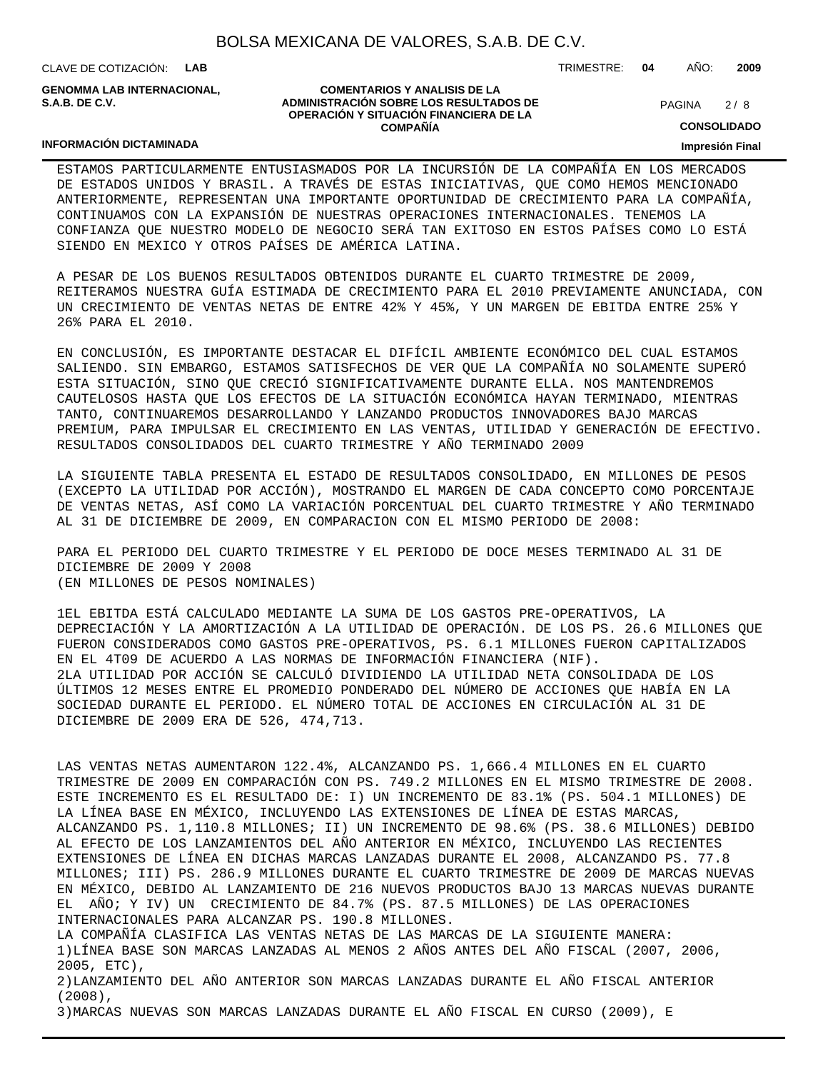ESTAMOS PARTICULARMENTE ENTUSIASMADOS POR LA INCURSIÓN DE LA COMPAÑÍA EN LOS MERCADOS DE ESTADOS UNIDOS Y BRASIL. A TRAVÉS DE ESTAS INICIATIVAS, QUE COMO HEMOS MENCIONADO ANTERIORMENTE, REPRESENTAN UNA IMPORTANTE OPORTUNIDAD DE CRECIMIENTO PARA LA COMPAÑÍA, CONTINUAMOS CON LA EXPANSIÓN DE NUESTRAS OPERACIONES INTERNACIONALES. TENEMOS LA CONFIANZA QUE NUESTRO MODELO DE NEGOCIO SERÁ TAN EXITOSO EN ESTOS PAÍSES COMO LO ESTÁ SIENDO EN MEXICO Y OTROS PAÍSES DE AMÉRICA LATINA.

A PESAR DE LOS BUENOS RESULTADOS OBTENIDOS DURANTE EL CUARTO TRIMESTRE DE 2009, REITERAMOS NUESTRA GUÍA ESTIMADA DE CRECIMIENTO PARA EL 2010 PREVIAMENTE ANUNCIADA, CON UN CRECIMIENTO DE VENTAS NETAS DE ENTRE 42% Y 45%, Y UN MARGEN DE EBITDA ENTRE 25% Y 26% PARA EL 2010.

EN CONCLUSIÓN, ES IMPORTANTE DESTACAR EL DIFÍCIL AMBIENTE ECONÓMICO DEL CUAL ESTAMOS SALIENDO. SIN EMBARGO, ESTAMOS SATISFECHOS DE VER QUE LA COMPAÑÍA NO SOLAMENTE SUPERÓ ESTA SITUACIÓN, SINO QUE CRECIÓ SIGNIFICATIVAMENTE DURANTE ELLA. NOS MANTENDREMOS CAUTELOSOS HASTA QUE LOS EFECTOS DE LA SITUACIÓN ECONÓMICA HAYAN TERMINADO, MIENTRAS TANTO, CONTINUAREMOS DESARROLLANDO Y LANZANDO PRODUCTOS INNOVADORES BAJO MARCAS PREMIUM, PARA IMPULSAR EL CRECIMIENTO EN LAS VENTAS, UTILIDAD Y GENERACIÓN DE EFECTIVO.
RESULTADOS CONSOLIDADOS DEL CUARTO TRIMESTRE Y AÑO TERMINADO 2009

LA SIGUIENTE TABLA PRESENTA EL ESTADO DE RESULTADOS CONSOLIDADO, EN MILLONES DE PESOS (EXCEPTO LA UTILIDAD POR ACCIÓN), MOSTRANDO EL MARGEN DE CADA CONCEPTO COMO PORCENTAJE DE VENTAS NETAS, ASÍ COMO LA VARIACIÓN PORCENTUAL DEL CUARTO TRIMESTRE Y AÑO TERMINADO AL 31 DE DICIEMBRE DE 2009, EN COMPARACION CON EL MISMO PERIODO DE 2008:

PARA EL PERIODO DEL CUARTO TRIMESTRE Y EL PERIODO DE DOCE MESES TERMINADO AL 31 DE DICIEMBRE DE 2009 Y 2008
(EN MILLONES DE PESOS NOMINALES)

1EL EBITDA ESTÁ CALCULADO MEDIANTE LA SUMA DE LOS GASTOS PRE-OPERATIVOS, LA DEPRECIACIÓN Y LA AMORTIZACIÓN A LA UTILIDAD DE OPERACIÓN. DE LOS PS. 26.6 MILLONES QUE FUERON CONSIDERADOS COMO GASTOS PRE-OPERATIVOS, PS. 6.1 MILLONES FUERON CAPITALIZADOS EN EL 4T09 DE ACUERDO A LAS NORMAS DE INFORMACIÓN FINANCIERA (NIF).
2LA UTILIDAD POR ACCIÓN SE CALCULÓ DIVIDIENDO LA UTILIDAD NETA CONSOLIDADA DE LOS ÚLTIMOS 12 MESES ENTRE EL PROMEDIO PONDERADO DEL NÚMERO DE ACCIONES QUE HABÍA EN LA SOCIEDAD DURANTE EL PERIODO. EL NÚMERO TOTAL DE ACCIONES EN CIRCULACIÓN AL 31 DE DICIEMBRE DE 2009 ERA DE 526, 474,713.

LAS VENTAS NETAS AUMENTARON 122.4%, ALCANZANDO PS. 1,666.4 MILLONES EN EL CUARTO TRIMESTRE DE 2009 EN COMPARACIÓN CON PS. 749.2 MILLONES EN EL MISMO TRIMESTRE DE 2008. ESTE INCREMENTO ES EL RESULTADO DE: I) UN INCREMENTO DE 83.1% (PS. 504.1 MILLONES) DE LA LÍNEA BASE EN MÉXICO, INCLUYENDO LAS EXTENSIONES DE LÍNEA DE ESTAS MARCAS, ALCANZANDO PS. 1,110.8 MILLONES; II) UN INCREMENTO DE 98.6% (PS. 38.6 MILLONES) DEBIDO AL EFECTO DE LOS LANZAMIENTOS DEL AÑO ANTERIOR EN MÉXICO, INCLUYENDO LAS RECIENTES EXTENSIONES DE LÍNEA EN DICHAS MARCAS LANZADAS DURANTE EL 2008, ALCANZANDO PS. 77.8 MILLONES; III) PS. 286.9 MILLONES DURANTE EL CUARTO TRIMESTRE DE 2009 DE MARCAS NUEVAS EN MÉXICO, DEBIDO AL LANZAMIENTO DE 216 NUEVOS PRODUCTOS BAJO 13 MARCAS NUEVAS DURANTE EL AÑO; Y IV) UN CRECIMIENTO DE 84.7% (PS. 87.5 MILLONES) DE LAS OPERACIONES INTERNACIONALES PARA ALCANZAR PS. 190.8 MILLONES.
LA COMPAÑÍA CLASIFICA LAS VENTAS NETAS DE LAS MARCAS DE LA SIGUIENTE MANERA:
1)LÍNEA BASE SON MARCAS LANZADAS AL MENOS 2 AÑOS ANTES DEL AÑO FISCAL (2007, 2006, 2005, ETC),
2)LANZAMIENTO DEL AÑO ANTERIOR SON MARCAS LANZADAS DURANTE EL AÑO FISCAL ANTERIOR (2008),
3)MARCAS NUEVAS SON MARCAS LANZADAS DURANTE EL AÑO FISCAL EN CURSO (2009), E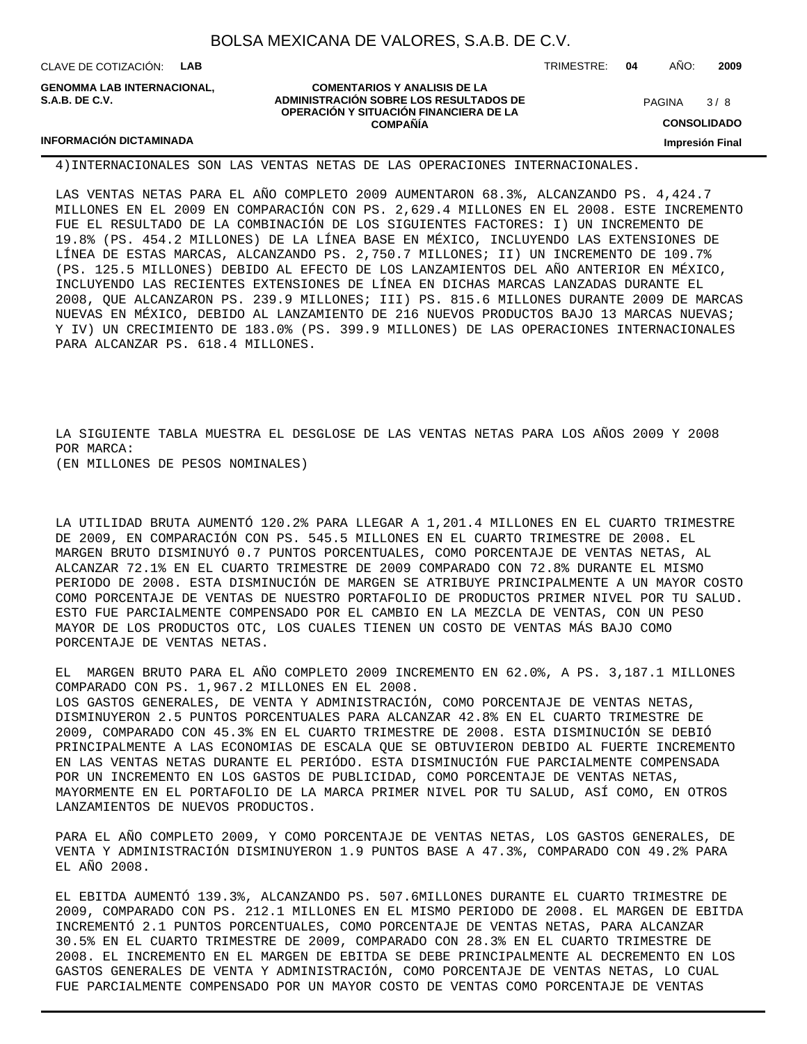4)INTERNACIONALES SON LAS VENTAS NETAS DE LAS OPERACIONES INTERNACIONALES.

LAS VENTAS NETAS PARA EL AÑO COMPLETO 2009 AUMENTARON 68.3%, ALCANZANDO PS. 4,424.7 MILLONES EN EL 2009 EN COMPARACIÓN CON PS. 2,629.4 MILLONES EN EL 2008. ESTE INCREMENTO FUE EL RESULTADO DE LA COMBINACIÓN DE LOS SIGUIENTES FACTORES: I) UN INCREMENTO DE 19.8% (PS. 454.2 MILLONES) DE LA LÍNEA BASE EN MÉXICO, INCLUYENDO LAS EXTENSIONES DE LÍNEA DE ESTAS MARCAS, ALCANZANDO PS. 2,750.7 MILLONES; II) UN INCREMENTO DE 109.7% (PS. 125.5 MILLONES) DEBIDO AL EFECTO DE LOS LANZAMIENTOS DEL AÑO ANTERIOR EN MÉXICO, INCLUYENDO LAS RECIENTES EXTENSIONES DE LÍNEA EN DICHAS MARCAS LANZADAS DURANTE EL 2008, QUE ALCANZARON PS. 239.9 MILLONES; III) PS. 815.6 MILLONES DURANTE 2009 DE MARCAS NUEVAS EN MÉXICO, DEBIDO AL LANZAMIENTO DE 216 NUEVOS PRODUCTOS BAJO 13 MARCAS NUEVAS; Y IV) UN CRECIMIENTO DE 183.0% (PS. 399.9 MILLONES) DE LAS OPERACIONES INTERNACIONALES PARA ALCANZAR PS. 618.4 MILLONES.

LA SIGUIENTE TABLA MUESTRA EL DESGLOSE DE LAS VENTAS NETAS PARA LOS AÑOS 2009 Y 2008 POR MARCA:
(EN MILLONES DE PESOS NOMINALES)

LA UTILIDAD BRUTA AUMENTÓ 120.2% PARA LLEGAR A 1,201.4 MILLONES EN EL CUARTO TRIMESTRE DE 2009, EN COMPARACIÓN CON PS. 545.5 MILLONES EN EL CUARTO TRIMESTRE DE 2008. EL MARGEN BRUTO DISMINUYÓ 0.7 PUNTOS PORCENTUALES, COMO PORCENTAJE DE VENTAS NETAS, AL ALCANZAR 72.1% EN EL CUARTO TRIMESTRE DE 2009 COMPARADO CON 72.8% DURANTE EL MISMO PERIODO DE 2008. ESTA DISMINUCIÓN DE MARGEN SE ATRIBUYE PRINCIPALMENTE A UN MAYOR COSTO COMO PORCENTAJE DE VENTAS DE NUESTRO PORTAFOLIO DE PRODUCTOS PRIMER NIVEL POR TU SALUD. ESTO FUE PARCIALMENTE COMPENSADO POR EL CAMBIO EN LA MEZCLA DE VENTAS, CON UN PESO MAYOR DE LOS PRODUCTOS OTC, LOS CUALES TIENEN UN COSTO DE VENTAS MÁS BAJO COMO PORCENTAJE DE VENTAS NETAS.

EL MARGEN BRUTO PARA EL AÑO COMPLETO 2009 INCREMENTO EN 62.0%, A PS. 3,187.1 MILLONES COMPARADO CON PS. 1,967.2 MILLONES EN EL 2008.
LOS GASTOS GENERALES, DE VENTA Y ADMINISTRACIÓN, COMO PORCENTAJE DE VENTAS NETAS, DISMINUYERON 2.5 PUNTOS PORCENTUALES PARA ALCANZAR 42.8% EN EL CUARTO TRIMESTRE DE 2009, COMPARADO CON 45.3% EN EL CUARTO TRIMESTRE DE 2008. ESTA DISMINUCIÓN SE DEBIÓ PRINCIPALMENTE A LAS ECONOMIAS DE ESCALA QUE SE OBTUVIERON DEBIDO AL FUERTE INCREMENTO EN LAS VENTAS NETAS DURANTE EL PERIÓDO. ESTA DISMINUCIÓN FUE PARCIALMENTE COMPENSADA POR UN INCREMENTO EN LOS GASTOS DE PUBLICIDAD, COMO PORCENTAJE DE VENTAS NETAS, MAYORMENTE EN EL PORTAFOLIO DE LA MARCA PRIMER NIVEL POR TU SALUD, ASÍ COMO, EN OTROS LANZAMIENTOS DE NUEVOS PRODUCTOS.

PARA EL AÑO COMPLETO 2009, Y COMO PORCENTAJE DE VENTAS NETAS, LOS GASTOS GENERALES, DE VENTA Y ADMINISTRACIÓN DISMINUYERON 1.9 PUNTOS BASE A 47.3%, COMPARADO CON 49.2% PARA EL AÑO 2008.

EL EBITDA AUMENTÓ 139.3%, ALCANZANDO PS. 507.6MILLONES DURANTE EL CUARTO TRIMESTRE DE 2009, COMPARADO CON PS. 212.1 MILLONES EN EL MISMO PERIODO DE 2008. EL MARGEN DE EBITDA INCREMENTÓ 2.1 PUNTOS PORCENTUALES, COMO PORCENTAJE DE VENTAS NETAS, PARA ALCANZAR 30.5% EN EL CUARTO TRIMESTRE DE 2009, COMPARADO CON 28.3% EN EL CUARTO TRIMESTRE DE 2008. EL INCREMENTO EN EL MARGEN DE EBITDA SE DEBE PRINCIPALMENTE AL DECREMENTO EN LOS GASTOS GENERALES DE VENTA Y ADMINISTRACIÓN, COMO PORCENTAJE DE VENTAS NETAS, LO CUAL FUE PARCIALMENTE COMPENSADO POR UN MAYOR COSTO DE VENTAS COMO PORCENTAJE DE VENTAS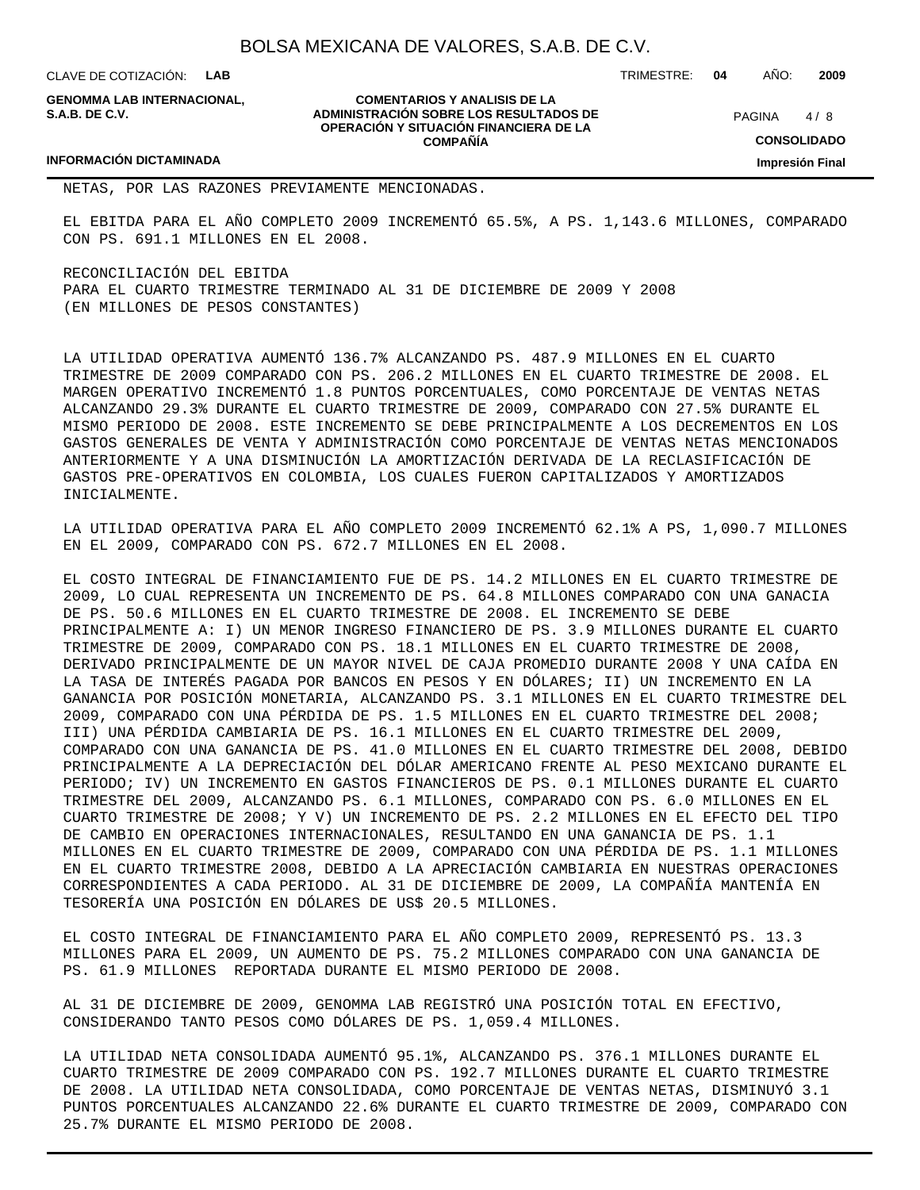NETAS, POR LAS RAZONES PREVIAMENTE MENCIONADAS.

EL EBITDA PARA EL AÑO COMPLETO 2009 INCREMENTÓ 65.5%, A PS. 1,143.6 MILLONES, COMPARADO CON PS. 691.1 MILLONES EN EL 2008.

RECONCILIACIÓN DEL EBITDA
PARA EL CUARTO TRIMESTRE TERMINADO AL 31 DE DICIEMBRE DE 2009 Y 2008
(EN MILLONES DE PESOS CONSTANTES)

LA UTILIDAD OPERATIVA AUMENTÓ 136.7% ALCANZANDO PS. 487.9 MILLONES EN EL CUARTO TRIMESTRE DE 2009 COMPARADO CON PS. 206.2 MILLONES EN EL CUARTO TRIMESTRE DE 2008. EL MARGEN OPERATIVO INCREMENTÓ 1.8 PUNTOS PORCENTUALES, COMO PORCENTAJE DE VENTAS NETAS ALCANZANDO 29.3% DURANTE EL CUARTO TRIMESTRE DE 2009, COMPARADO CON 27.5% DURANTE EL MISMO PERIODO DE 2008. ESTE INCREMENTO SE DEBE PRINCIPALMENTE A LOS DECREMENTOS EN LOS GASTOS GENERALES DE VENTA Y ADMINISTRACIÓN COMO PORCENTAJE DE VENTAS NETAS MENCIONADOS ANTERIORMENTE Y A UNA DISMINUCIÓN LA AMORTIZACIÓN DERIVADA DE LA RECLASIFICACIÓN DE GASTOS PRE-OPERATIVOS EN COLOMBIA, LOS CUALES FUERON CAPITALIZADOS Y AMORTIZADOS INICIALMENTE.

LA UTILIDAD OPERATIVA PARA EL AÑO COMPLETO 2009 INCREMENTÓ 62.1% A PS, 1,090.7 MILLONES EN EL 2009, COMPARADO CON PS. 672.7 MILLONES EN EL 2008.

EL COSTO INTEGRAL DE FINANCIAMIENTO FUE DE PS. 14.2 MILLONES EN EL CUARTO TRIMESTRE DE 2009, LO CUAL REPRESENTA UN INCREMENTO DE PS. 64.8 MILLONES COMPARADO CON UNA GANACIA DE PS. 50.6 MILLONES EN EL CUARTO TRIMESTRE DE 2008. EL INCREMENTO SE DEBE PRINCIPALMENTE A: I) UN MENOR INGRESO FINANCIERO DE PS. 3.9 MILLONES DURANTE EL CUARTO TRIMESTRE DE 2009, COMPARADO CON PS. 18.1 MILLONES EN EL CUARTO TRIMESTRE DE 2008, DERIVADO PRINCIPALMENTE DE UN MAYOR NIVEL DE CAJA PROMEDIO DURANTE 2008 Y UNA CAÍDA EN LA TASA DE INTERÉS PAGADA POR BANCOS EN PESOS Y EN DÓLARES; II) UN INCREMENTO EN LA GANANCIA POR POSICIÓN MONETARIA, ALCANZANDO PS. 3.1 MILLONES EN EL CUARTO TRIMESTRE DEL 2009, COMPARADO CON UNA PÉRDIDA DE PS. 1.5 MILLONES EN EL CUARTO TRIMESTRE DEL 2008; III) UNA PÉRDIDA CAMBIARIA DE PS. 16.1 MILLONES EN EL CUARTO TRIMESTRE DEL 2009, COMPARADO CON UNA GANANCIA DE PS. 41.0 MILLONES EN EL CUARTO TRIMESTRE DEL 2008, DEBIDO PRINCIPALMENTE A LA DEPRECIACIÓN DEL DÓLAR AMERICANO FRENTE AL PESO MEXICANO DURANTE EL PERIODO; IV) UN INCREMENTO EN GASTOS FINANCIEROS DE PS. 0.1 MILLONES DURANTE EL CUARTO TRIMESTRE DEL 2009, ALCANZANDO PS. 6.1 MILLONES, COMPARADO CON PS. 6.0 MILLONES EN EL CUARTO TRIMESTRE DE 2008; Y V) UN INCREMENTO DE PS. 2.2 MILLONES EN EL EFECTO DEL TIPO DE CAMBIO EN OPERACIONES INTERNACIONALES, RESULTANDO EN UNA GANANCIA DE PS. 1.1 MILLONES EN EL CUARTO TRIMESTRE DE 2009, COMPARADO CON UNA PÉRDIDA DE PS. 1.1 MILLONES EN EL CUARTO TRIMESTRE 2008, DEBIDO A LA APRECIACIÓN CAMBIARIA EN NUESTRAS OPERACIONES CORRESPONDIENTES A CADA PERIODO. AL 31 DE DICIEMBRE DE 2009, LA COMPAÑÍA MANTENÍA EN TESORERÍA UNA POSICIÓN EN DÓLARES DE US$ 20.5 MILLONES.

EL COSTO INTEGRAL DE FINANCIAMIENTO PARA EL AÑO COMPLETO 2009, REPRESENTÓ PS. 13.3 MILLONES PARA EL 2009, UN AUMENTO DE PS. 75.2 MILLONES COMPARADO CON UNA GANANCIA DE PS. 61.9 MILLONES REPORTADA DURANTE EL MISMO PERIODO DE 2008.

AL 31 DE DICIEMBRE DE 2009, GENOMMA LAB REGISTRÓ UNA POSICIÓN TOTAL EN EFECTIVO, CONSIDERANDO TANTO PESOS COMO DÓLARES DE PS. 1,059.4 MILLONES.

LA UTILIDAD NETA CONSOLIDADA AUMENTÓ 95.1%, ALCANZANDO PS. 376.1 MILLONES DURANTE EL CUARTO TRIMESTRE DE 2009 COMPARADO CON PS. 192.7 MILLONES DURANTE EL CUARTO TRIMESTRE DE 2008. LA UTILIDAD NETA CONSOLIDADA, COMO PORCENTAJE DE VENTAS NETAS, DISMINUYÓ 3.1 PUNTOS PORCENTUALES ALCANZANDO 22.6% DURANTE EL CUARTO TRIMESTRE DE 2009, COMPARADO CON 25.7% DURANTE EL MISMO PERIODO DE 2008.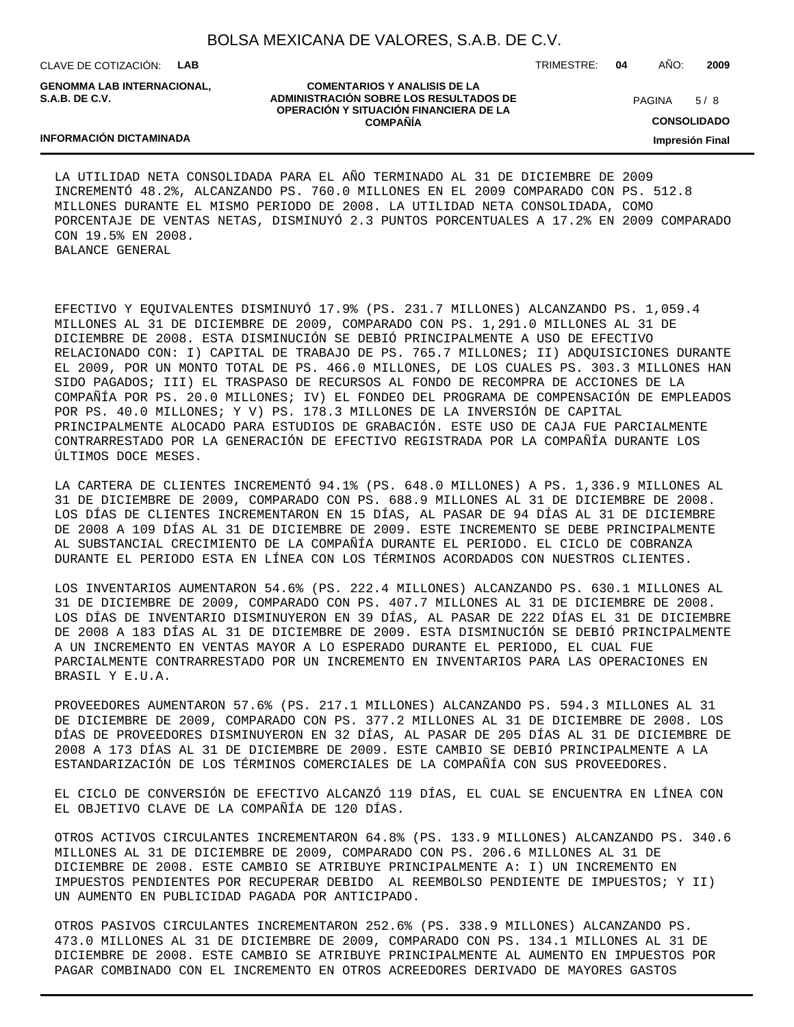LA UTILIDAD NETA CONSOLIDADA PARA EL AÑO TERMINADO AL 31 DE DICIEMBRE DE 2009 INCREMENTÓ 48.2%, ALCANZANDO PS. 760.0 MILLONES EN EL 2009 COMPARADO CON PS. 512.8 MILLONES DURANTE EL MISMO PERIODO DE 2008. LA UTILIDAD NETA CONSOLIDADA, COMO PORCENTAJE DE VENTAS NETAS, DISMINUYÓ 2.3 PUNTOS PORCENTUALES A 17.2% EN 2009 COMPARADO CON 19.5% EN 2008.

BALANCE GENERAL

EFECTIVO Y EQUIVALENTES DISMINUYÓ 17.9% (PS. 231.7 MILLONES) ALCANZANDO PS. 1,059.4 MILLONES AL 31 DE DICIEMBRE DE 2009, COMPARADO CON PS. 1,291.0 MILLONES AL 31 DE DICIEMBRE DE 2008. ESTA DISMINUCIÓN SE DEBIÓ PRINCIPALMENTE A USO DE EFECTIVO RELACIONADO CON: I) CAPITAL DE TRABAJO DE PS. 765.7 MILLONES; II) ADQUISICIONES DURANTE EL 2009, POR UN MONTO TOTAL DE PS. 466.0 MILLONES, DE LOS CUALES PS. 303.3 MILLONES HAN SIDO PAGADOS; III) EL TRASPASO DE RECURSOS AL FONDO DE RECOMPRA DE ACCIONES DE LA COMPAÑÍA POR PS. 20.0 MILLONES; IV) EL FONDEO DEL PROGRAMA DE COMPENSACIÓN DE EMPLEADOS POR PS. 40.0 MILLONES; Y V) PS. 178.3 MILLONES DE LA INVERSIÓN DE CAPITAL PRINCIPALMENTE ALOCADO PARA ESTUDIOS DE GRABACIÓN. ESTE USO DE CAJA FUE PARCIALMENTE CONTRARRESTADO POR LA GENERACIÓN DE EFECTIVO REGISTRADA POR LA COMPAÑÍA DURANTE LOS ÚLTIMOS DOCE MESES.

LA CARTERA DE CLIENTES INCREMENTÓ 94.1% (PS. 648.0 MILLONES) A PS. 1,336.9 MILLONES AL 31 DE DICIEMBRE DE 2009, COMPARADO CON PS. 688.9 MILLONES AL 31 DE DICIEMBRE DE 2008. LOS DÍAS DE CLIENTES INCREMENTARON EN 15 DÍAS, AL PASAR DE 94 DÍAS AL 31 DE DICIEMBRE DE 2008 A 109 DÍAS AL 31 DE DICIEMBRE DE 2009. ESTE INCREMENTO SE DEBE PRINCIPALMENTE AL SUBSTANCIAL CRECIMIENTO DE LA COMPAÑÍA DURANTE EL PERIODO. EL CICLO DE COBRANZA DURANTE EL PERIODO ESTA EN LÍNEA CON LOS TÉRMINOS ACORDADOS CON NUESTROS CLIENTES.

LOS INVENTARIOS AUMENTARON 54.6% (PS. 222.4 MILLONES) ALCANZANDO PS. 630.1 MILLONES AL 31 DE DICIEMBRE DE 2009, COMPARADO CON PS. 407.7 MILLONES AL 31 DE DICIEMBRE DE 2008. LOS DÍAS DE INVENTARIO DISMINUYERON EN 39 DÍAS, AL PASAR DE 222 DÍAS EL 31 DE DICIEMBRE DE 2008 A 183 DÍAS AL 31 DE DICIEMBRE DE 2009. ESTA DISMINUCIÓN SE DEBIÓ PRINCIPALMENTE A UN INCREMENTO EN VENTAS MAYOR A LO ESPERADO DURANTE EL PERIODO, EL CUAL FUE PARCIALMENTE CONTRARRESTADO POR UN INCREMENTO EN INVENTARIOS PARA LAS OPERACIONES EN BRASIL Y E.U.A.

PROVEEDORES AUMENTARON 57.6% (PS. 217.1 MILLONES) ALCANZANDO PS. 594.3 MILLONES AL 31 DE DICIEMBRE DE 2009, COMPARADO CON PS. 377.2 MILLONES AL 31 DE DICIEMBRE DE 2008. LOS DÍAS DE PROVEEDORES DISMINUYERON EN 32 DÍAS, AL PASAR DE 205 DÍAS AL 31 DE DICIEMBRE DE 2008 A 173 DÍAS AL 31 DE DICIEMBRE DE 2009. ESTE CAMBIO SE DEBIÓ PRINCIPALMENTE A LA ESTANDARIZACIÓN DE LOS TÉRMINOS COMERCIALES DE LA COMPAÑÍA CON SUS PROVEEDORES.

EL CICLO DE CONVERSIÓN DE EFECTIVO ALCANZÓ 119 DÍAS, EL CUAL SE ENCUENTRA EN LÍNEA CON EL OBJETIVO CLAVE DE LA COMPAÑÍA DE 120 DÍAS.

OTROS ACTIVOS CIRCULANTES INCREMENTARON 64.8% (PS. 133.9 MILLONES) ALCANZANDO PS. 340.6 MILLONES AL 31 DE DICIEMBRE DE 2009, COMPARADO CON PS. 206.6 MILLONES AL 31 DE DICIEMBRE DE 2008. ESTE CAMBIO SE ATRIBUYE PRINCIPALMENTE A: I) UN INCREMENTO EN IMPUESTOS PENDIENTES POR RECUPERAR DEBIDO AL REEMBOLSO PENDIENTE DE IMPUESTOS; Y II) UN AUMENTO EN PUBLICIDAD PAGADA POR ANTICIPADO.

OTROS PASIVOS CIRCULANTES INCREMENTARON 252.6% (PS. 338.9 MILLONES) ALCANZANDO PS. 473.0 MILLONES AL 31 DE DICIEMBRE DE 2009, COMPARADO CON PS. 134.1 MILLONES AL 31 DE DICIEMBRE DE 2008. ESTE CAMBIO SE ATRIBUYE PRINCIPALMENTE AL AUMENTO EN IMPUESTOS POR PAGAR COMBINADO CON EL INCREMENTO EN OTROS ACREEDORES DERIVADO DE MAYORES GASTOS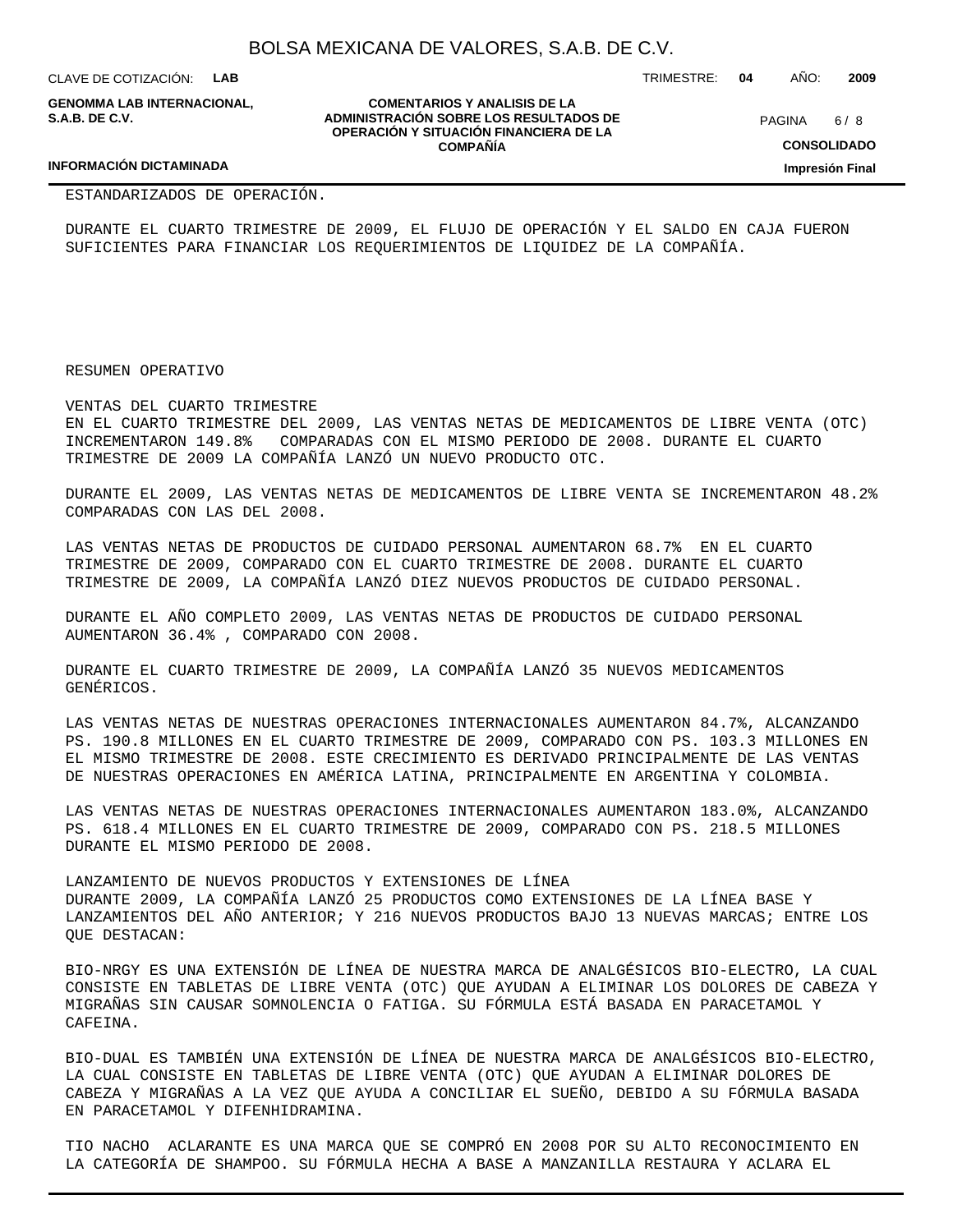ESTANDARIZADOS DE OPERACIÓN.

DURANTE EL CUARTO TRIMESTRE DE 2009, EL FLUJO DE OPERACIÓN Y EL SALDO EN CAJA FUERON SUFICIENTES PARA FINANCIAR LOS REQUERIMIENTOS DE LIQUIDEZ DE LA COMPAÑÍA.

RESUMEN OPERATIVO

VENTAS DEL CUARTO TRIMESTRE

EN EL CUARTO TRIMESTRE DEL 2009, LAS VENTAS NETAS DE MEDICAMENTOS DE LIBRE VENTA (OTC) INCREMENTARON 149.8% COMPARADAS CON EL MISMO PERIODO DE 2008. DURANTE EL CUARTO TRIMESTRE DE 2009 LA COMPAÑÍA LANZÓ UN NUEVO PRODUCTO OTC.

DURANTE EL 2009, LAS VENTAS NETAS DE MEDICAMENTOS DE LIBRE VENTA SE INCREMENTARON 48.2% COMPARADAS CON LAS DEL 2008.

LAS VENTAS NETAS DE PRODUCTOS DE CUIDADO PERSONAL AUMENTARON 68.7% EN EL CUARTO TRIMESTRE DE 2009, COMPARADO CON EL CUARTO TRIMESTRE DE 2008. DURANTE EL CUARTO TRIMESTRE DE 2009, LA COMPAÑÍA LANZÓ DIEZ NUEVOS PRODUCTOS DE CUIDADO PERSONAL.

DURANTE EL AÑO COMPLETO 2009, LAS VENTAS NETAS DE PRODUCTOS DE CUIDADO PERSONAL AUMENTARON 36.4% , COMPARADO CON 2008.

DURANTE EL CUARTO TRIMESTRE DE 2009, LA COMPAÑÍA LANZÓ 35 NUEVOS MEDICAMENTOS GENÉRICOS.

LAS VENTAS NETAS DE NUESTRAS OPERACIONES INTERNACIONALES AUMENTARON 84.7%, ALCANZANDO PS. 190.8 MILLONES EN EL CUARTO TRIMESTRE DE 2009, COMPARADO CON PS. 103.3 MILLONES EN EL MISMO TRIMESTRE DE 2008. ESTE CRECIMIENTO ES DERIVADO PRINCIPALMENTE DE LAS VENTAS DE NUESTRAS OPERACIONES EN AMÉRICA LATINA, PRINCIPALMENTE EN ARGENTINA Y COLOMBIA.

LAS VENTAS NETAS DE NUESTRAS OPERACIONES INTERNACIONALES AUMENTARON 183.0%, ALCANZANDO PS. 618.4 MILLONES EN EL CUARTO TRIMESTRE DE 2009, COMPARADO CON PS. 218.5 MILLONES DURANTE EL MISMO PERIODO DE 2008.

LANZAMIENTO DE NUEVOS PRODUCTOS Y EXTENSIONES DE LÍNEA

DURANTE 2009, LA COMPAÑÍA LANZÓ 25 PRODUCTOS COMO EXTENSIONES DE LA LÍNEA BASE Y LANZAMIENTOS DEL AÑO ANTERIOR; Y 216 NUEVOS PRODUCTOS BAJO 13 NUEVAS MARCAS; ENTRE LOS QUE DESTACAN:

BIO-NRGY ES UNA EXTENSIÓN DE LÍNEA DE NUESTRA MARCA DE ANALGÉSICOS BIO-ELECTRO, LA CUAL CONSISTE EN TABLETAS DE LIBRE VENTA (OTC) QUE AYUDAN A ELIMINAR LOS DOLORES DE CABEZA Y MIGRAÑAS SIN CAUSAR SOMNOLENCIA O FATIGA. SU FÓRMULA ESTÁ BASADA EN PARACETAMOL Y CAFEINA.

BIO-DUAL ES TAMBIÉN UNA EXTENSIÓN DE LÍNEA DE NUESTRA MARCA DE ANALGÉSICOS BIO-ELECTRO, LA CUAL CONSISTE EN TABLETAS DE LIBRE VENTA (OTC) QUE AYUDAN A ELIMINAR DOLORES DE CABEZA Y MIGRAÑAS A LA VEZ QUE AYUDA A CONCILIAR EL SUEÑO, DEBIDO A SU FÓRMULA BASADA EN PARACETAMOL Y DIFENHIDRAMINA.

TIO NACHO ACLARANTE ES UNA MARCA QUE SE COMPRÓ EN 2008 POR SU ALTO RECONOCIMIENTO EN LA CATEGORÍA DE SHAMPOO. SU FÓRMULA HECHA A BASE A MANZANILLA RESTAURA Y ACLARA EL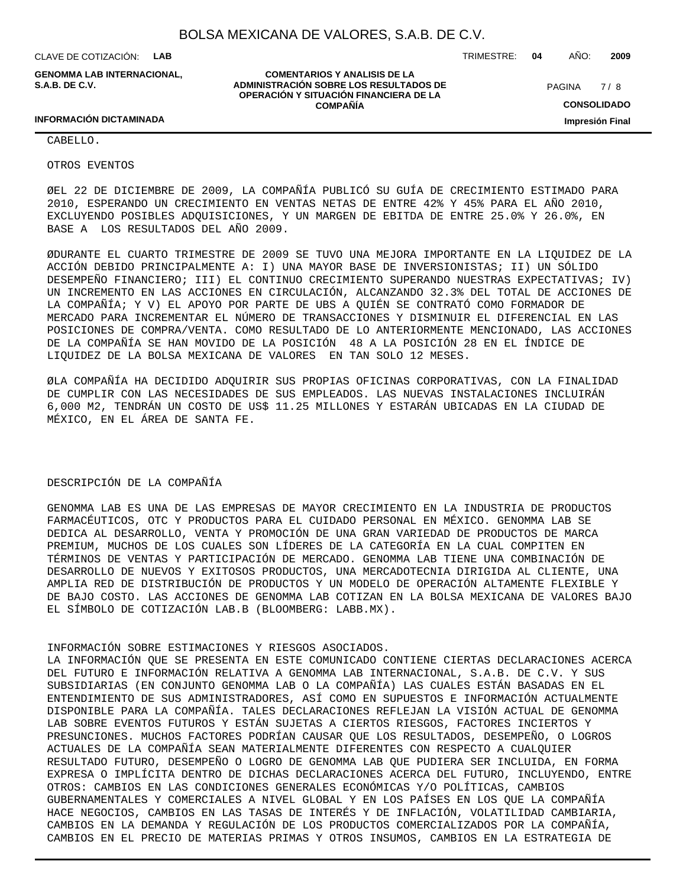CABELLO.

OTROS EVENTOS

ØEL 22 DE DICIEMBRE DE 2009, LA COMPAÑÍA PUBLICÓ SU GUÍA DE CRECIMIENTO ESTIMADO PARA 2010, ESPERANDO UN CRECIMIENTO EN VENTAS NETAS DE ENTRE 42% Y 45% PARA EL AÑO 2010, EXCLUYENDO POSIBLES ADQUISICIONES, Y UN MARGEN DE EBITDA DE ENTRE 25.0% Y 26.0%, EN BASE A LOS RESULTADOS DEL AÑO 2009.

ØDURANTE EL CUARTO TRIMESTRE DE 2009 SE TUVO UNA MEJORA IMPORTANTE EN LA LIQUIDEZ DE LA ACCIÓN DEBIDO PRINCIPALMENTE A: I) UNA MAYOR BASE DE INVERSIONISTAS; II) UN SÓLIDO DESEMPEÑO FINANCIERO; III) EL CONTINUO CRECIMIENTO SUPERANDO NUESTRAS EXPECTATIVAS; IV) UN INCREMENTO EN LAS ACCIONES EN CIRCULACIÓN, ALCANZANDO 32.3% DEL TOTAL DE ACCIONES DE LA COMPAÑÍA; Y V) EL APOYO POR PARTE DE UBS A QUIÉN SE CONTRATÓ COMO FORMADOR DE MERCADO PARA INCREMENTAR EL NÚMERO DE TRANSACCIONES Y DISMINUIR EL DIFERENCIAL EN LAS POSICIONES DE COMPRA/VENTA. COMO RESULTADO DE LO ANTERIORMENTE MENCIONADO, LAS ACCIONES DE LA COMPAÑÍA SE HAN MOVIDO DE LA POSICIÓN 48 A LA POSICIÓN 28 EN EL ÍNDICE DE LIQUIDEZ DE LA BOLSA MEXICANA DE VALORES EN TAN SOLO 12 MESES.

ØLA COMPAÑÍA HA DECIDIDO ADQUIRIR SUS PROPIAS OFICINAS CORPORATIVAS, CON LA FINALIDAD DE CUMPLIR CON LAS NECESIDADES DE SUS EMPLEADOS. LAS NUEVAS INSTALACIONES INCLUIRÁN 6,000 M2, TENDRÁN UN COSTO DE US$ 11.25 MILLONES Y ESTARÁN UBICADAS EN LA CIUDAD DE MÉXICO, EN EL ÁREA DE SANTA FE.

DESCRIPCIÓN DE LA COMPAÑÍA

GENOMMA LAB ES UNA DE LAS EMPRESAS DE MAYOR CRECIMIENTO EN LA INDUSTRIA DE PRODUCTOS FARMACÉUTICOS, OTC Y PRODUCTOS PARA EL CUIDADO PERSONAL EN MÉXICO. GENOMMA LAB SE DEDICA AL DESARROLLO, VENTA Y PROMOCIÓN DE UNA GRAN VARIEDAD DE PRODUCTOS DE MARCA PREMIUM, MUCHOS DE LOS CUALES SON LÍDERES DE LA CATEGORÍA EN LA CUAL COMPITEN EN TÉRMINOS DE VENTAS Y PARTICIPACIÓN DE MERCADO. GENOMMA LAB TIENE UNA COMBINACIÓN DE DESARROLLO DE NUEVOS Y EXITOSOS PRODUCTOS, UNA MERCADOTECNIA DIRIGIDA AL CLIENTE, UNA AMPLIA RED DE DISTRIBUCIÓN DE PRODUCTOS Y UN MODELO DE OPERACIÓN ALTAMENTE FLEXIBLE Y DE BAJO COSTO. LAS ACCIONES DE GENOMMA LAB COTIZAN EN LA BOLSA MEXICANA DE VALORES BAJO EL SÍMBOLO DE COTIZACIÓN LAB.B (BLOOMBERG: LABB.MX).

INFORMACIÓN SOBRE ESTIMACIONES Y RIESGOS ASOCIADOS.
LA INFORMACIÓN QUE SE PRESENTA EN ESTE COMUNICADO CONTIENE CIERTAS DECLARACIONES ACERCA DEL FUTURO E INFORMACIÓN RELATIVA A GENOMMA LAB INTERNACIONAL, S.A.B. DE C.V. Y SUS SUBSIDIARIAS (EN CONJUNTO GENOMMA LAB O LA COMPAÑÍA) LAS CUALES ESTÁN BASADAS EN EL ENTENDIMIENTO DE SUS ADMINISTRADORES, ASÍ COMO EN SUPUESTOS E INFORMACIÓN ACTUALMENTE DISPONIBLE PARA LA COMPAÑÍA. TALES DECLARACIONES REFLEJAN LA VISIÓN ACTUAL DE GENOMMA LAB SOBRE EVENTOS FUTUROS Y ESTÁN SUJETAS A CIERTOS RIESGOS, FACTORES INCIERTOS Y PRESUNCIONES. MUCHOS FACTORES PODRÍAN CAUSAR QUE LOS RESULTADOS, DESEMPEÑO, O LOGROS ACTUALES DE LA COMPAÑÍA SEAN MATERIALMENTE DIFERENTES CON RESPECTO A CUALQUIER RESULTADO FUTURO, DESEMPEÑO O LOGRO DE GENOMMA LAB QUE PUDIERA SER INCLUIDA, EN FORMA EXPRESA O IMPLÍCITA DENTRO DE DICHAS DECLARACIONES ACERCA DEL FUTURO, INCLUYENDO, ENTRE OTROS: CAMBIOS EN LAS CONDICIONES GENERALES ECONÓMICAS Y/O POLÍTICAS, CAMBIOS GUBERNAMENTALES Y COMERCIALES A NIVEL GLOBAL Y EN LOS PAÍSES EN LOS QUE LA COMPAÑÍA HACE NEGOCIOS, CAMBIOS EN LAS TASAS DE INTERÉS Y DE INFLACIÓN, VOLATILIDAD CAMBIARIA, CAMBIOS EN LA DEMANDA Y REGULACIÓN DE LOS PRODUCTOS COMERCIALIZADOS POR LA COMPAÑÍA, CAMBIOS EN EL PRECIO DE MATERIAS PRIMAS Y OTROS INSUMOS, CAMBIOS EN LA ESTRATEGIA DE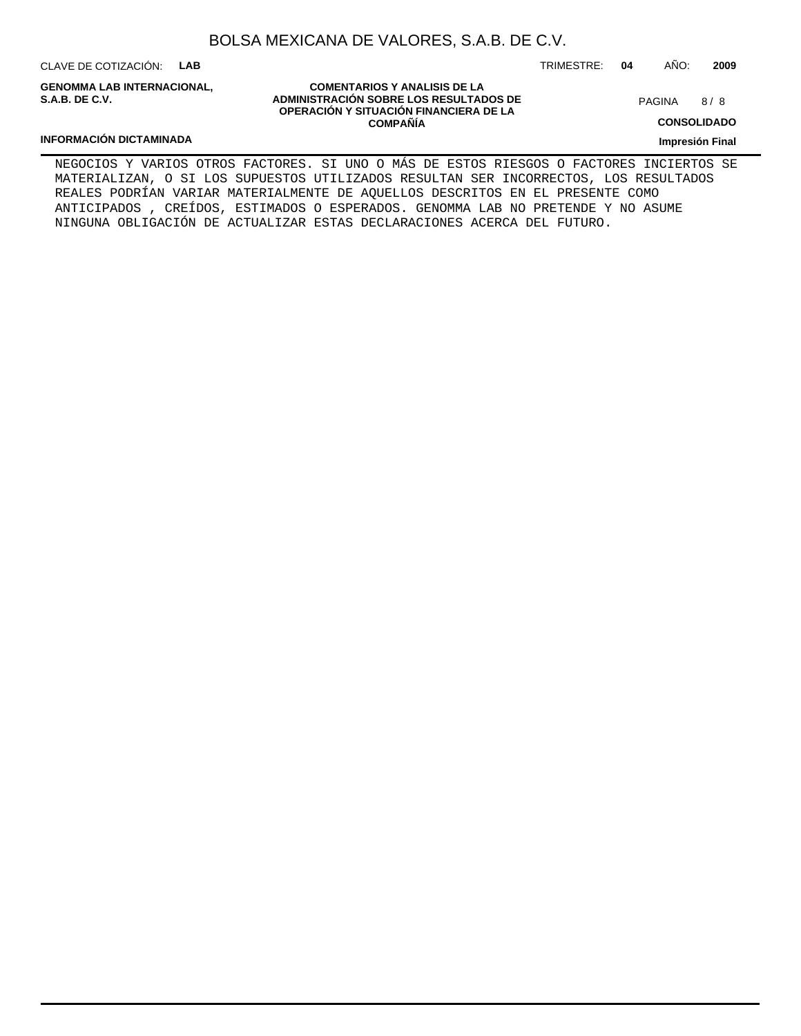NEGOCIOS Y VARIOS OTROS FACTORES. SI UNO O MÁS DE ESTOS RIESGOS O FACTORES INCIERTOS SE MATERIALIZAN, O SI LOS SUPUESTOS UTILIZADOS RESULTAN SER INCORRECTOS, LOS RESULTADOS REALES PODRÍAN VARIAR MATERIALMENTE DE AQUELLOS DESCRITOS EN EL PRESENTE COMO ANTICIPADOS , CREÍDOS, ESTIMADOS O ESPERADOS. GENOMMA LAB NO PRETENDE Y NO ASUME NINGUNA OBLIGACIÓN DE ACTUALIZAR ESTAS DECLARACIONES ACERCA DEL FUTURO.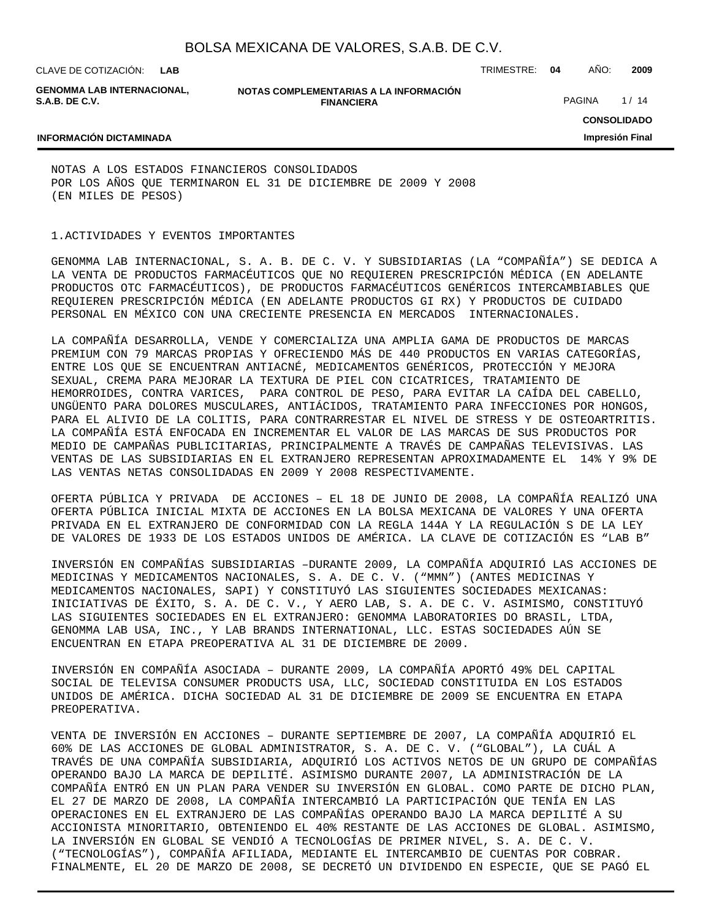NOTAS A LOS ESTADOS FINANCIEROS CONSOLIDADOS
POR LOS AÑOS QUE TERMINARON EL 31 DE DICIEMBRE DE 2009 Y 2008
(EN MILES DE PESOS)

1.ACTIVIDADES Y EVENTOS IMPORTANTES

GENOMMA LAB INTERNACIONAL, S. A. B. DE C. V. Y SUBSIDIARIAS (LA “COMPAÑÍA”) SE DEDICA A LA VENTA DE PRODUCTOS FARMACÉUTICOS QUE NO REQUIEREN PRESCRIPCIÓN MÉDICA (EN ADELANTE PRODUCTOS OTC FARMACÉUTICOS), DE PRODUCTOS FARMACÉUTICOS GENÉRICOS INTERCAMBIABLES QUE REQUIEREN PRESCRIPCIÓN MÉDICA (EN ADELANTE PRODUCTOS GI RX) Y PRODUCTOS DE CUIDADO PERSONAL EN MÉXICO CON UNA CRECIENTE PRESENCIA EN MERCADOS INTERNACIONALES.

LA COMPAÑÍA DESARROLLA, VENDE Y COMERCIALIZA UNA AMPLIA GAMA DE PRODUCTOS DE MARCAS PREMIUM CON 79 MARCAS PROPIAS Y OFRECIENDO MÁS DE 440 PRODUCTOS EN VARIAS CATEGORÍAS, ENTRE LOS QUE SE ENCUENTRAN ANTIACNÉ, MEDICAMENTOS GENÉRICOS, PROTECCIÓN Y MEJORA SEXUAL, CREMA PARA MEJORAR LA TEXTURA DE PIEL CON CICATRICES, TRATAMIENTO DE HEMORROIDES, CONTRA VARICES, PARA CONTROL DE PESO, PARA EVITAR LA CAÍDA DEL CABELLO, UNGÜENTO PARA DOLORES MUSCULARES, ANTIÁCIDOS, TRATAMIENTO PARA INFECCIONES POR HONGOS, PARA EL ALIVIO DE LA COLITIS, PARA CONTRARRESTAR EL NIVEL DE STRESS Y DE OSTEOARTRITIS. LA COMPAÑÍA ESTÁ ENFOCADA EN INCREMENTAR EL VALOR DE LAS MARCAS DE SUS PRODUCTOS POR MEDIO DE CAMPAÑAS PUBLICITARIAS, PRINCIPALMENTE A TRAVÉS DE CAMPAÑAS TELEVISIVAS. LAS VENTAS DE LAS SUBSIDIARIAS EN EL EXTRANJERO REPRESENTAN APROXIMADAMENTE EL 14% Y 9% DE LAS VENTAS NETAS CONSOLIDADAS EN 2009 Y 2008 RESPECTIVAMENTE.

OFERTA PÚBLICA Y PRIVADA DE ACCIONES – EL 18 DE JUNIO DE 2008, LA COMPAÑÍA REALIZÓ UNA OFERTA PÚBLICA INICIAL MIXTA DE ACCIONES EN LA BOLSA MEXICANA DE VALORES Y UNA OFERTA PRIVADA EN EL EXTRANJERO DE CONFORMIDAD CON LA REGLA 144A Y LA REGULACIÓN S DE LA LEY DE VALORES DE 1933 DE LOS ESTADOS UNIDOS DE AMÉRICA. LA CLAVE DE COTIZACIÓN ES “LAB B”

INVERSIÓN EN COMPAÑÍAS SUBSIDIARIAS –DURANTE 2009, LA COMPAÑÍA ADQUIRIÓ LAS ACCIONES DE MEDICINAS Y MEDICAMENTOS NACIONALES, S. A. DE C. V. (“MMN”) (ANTES MEDICINAS Y MEDICAMENTOS NACIONALES, SAPI) Y CONSTITUYÓ LAS SIGUIENTES SOCIEDADES MEXICANAS: INICIATIVAS DE ÉXITO, S. A. DE C. V., Y AERO LAB, S. A. DE C. V. ASIMISMO, CONSTITUYÓ LAS SIGUIENTES SOCIEDADES EN EL EXTRANJERO: GENOMMA LABORATORIES DO BRASIL, LTDA, GENOMMA LAB USA, INC., Y LAB BRANDS INTERNATIONAL, LLC. ESTAS SOCIEDADES AÚN SE ENCUENTRAN EN ETAPA PREOPERATIVA AL 31 DE DICIEMBRE DE 2009.

INVERSIÓN EN COMPAÑÍA ASOCIADA – DURANTE 2009, LA COMPAÑÍA APORTÓ 49% DEL CAPITAL SOCIAL DE TELEVISA CONSUMER PRODUCTS USA, LLC, SOCIEDAD CONSTITUIDA EN LOS ESTADOS UNIDOS DE AMÉRICA. DICHA SOCIEDAD AL 31 DE DICIEMBRE DE 2009 SE ENCUENTRA EN ETAPA PREOPERATIVA.

VENTA DE INVERSIÓN EN ACCIONES – DURANTE SEPTIEMBRE DE 2007, LA COMPAÑÍA ADQUIRIÓ EL 60% DE LAS ACCIONES DE GLOBAL ADMINISTRATOR, S. A. DE C. V. (“GLOBAL”), LA CUÁL A TRAVÉS DE UNA COMPAÑÍA SUBSIDIARIA, ADQUIRIÓ LOS ACTIVOS NETOS DE UN GRUPO DE COMPAÑÍAS OPERANDO BAJO LA MARCA DE DEPILITÉ. ASIMISMO DURANTE 2007, LA ADMINISTRACIÓN DE LA COMPAÑÍA ENTRÓ EN UN PLAN PARA VENDER SU INVERSIÓN EN GLOBAL. COMO PARTE DE DICHO PLAN, EL 27 DE MARZO DE 2008, LA COMPAÑÍA INTERCAMBIÓ LA PARTICIPACIÓN QUE TENÍA EN LAS OPERACIONES EN EL EXTRANJERO DE LAS COMPAÑÍAS OPERANDO BAJO LA MARCA DEPILITÉ A SU ACCIONISTA MINORITARIO, OBTENIENDO EL 40% RESTANTE DE LAS ACCIONES DE GLOBAL. ASIMISMO, LA INVERSIÓN EN GLOBAL SE VENDIÓ A TECNOLOGÍAS DE PRIMER NIVEL, S. A. DE C. V. (“TECNOLOGÍAS”), COMPAÑÍA AFILIADA, MEDIANTE EL INTERCAMBIO DE CUENTAS POR COBRAR. FINALMENTE, EL 20 DE MARZO DE 2008, SE DECRETÓ UN DIVIDENDO EN ESPECIE, QUE SE PAGÓ EL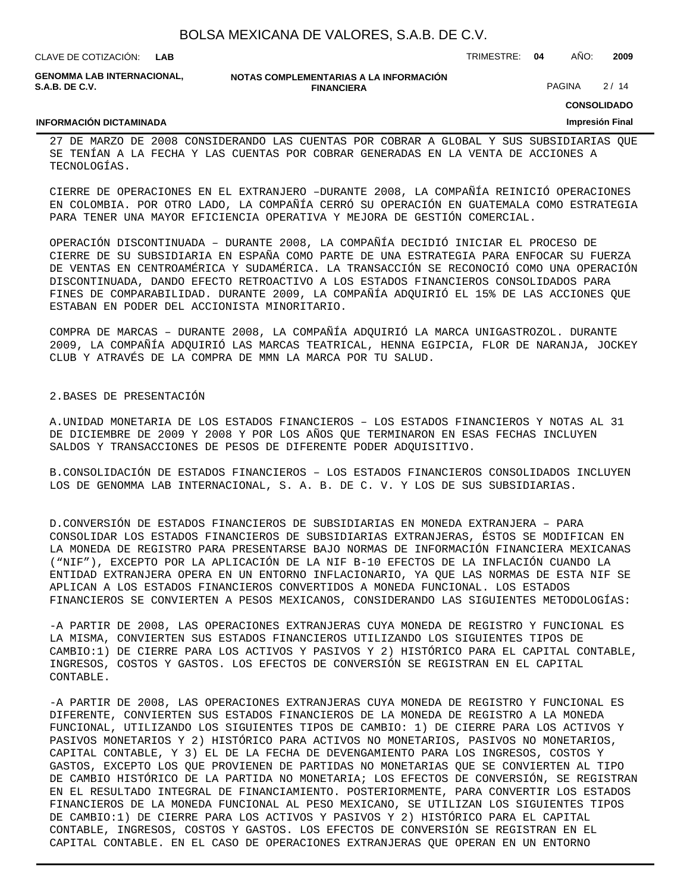27 DE MARZO DE 2008 CONSIDERANDO LAS CUENTAS POR COBRAR A GLOBAL Y SUS SUBSIDIARIAS QUE SE TENÍAN A LA FECHA Y LAS CUENTAS POR COBRAR GENERADAS EN LA VENTA DE ACCIONES A TECNOLOGÍAS.

CIERRE DE OPERACIONES EN EL EXTRANJERO –DURANTE 2008, LA COMPAÑÍA REINICIÓ OPERACIONES EN COLOMBIA. POR OTRO LADO, LA COMPAÑÍA CERRÓ SU OPERACIÓN EN GUATEMALA COMO ESTRATEGIA PARA TENER UNA MAYOR EFICIENCIA OPERATIVA Y MEJORA DE GESTIÓN COMERCIAL.

OPERACIÓN DISCONTINUADA – DURANTE 2008, LA COMPAÑÍA DECIDIÓ INICIAR EL PROCESO DE CIERRE DE SU SUBSIDIARIA EN ESPAÑA COMO PARTE DE UNA ESTRATEGIA PARA ENFOCAR SU FUERZA DE VENTAS EN CENTROAMÉRICA Y SUDAMÉRICA. LA TRANSACCIÓN SE RECONOCIÓ COMO UNA OPERACIÓN DISCONTINUADA, DANDO EFECTO RETROACTIVO A LOS ESTADOS FINANCIEROS CONSOLIDADOS PARA FINES DE COMPARABILIDAD. DURANTE 2009, LA COMPAÑÍA ADQUIRIÓ EL 15% DE LAS ACCIONES QUE ESTABAN EN PODER DEL ACCIONISTA MINORITARIO.

COMPRA DE MARCAS – DURANTE 2008, LA COMPAÑÍA ADQUIRIÓ LA MARCA UNIGASTROZOL. DURANTE 2009, LA COMPAÑÍA ADQUIRIÓ LAS MARCAS TEATRICAL, HENNA EGIPCIA, FLOR DE NARANJA, JOCKEY CLUB Y ATRAVÉS DE LA COMPRA DE MMN LA MARCA POR TU SALUD.

2.BASES DE PRESENTACIÓN

A.UNIDAD MONETARIA DE LOS ESTADOS FINANCIEROS – LOS ESTADOS FINANCIEROS Y NOTAS AL 31 DE DICIEMBRE DE 2009 Y 2008 Y POR LOS AÑOS QUE TERMINARON EN ESAS FECHAS INCLUYEN SALDOS Y TRANSACCIONES DE PESOS DE DIFERENTE PODER ADQUISITIVO.

B.CONSOLIDACIÓN DE ESTADOS FINANCIEROS – LOS ESTADOS FINANCIEROS CONSOLIDADOS INCLUYEN LOS DE GENOMMA LAB INTERNACIONAL, S. A. B. DE C. V. Y LOS DE SUS SUBSIDIARIAS.

D.CONVERSIÓN DE ESTADOS FINANCIEROS DE SUBSIDIARIAS EN MONEDA EXTRANJERA – PARA CONSOLIDAR LOS ESTADOS FINANCIEROS DE SUBSIDIARIAS EXTRANJERAS, ÉSTOS SE MODIFICAN EN LA MONEDA DE REGISTRO PARA PRESENTARSE BAJO NORMAS DE INFORMACIÓN FINANCIERA MEXICANAS (“NIF”), EXCEPTO POR LA APLICACIÓN DE LA NIF B-10 EFECTOS DE LA INFLACIÓN CUANDO LA ENTIDAD EXTRANJERA OPERA EN UN ENTORNO INFLACIONARIO, YA QUE LAS NORMAS DE ESTA NIF SE APLICAN A LOS ESTADOS FINANCIEROS CONVERTIDOS A MONEDA FUNCIONAL. LOS ESTADOS FINANCIEROS SE CONVIERTEN A PESOS MEXICANOS, CONSIDERANDO LAS SIGUIENTES METODOLOGÍAS:

-A PARTIR DE 2008, LAS OPERACIONES EXTRANJERAS CUYA MONEDA DE REGISTRO Y FUNCIONAL ES LA MISMA, CONVIERTEN SUS ESTADOS FINANCIEROS UTILIZANDO LOS SIGUIENTES TIPOS DE CAMBIO:1) DE CIERRE PARA LOS ACTIVOS Y PASIVOS Y 2) HISTÓRICO PARA EL CAPITAL CONTABLE, INGRESOS, COSTOS Y GASTOS. LOS EFECTOS DE CONVERSIÓN SE REGISTRAN EN EL CAPITAL CONTABLE.

-A PARTIR DE 2008, LAS OPERACIONES EXTRANJERAS CUYA MONEDA DE REGISTRO Y FUNCIONAL ES DIFERENTE, CONVIERTEN SUS ESTADOS FINANCIEROS DE LA MONEDA DE REGISTRO A LA MONEDA FUNCIONAL, UTILIZANDO LOS SIGUIENTES TIPOS DE CAMBIO: 1) DE CIERRE PARA LOS ACTIVOS Y PASIVOS MONETARIOS Y 2) HISTÓRICO PARA ACTIVOS NO MONETARIOS, PASIVOS NO MONETARIOS, CAPITAL CONTABLE, Y 3) EL DE LA FECHA DE DEVENGAMIENTO PARA LOS INGRESOS, COSTOS Y GASTOS, EXCEPTO LOS QUE PROVIENEN DE PARTIDAS NO MONETARIAS QUE SE CONVIERTEN AL TIPO DE CAMBIO HISTÓRICO DE LA PARTIDA NO MONETARIA; LOS EFECTOS DE CONVERSIÓN, SE REGISTRAN EN EL RESULTADO INTEGRAL DE FINANCIAMIENTO. POSTERIORMENTE, PARA CONVERTIR LOS ESTADOS FINANCIEROS DE LA MONEDA FUNCIONAL AL PESO MEXICANO, SE UTILIZAN LOS SIGUIENTES TIPOS DE CAMBIO:1) DE CIERRE PARA LOS ACTIVOS Y PASIVOS Y 2) HISTÓRICO PARA EL CAPITAL CONTABLE, INGRESOS, COSTOS Y GASTOS. LOS EFECTOS DE CONVERSIÓN SE REGISTRAN EN EL CAPITAL CONTABLE. EN EL CASO DE OPERACIONES EXTRANJERAS QUE OPERAN EN UN ENTORNO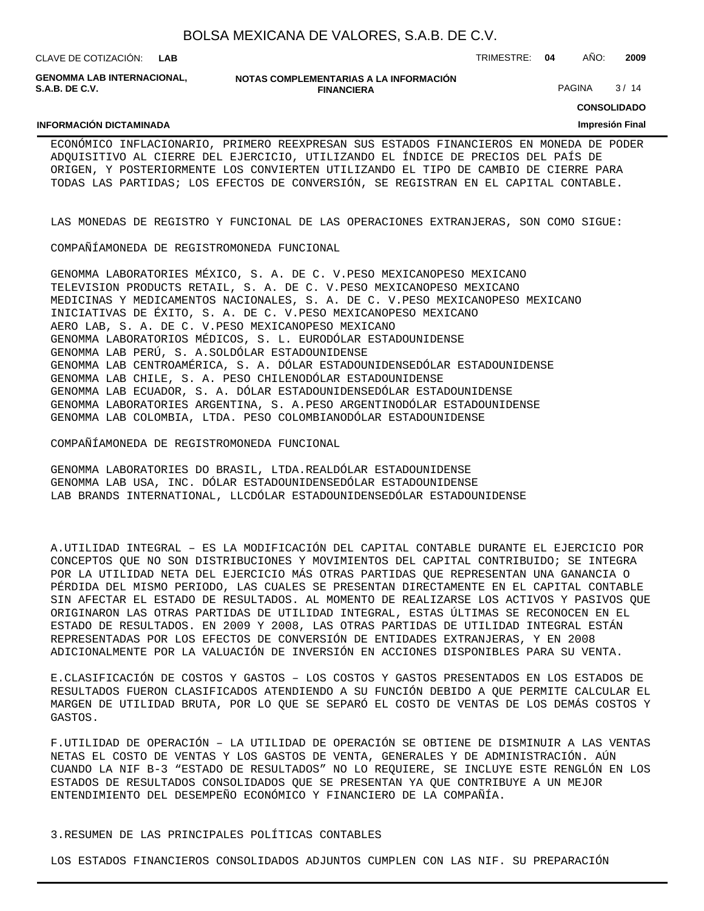ECONÓMICO INFLACIONARIO, PRIMERO REEXPRESAN SUS ESTADOS FINANCIEROS EN MONEDA DE PODER ADQUISITIVO AL CIERRE DEL EJERCICIO, UTILIZANDO EL ÍNDICE DE PRECIOS DEL PAÍS DE ORIGEN, Y POSTERIORMENTE LOS CONVIERTEN UTILIZANDO EL TIPO DE CAMBIO DE CIERRE PARA TODAS LAS PARTIDAS; LOS EFECTOS DE CONVERSIÓN, SE REGISTRAN EN EL CAPITAL CONTABLE.

LAS MONEDAS DE REGISTRO Y FUNCIONAL DE LAS OPERACIONES EXTRANJERAS, SON COMO SIGUE:

| COMPAÑÍA | MONEDA DE REGISTRO | MONEDA FUNCIONAL |
|---|---|---|
| GENOMMA LABORATORIES MÉXICO, S. A. DE C. V. | PESO MEXICANO | PESO MEXICANO |
| TELEVISION PRODUCTS RETAIL, S. A. DE C. V. | PESO MEXICANO | PESO MEXICANO |
| MEDICINAS Y MEDICAMENTOS NACIONALES, S. A. DE C. V. | PESO MEXICANO | PESO MEXICANO |
| INICIATIVAS DE ÉXITO, S. A. DE C. V. | PESO MEXICANO | PESO MEXICANO |
| AERO LAB, S. A. DE C. V. | PESO MEXICANO | PESO MEXICANO |
| GENOMMA LABORATORIOS MÉDICOS, S. L. | EURO | DÓLAR ESTADOUNIDENSE |
| GENOMMA LAB PERÚ, S. A. | SOL | DÓLAR ESTADOUNIDENSE |
| GENOMMA LAB CENTROAMÉRICA, S. A. | DÓLAR ESTADOUNIDENSE | DÓLAR ESTADOUNIDENSE |
| GENOMMA LAB CHILE, S. A. | PESO CHILENO | DÓLAR ESTADOUNIDENSE |
| GENOMMA LAB ECUADOR, S. A. | DÓLAR ESTADOUNIDENSE | DÓLAR ESTADOUNIDENSE |
| GENOMMA LABORATORIES ARGENTINA, S. A. | PESO ARGENTINO | DÓLAR ESTADOUNIDENSE |
| GENOMMA LAB COLOMBIA, LTDA. | PESO COLOMBIANO | DÓLAR ESTADOUNIDENSE |

| COMPAÑÍA | MONEDA DE REGISTRO | MONEDA FUNCIONAL |
|---|---|---|
| GENOMMA LABORATORIES DO BRASIL, LTDA. | REAL | DÓLAR ESTADOUNIDENSE |
| GENOMMA LAB USA, INC. | DÓLAR ESTADOUNIDENSE | DÓLAR ESTADOUNIDENSE |
| LAB BRANDS INTERNATIONAL, LLC | DÓLAR ESTADOUNIDENSE | DÓLAR ESTADOUNIDENSE |

A.UTILIDAD INTEGRAL – ES LA MODIFICACIÓN DEL CAPITAL CONTABLE DURANTE EL EJERCICIO POR CONCEPTOS QUE NO SON DISTRIBUCIONES Y MOVIMIENTOS DEL CAPITAL CONTRIBUIDO; SE INTEGRA POR LA UTILIDAD NETA DEL EJERCICIO MÁS OTRAS PARTIDAS QUE REPRESENTAN UNA GANANCIA O PÉRDIDA DEL MISMO PERIODO, LAS CUALES SE PRESENTAN DIRECTAMENTE EN EL CAPITAL CONTABLE SIN AFECTAR EL ESTADO DE RESULTADOS. AL MOMENTO DE REALIZARSE LOS ACTIVOS Y PASIVOS QUE ORIGINARON LAS OTRAS PARTIDAS DE UTILIDAD INTEGRAL, ESTAS ÚLTIMAS SE RECONOCEN EN EL ESTADO DE RESULTADOS. EN 2009 Y 2008, LAS OTRAS PARTIDAS DE UTILIDAD INTEGRAL ESTÁN REPRESENTADAS POR LOS EFECTOS DE CONVERSIÓN DE ENTIDADES EXTRANJERAS, Y EN 2008 ADICIONALMENTE POR LA VALUACIÓN DE INVERSIÓN EN ACCIONES DISPONIBLES PARA SU VENTA.

E.CLASIFICACIÓN DE COSTOS Y GASTOS – LOS COSTOS Y GASTOS PRESENTADOS EN LOS ESTADOS DE RESULTADOS FUERON CLASIFICADOS ATENDIENDO A SU FUNCIÓN DEBIDO A QUE PERMITE CALCULAR EL MARGEN DE UTILIDAD BRUTA, POR LO QUE SE SEPARÓ EL COSTO DE VENTAS DE LOS DEMÁS COSTOS Y GASTOS.

F.UTILIDAD DE OPERACIÓN – LA UTILIDAD DE OPERACIÓN SE OBTIENE DE DISMINUIR A LAS VENTAS NETAS EL COSTO DE VENTAS Y LOS GASTOS DE VENTA, GENERALES Y DE ADMINISTRACIÓN. AÚN CUANDO LA NIF B-3 “ESTADO DE RESULTADOS” NO LO REQUIERE, SE INCLUYE ESTE RENGLÓN EN LOS ESTADOS DE RESULTADOS CONSOLIDADOS QUE SE PRESENTAN YA QUE CONTRIBUYE A UN MEJOR ENTENDIMIENTO DEL DESEMPEÑO ECONÓMICO Y FINANCIERO DE LA COMPAÑÍA.

3.RESUMEN DE LAS PRINCIPALES POLÍTICAS CONTABLES

LOS ESTADOS FINANCIEROS CONSOLIDADOS ADJUNTOS CUMPLEN CON LAS NIF. SU PREPARACIÓN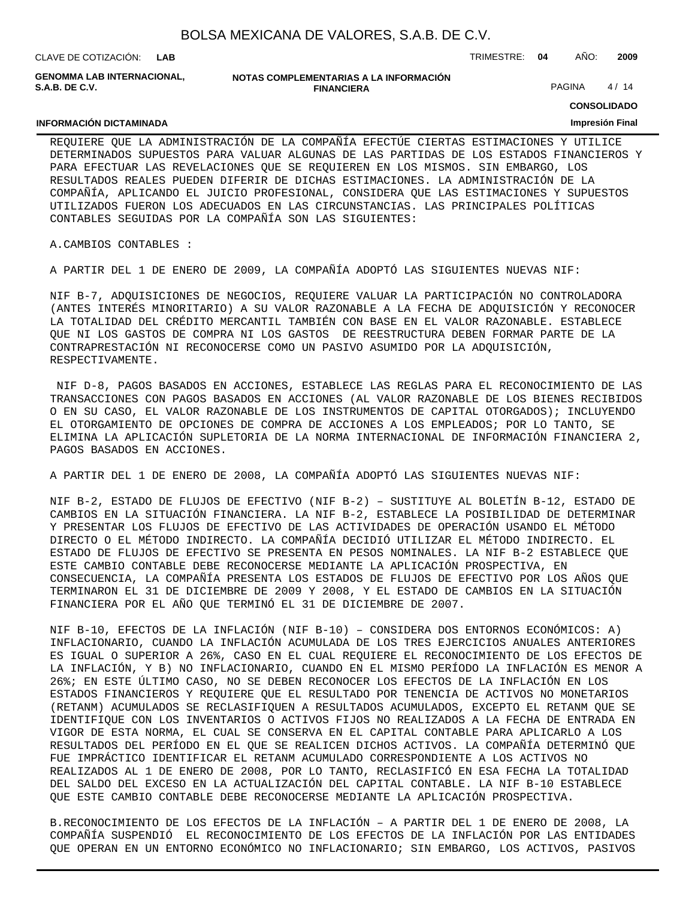REQUIERE QUE LA ADMINISTRACIÓN DE LA COMPAÑÍA EFECTÚE CIERTAS ESTIMACIONES Y UTILICE DETERMINADOS SUPUESTOS PARA VALUAR ALGUNAS DE LAS PARTIDAS DE LOS ESTADOS FINANCIEROS Y PARA EFECTUAR LAS REVELACIONES QUE SE REQUIEREN EN LOS MISMOS. SIN EMBARGO, LOS RESULTADOS REALES PUEDEN DIFERIR DE DICHAS ESTIMACIONES. LA ADMINISTRACIÓN DE LA COMPAÑÍA, APLICANDO EL JUICIO PROFESIONAL, CONSIDERA QUE LAS ESTIMACIONES Y SUPUESTOS UTILIZADOS FUERON LOS ADECUADOS EN LAS CIRCUNSTANCIAS. LAS PRINCIPALES POLÍTICAS CONTABLES SEGUIDAS POR LA COMPAÑÍA SON LAS SIGUIENTES:

A.CAMBIOS CONTABLES :

A PARTIR DEL 1 DE ENERO DE 2009, LA COMPAÑÍA ADOPTÓ LAS SIGUIENTES NUEVAS NIF:

NIF B-7, ADQUISICIONES DE NEGOCIOS, REQUIERE VALUAR LA PARTICIPACIÓN NO CONTROLADORA (ANTES INTERÉS MINORITARIO) A SU VALOR RAZONABLE A LA FECHA DE ADQUISICIÓN Y RECONOCER LA TOTALIDAD DEL CRÉDITO MERCANTIL TAMBIÉN CON BASE EN EL VALOR RAZONABLE. ESTABLECE QUE NI LOS GASTOS DE COMPRA NI LOS GASTOS DE REESTRUCTURA DEBEN FORMAR PARTE DE LA CONTRAPRESTACIÓN NI RECONOCERSE COMO UN PASIVO ASUMIDO POR LA ADQUISICIÓN, RESPECTIVAMENTE.

NIF D-8, PAGOS BASADOS EN ACCIONES, ESTABLECE LAS REGLAS PARA EL RECONOCIMIENTO DE LAS TRANSACCIONES CON PAGOS BASADOS EN ACCIONES (AL VALOR RAZONABLE DE LOS BIENES RECIBIDOS O EN SU CASO, EL VALOR RAZONABLE DE LOS INSTRUMENTOS DE CAPITAL OTORGADOS); INCLUYENDO EL OTORGAMIENTO DE OPCIONES DE COMPRA DE ACCIONES A LOS EMPLEADOS; POR LO TANTO, SE ELIMINA LA APLICACIÓN SUPLETORIA DE LA NORMA INTERNACIONAL DE INFORMACIÓN FINANCIERA 2, PAGOS BASADOS EN ACCIONES.

A PARTIR DEL 1 DE ENERO DE 2008, LA COMPAÑÍA ADOPTÓ LAS SIGUIENTES NUEVAS NIF:

NIF B-2, ESTADO DE FLUJOS DE EFECTIVO (NIF B-2) – SUSTITUYE AL BOLETÍN B-12, ESTADO DE CAMBIOS EN LA SITUACIÓN FINANCIERA. LA NIF B-2, ESTABLECE LA POSIBILIDAD DE DETERMINAR Y PRESENTAR LOS FLUJOS DE EFECTIVO DE LAS ACTIVIDADES DE OPERACIÓN USANDO EL MÉTODO DIRECTO O EL MÉTODO INDIRECTO. LA COMPAÑÍA DECIDIÓ UTILIZAR EL MÉTODO INDIRECTO. EL ESTADO DE FLUJOS DE EFECTIVO SE PRESENTA EN PESOS NOMINALES. LA NIF B-2 ESTABLECE QUE ESTE CAMBIO CONTABLE DEBE RECONOCERSE MEDIANTE LA APLICACIÓN PROSPECTIVA, EN CONSECUENCIA, LA COMPAÑÍA PRESENTA LOS ESTADOS DE FLUJOS DE EFECTIVO POR LOS AÑOS QUE TERMINARON EL 31 DE DICIEMBRE DE 2009 Y 2008, Y EL ESTADO DE CAMBIOS EN LA SITUACIÓN FINANCIERA POR EL AÑO QUE TERMINÓ EL 31 DE DICIEMBRE DE 2007.

NIF B-10, EFECTOS DE LA INFLACIÓN (NIF B-10) – CONSIDERA DOS ENTORNOS ECONÓMICOS: A) INFLACIONARIO, CUANDO LA INFLACIÓN ACUMULADA DE LOS TRES EJERCICIOS ANUALES ANTERIORES ES IGUAL O SUPERIOR A 26%, CASO EN EL CUAL REQUIERE EL RECONOCIMIENTO DE LOS EFECTOS DE LA INFLACIÓN, Y B) NO INFLACIONARIO, CUANDO EN EL MISMO PERÍODO LA INFLACIÓN ES MENOR A 26%; EN ESTE ÚLTIMO CASO, NO SE DEBEN RECONOCER LOS EFECTOS DE LA INFLACIÓN EN LOS ESTADOS FINANCIEROS Y REQUIERE QUE EL RESULTADO POR TENENCIA DE ACTIVOS NO MONETARIOS (RETANM) ACUMULADOS SE RECLASIFIQUEN A RESULTADOS ACUMULADOS, EXCEPTO EL RETANM QUE SE IDENTIFIQUE CON LOS INVENTARIOS O ACTIVOS FIJOS NO REALIZADOS A LA FECHA DE ENTRADA EN VIGOR DE ESTA NORMA, EL CUAL SE CONSERVA EN EL CAPITAL CONTABLE PARA APLICARLO A LOS RESULTADOS DEL PERÍODO EN EL QUE SE REALICEN DICHOS ACTIVOS. LA COMPAÑÍA DETERMINÓ QUE FUE IMPRÁCTICO IDENTIFICAR EL RETANM ACUMULADO CORRESPONDIENTE A LOS ACTIVOS NO REALIZADOS AL 1 DE ENERO DE 2008, POR LO TANTO, RECLASIFICÓ EN ESA FECHA LA TOTALIDAD DEL SALDO DEL EXCESO EN LA ACTUALIZACIÓN DEL CAPITAL CONTABLE. LA NIF B-10 ESTABLECE QUE ESTE CAMBIO CONTABLE DEBE RECONOCERSE MEDIANTE LA APLICACIÓN PROSPECTIVA.

B.RECONOCIMIENTO DE LOS EFECTOS DE LA INFLACIÓN – A PARTIR DEL 1 DE ENERO DE 2008, LA COMPAÑÍA SUSPENDIÓ EL RECONOCIMIENTO DE LOS EFECTOS DE LA INFLACIÓN POR LAS ENTIDADES QUE OPERAN EN UN ENTORNO ECONÓMICO NO INFLACIONARIO; SIN EMBARGO, LOS ACTIVOS, PASIVOS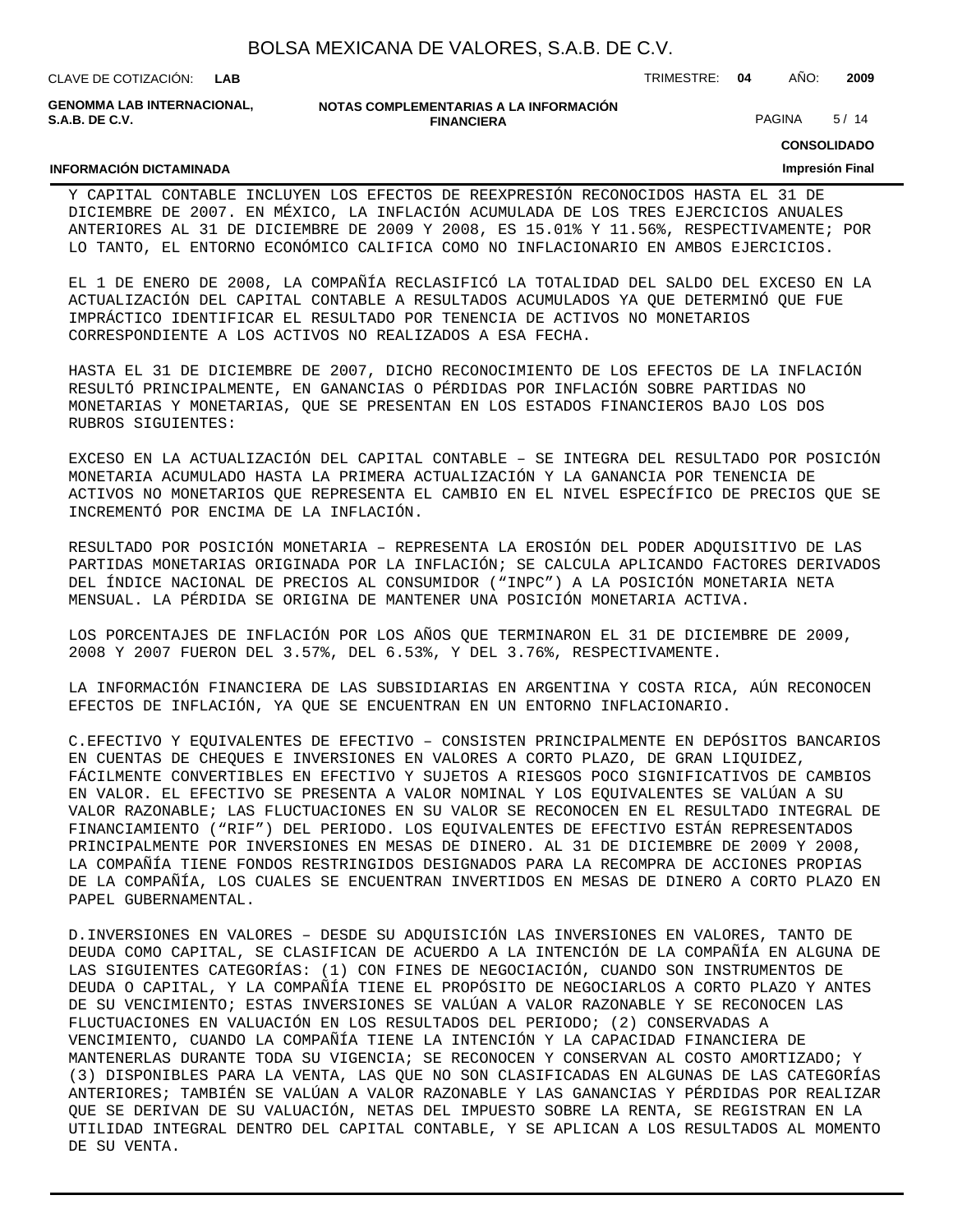Y CAPITAL CONTABLE INCLUYEN LOS EFECTOS DE REEXPRESIÓN RECONOCIDOS HASTA EL 31 DE DICIEMBRE DE 2007. EN MÉXICO, LA INFLACIÓN ACUMULADA DE LOS TRES EJERCICIOS ANUALES ANTERIORES AL 31 DE DICIEMBRE DE 2009 Y 2008, ES 15.01% Y 11.56%, RESPECTIVAMENTE; POR LO TANTO, EL ENTORNO ECONÓMICO CALIFICA COMO NO INFLACIONARIO EN AMBOS EJERCICIOS.

EL 1 DE ENERO DE 2008, LA COMPAÑÍA RECLASIFICÓ LA TOTALIDAD DEL SALDO DEL EXCESO EN LA ACTUALIZACIÓN DEL CAPITAL CONTABLE A RESULTADOS ACUMULADOS YA QUE DETERMINÓ QUE FUE IMPRÁCTICO IDENTIFICAR EL RESULTADO POR TENENCIA DE ACTIVOS NO MONETARIOS CORRESPONDIENTE A LOS ACTIVOS NO REALIZADOS A ESA FECHA.

HASTA EL 31 DE DICIEMBRE DE 2007, DICHO RECONOCIMIENTO DE LOS EFECTOS DE LA INFLACIÓN RESULTÓ PRINCIPALMENTE, EN GANANCIAS O PÉRDIDAS POR INFLACIÓN SOBRE PARTIDAS NO MONETARIAS Y MONETARIAS, QUE SE PRESENTAN EN LOS ESTADOS FINANCIEROS BAJO LOS DOS RUBROS SIGUIENTES:

EXCESO EN LA ACTUALIZACIÓN DEL CAPITAL CONTABLE – SE INTEGRA DEL RESULTADO POR POSICIÓN MONETARIA ACUMULADO HASTA LA PRIMERA ACTUALIZACIÓN Y LA GANANCIA POR TENENCIA DE ACTIVOS NO MONETARIOS QUE REPRESENTA EL CAMBIO EN EL NIVEL ESPECÍFICO DE PRECIOS QUE SE INCREMENTÓ POR ENCIMA DE LA INFLACIÓN.

RESULTADO POR POSICIÓN MONETARIA – REPRESENTA LA EROSIÓN DEL PODER ADQUISITIVO DE LAS PARTIDAS MONETARIAS ORIGINADA POR LA INFLACIÓN; SE CALCULA APLICANDO FACTORES DERIVADOS DEL ÍNDICE NACIONAL DE PRECIOS AL CONSUMIDOR (“INPC”) A LA POSICIÓN MONETARIA NETA MENSUAL. LA PÉRDIDA SE ORIGINA DE MANTENER UNA POSICIÓN MONETARIA ACTIVA.

LOS PORCENTAJES DE INFLACIÓN POR LOS AÑOS QUE TERMINARON EL 31 DE DICIEMBRE DE 2009, 2008 Y 2007 FUERON DEL 3.57%, DEL 6.53%, Y DEL 3.76%, RESPECTIVAMENTE.

LA INFORMACIÓN FINANCIERA DE LAS SUBSIDIARIAS EN ARGENTINA Y COSTA RICA, AÚN RECONOCEN EFECTOS DE INFLACIÓN, YA QUE SE ENCUENTRAN EN UN ENTORNO INFLACIONARIO.

C.EFECTIVO Y EQUIVALENTES DE EFECTIVO – CONSISTEN PRINCIPALMENTE EN DEPÓSITOS BANCARIOS EN CUENTAS DE CHEQUES E INVERSIONES EN VALORES A CORTO PLAZO, DE GRAN LIQUIDEZ, FÁCILMENTE CONVERTIBLES EN EFECTIVO Y SUJETOS A RIESGOS POCO SIGNIFICATIVOS DE CAMBIOS EN VALOR. EL EFECTIVO SE PRESENTA A VALOR NOMINAL Y LOS EQUIVALENTES SE VALÚAN A SU VALOR RAZONABLE; LAS FLUCTUACIONES EN SU VALOR SE RECONOCEN EN EL RESULTADO INTEGRAL DE FINANCIAMIENTO (“RIF”) DEL PERIODO. LOS EQUIVALENTES DE EFECTIVO ESTÁN REPRESENTADOS PRINCIPALMENTE POR INVERSIONES EN MESAS DE DINERO. AL 31 DE DICIEMBRE DE 2009 Y 2008, LA COMPAÑÍA TIENE FONDOS RESTRINGIDOS DESIGNADOS PARA LA RECOMPRA DE ACCIONES PROPIAS DE LA COMPAÑÍA, LOS CUALES SE ENCUENTRAN INVERTIDOS EN MESAS DE DINERO A CORTO PLAZO EN PAPEL GUBERNAMENTAL.

D.INVERSIONES EN VALORES – DESDE SU ADQUISICIÓN LAS INVERSIONES EN VALORES, TANTO DE DEUDA COMO CAPITAL, SE CLASIFICAN DE ACUERDO A LA INTENCIÓN DE LA COMPAÑÍA EN ALGUNA DE LAS SIGUIENTES CATEGORÍAS: (1) CON FINES DE NEGOCIACIÓN, CUANDO SON INSTRUMENTOS DE DEUDA O CAPITAL, Y LA COMPAÑÍA TIENE EL PROPÓSITO DE NEGOCIARLOS A CORTO PLAZO Y ANTES DE SU VENCIMIENTO; ESTAS INVERSIONES SE VALÚAN A VALOR RAZONABLE Y SE RECONOCEN LAS FLUCTUACIONES EN VALUACIÓN EN LOS RESULTADOS DEL PERIODO; (2) CONSERVADAS A VENCIMIENTO, CUANDO LA COMPAÑÍA TIENE LA INTENCIÓN Y LA CAPACIDAD FINANCIERA DE MANTENERLAS DURANTE TODA SU VIGENCIA; SE RECONOCEN Y CONSERVAN AL COSTO AMORTIZADO; Y (3) DISPONIBLES PARA LA VENTA, LAS QUE NO SON CLASIFICADAS EN ALGUNAS DE LAS CATEGORÍAS ANTERIORES; TAMBIÉN SE VALÚAN A VALOR RAZONABLE Y LAS GANANCIAS Y PÉRDIDAS POR REALIZAR QUE SE DERIVAN DE SU VALUACIÓN, NETAS DEL IMPUESTO SOBRE LA RENTA, SE REGISTRAN EN LA UTILIDAD INTEGRAL DENTRO DEL CAPITAL CONTABLE, Y SE APLICAN A LOS RESULTADOS AL MOMENTO DE SU VENTA.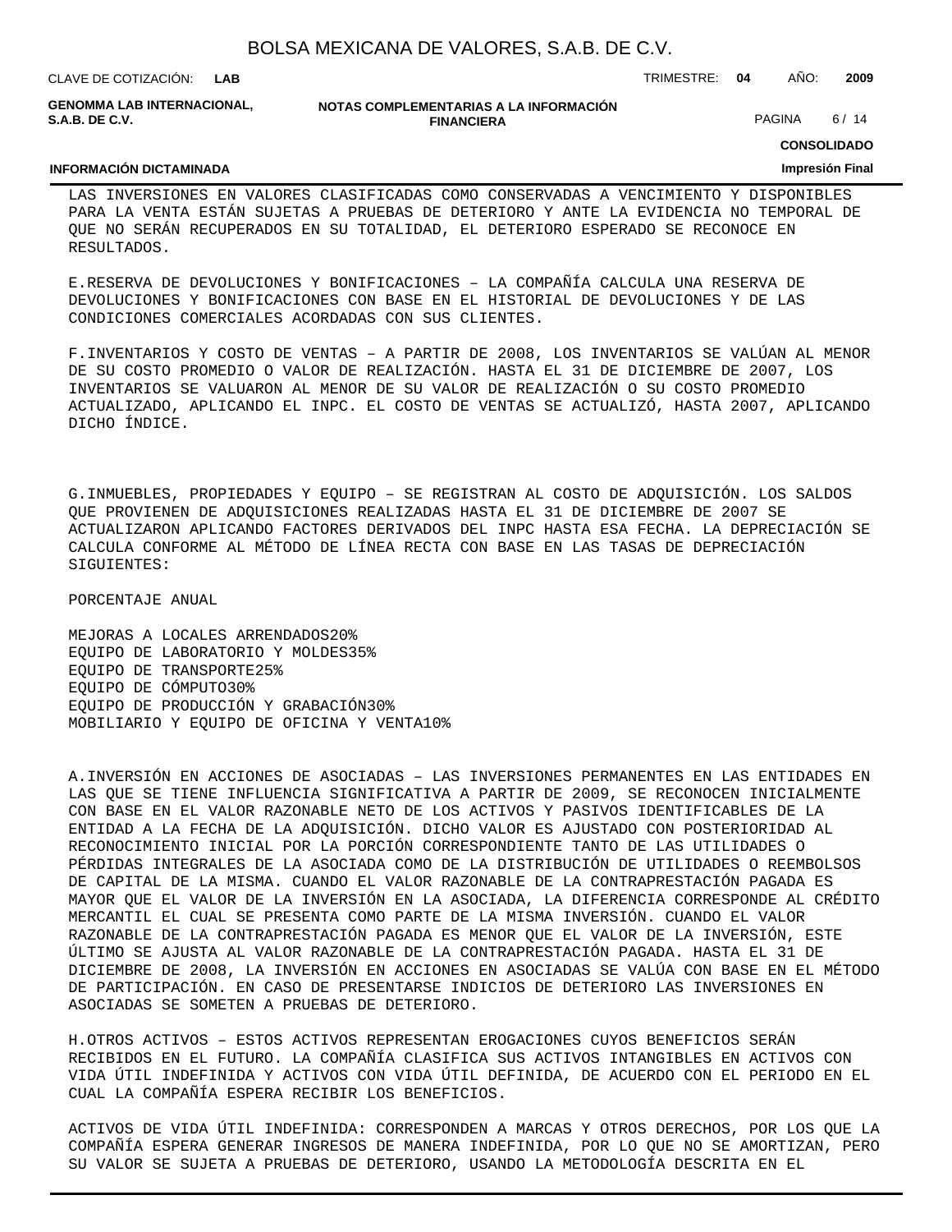LAS INVERSIONES EN VALORES CLASIFICADAS COMO CONSERVADAS A VENCIMIENTO Y DISPONIBLES PARA LA VENTA ESTÁN SUJETAS A PRUEBAS DE DETERIORO Y ANTE LA EVIDENCIA NO TEMPORAL DE QUE NO SERÁN RECUPERADOS EN SU TOTALIDAD, EL DETERIORO ESPERADO SE RECONOCE EN RESULTADOS.

E.RESERVA DE DEVOLUCIONES Y BONIFICACIONES – LA COMPAÑÍA CALCULA UNA RESERVA DE DEVOLUCIONES Y BONIFICACIONES CON BASE EN EL HISTORIAL DE DEVOLUCIONES Y DE LAS CONDICIONES COMERCIALES ACORDADAS CON SUS CLIENTES.

F.INVENTARIOS Y COSTO DE VENTAS – A PARTIR DE 2008, LOS INVENTARIOS SE VALÚAN AL MENOR DE SU COSTO PROMEDIO O VALOR DE REALIZACIÓN. HASTA EL 31 DE DICIEMBRE DE 2007, LOS INVENTARIOS SE VALUARON AL MENOR DE SU VALOR DE REALIZACIÓN O SU COSTO PROMEDIO ACTUALIZADO, APLICANDO EL INPC. EL COSTO DE VENTAS SE ACTUALIZÓ, HASTA 2007, APLICANDO DICHO ÍNDICE.

G.INMUEBLES, PROPIEDADES Y EQUIPO – SE REGISTRAN AL COSTO DE ADQUISICIÓN. LOS SALDOS QUE PROVIENEN DE ADQUISICIONES REALIZADAS HASTA EL 31 DE DICIEMBRE DE 2007 SE ACTUALIZARON APLICANDO FACTORES DERIVADOS DEL INPC HASTA ESA FECHA. LA DEPRECIACIÓN SE CALCULA CONFORME AL MÉTODO DE LÍNEA RECTA CON BASE EN LAS TASAS DE DEPRECIACIÓN SIGUIENTES:

PORCENTAJE ANUAL

MEJORAS A LOCALES ARRENDADOS20%
EQUIPO DE LABORATORIO Y MOLDES35%
EQUIPO DE TRANSPORTE25%
EQUIPO DE CÓMPUTO30%
EQUIPO DE PRODUCCIÓN Y GRABACIÓN30%
MOBILIARIO Y EQUIPO DE OFICINA Y VENTA10%

A.INVERSIÓN EN ACCIONES DE ASOCIADAS – LAS INVERSIONES PERMANENTES EN LAS ENTIDADES EN LAS QUE SE TIENE INFLUENCIA SIGNIFICATIVA A PARTIR DE 2009, SE RECONOCEN INICIALMENTE CON BASE EN EL VALOR RAZONABLE NETO DE LOS ACTIVOS Y PASIVOS IDENTIFICABLES DE LA ENTIDAD A LA FECHA DE LA ADQUISICIÓN. DICHO VALOR ES AJUSTADO CON POSTERIORIDAD AL RECONOCIMIENTO INICIAL POR LA PORCIÓN CORRESPONDIENTE TANTO DE LAS UTILIDADES O PÉRDIDAS INTEGRALES DE LA ASOCIADA COMO DE LA DISTRIBUCIÓN DE UTILIDADES O REEMBOLSOS DE CAPITAL DE LA MISMA. CUANDO EL VALOR RAZONABLE DE LA CONTRAPRESTACIÓN PAGADA ES MAYOR QUE EL VALOR DE LA INVERSIÓN EN LA ASOCIADA, LA DIFERENCIA CORRESPONDE AL CRÉDITO MERCANTIL EL CUAL SE PRESENTA COMO PARTE DE LA MISMA INVERSIÓN. CUANDO EL VALOR RAZONABLE DE LA CONTRAPRESTACIÓN PAGADA ES MENOR QUE EL VALOR DE LA INVERSIÓN, ESTE ÚLTIMO SE AJUSTA AL VALOR RAZONABLE DE LA CONTRAPRESTACIÓN PAGADA. HASTA EL 31 DE DICIEMBRE DE 2008, LA INVERSIÓN EN ACCIONES EN ASOCIADAS SE VALÚA CON BASE EN EL MÉTODO DE PARTICIPACIÓN. EN CASO DE PRESENTARSE INDICIOS DE DETERIORO LAS INVERSIONES EN ASOCIADAS SE SOMETEN A PRUEBAS DE DETERIORO.

H.OTROS ACTIVOS – ESTOS ACTIVOS REPRESENTAN EROGACIONES CUYOS BENEFICIOS SERÁN RECIBIDOS EN EL FUTURO. LA COMPAÑÍA CLASIFICA SUS ACTIVOS INTANGIBLES EN ACTIVOS CON VIDA ÚTIL INDEFINIDA Y ACTIVOS CON VIDA ÚTIL DEFINIDA, DE ACUERDO CON EL PERIODO EN EL CUAL LA COMPAÑÍA ESPERA RECIBIR LOS BENEFICIOS.

ACTIVOS DE VIDA ÚTIL INDEFINIDA: CORRESPONDEN A MARCAS Y OTROS DERECHOS, POR LOS QUE LA COMPAÑÍA ESPERA GENERAR INGRESOS DE MANERA INDEFINIDA, POR LO QUE NO SE AMORTIZAN, PERO SU VALOR SE SUJETA A PRUEBAS DE DETERIORO, USANDO LA METODOLOGÍA DESCRITA EN EL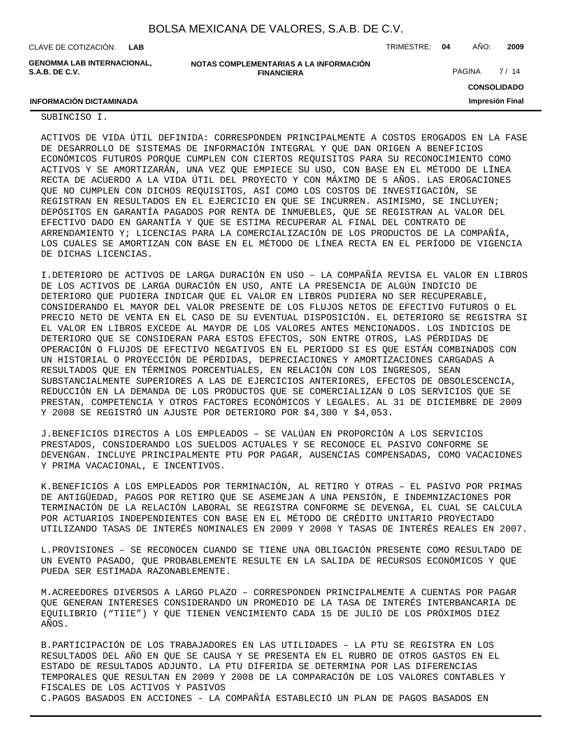SUBINCISO I.

ACTIVOS DE VIDA ÚTIL DEFINIDA: CORRESPONDEN PRINCIPALMENTE A COSTOS EROGADOS EN LA FASE DE DESARROLLO DE SISTEMAS DE INFORMACIÓN INTEGRAL Y QUE DAN ORIGEN A BENEFICIOS ECONÓMICOS FUTUROS PORQUE CUMPLEN CON CIERTOS REQUISITOS PARA SU RECONOCIMIENTO COMO ACTIVOS Y SE AMORTIZARÁN, UNA VEZ QUE EMPIECE SU USO, CON BASE EN EL MÉTODO DE LÍNEA RECTA DE ACUERDO A LA VIDA ÚTIL DEL PROYECTO Y CON MÁXIMO DE 5 AÑOS. LAS EROGACIONES QUE NO CUMPLEN CON DICHOS REQUISITOS, ASÍ COMO LOS COSTOS DE INVESTIGACIÓN, SE REGISTRAN EN RESULTADOS EN EL EJERCICIO EN QUE SE INCURREN. ASIMISMO, SE INCLUYEN; DEPÓSITOS EN GARANTÍA PAGADOS POR RENTA DE INMUEBLES, QUE SE REGISTRAN AL VALOR DEL EFECTIVO DADO EN GARANTÍA Y QUE SE ESTIMA RECUPERAR AL FINAL DEL CONTRATO DE ARRENDAMIENTO Y; LICENCIAS PARA LA COMERCIALIZACIÓN DE LOS PRODUCTOS DE LA COMPAÑÍA, LOS CUALES SE AMORTIZAN CON BASE EN EL MÉTODO DE LÍNEA RECTA EN EL PERÍODO DE VIGENCIA DE DICHAS LICENCIAS.

I.DETERIORO DE ACTIVOS DE LARGA DURACIÓN EN USO – LA COMPAÑÍA REVISA EL VALOR EN LIBROS DE LOS ACTIVOS DE LARGA DURACIÓN EN USO, ANTE LA PRESENCIA DE ALGÚN INDICIO DE DETERIORO QUE PUDIERA INDICAR QUE EL VALOR EN LIBROS PUDIERA NO SER RECUPERABLE, CONSIDERANDO EL MAYOR DEL VALOR PRESENTE DE LOS FLUJOS NETOS DE EFECTIVO FUTUROS O EL PRECIO NETO DE VENTA EN EL CASO DE SU EVENTUAL DISPOSICIÓN. EL DETERIORO SE REGISTRA SI EL VALOR EN LIBROS EXCEDE AL MAYOR DE LOS VALORES ANTES MENCIONADOS. LOS INDICIOS DE DETERIORO QUE SE CONSIDERAN PARA ESTOS EFECTOS, SON ENTRE OTROS, LAS PÉRDIDAS DE OPERACIÓN O FLUJOS DE EFECTIVO NEGATIVOS EN EL PERIODO SI ES QUE ESTÁN COMBINADOS CON UN HISTORIAL O PROYECCIÓN DE PÉRDIDAS, DEPRECIACIONES Y AMORTIZACIONES CARGADAS A RESULTADOS QUE EN TÉRMINOS PORCENTUALES, EN RELACIÓN CON LOS INGRESOS, SEAN SUBSTANCIALMENTE SUPERIORES A LAS DE EJERCICIOS ANTERIORES, EFECTOS DE OBSOLESCENCIA, REDUCCIÓN EN LA DEMANDA DE LOS PRODUCTOS QUE SE COMERCIALIZAN O LOS SERVICIOS QUE SE PRESTAN, COMPETENCIA Y OTROS FACTORES ECONÓMICOS Y LEGALES. AL 31 DE DICIEMBRE DE 2009 Y 2008 SE REGISTRÓ UN AJUSTE POR DETERIORO POR $4,300 Y $4,053.

J.BENEFICIOS DIRECTOS A LOS EMPLEADOS – SE VALÚAN EN PROPORCIÓN A LOS SERVICIOS PRESTADOS, CONSIDERANDO LOS SUELDOS ACTUALES Y SE RECONOCE EL PASIVO CONFORME SE DEVENGAN. INCLUYE PRINCIPALMENTE PTU POR PAGAR, AUSENCIAS COMPENSADAS, COMO VACACIONES Y PRIMA VACACIONAL, E INCENTIVOS.

K.BENEFICIOS A LOS EMPLEADOS POR TERMINACIÓN, AL RETIRO Y OTRAS – EL PASIVO POR PRIMAS DE ANTIGÜEDAD, PAGOS POR RETIRO QUE SE ASEMEJAN A UNA PENSIÓN, E INDEMNIZACIONES POR TERMINACIÓN DE LA RELACIÓN LABORAL SE REGISTRA CONFORME SE DEVENGA, EL CUAL SE CALCULA POR ACTUARIOS INDEPENDIENTES CON BASE EN EL MÉTODO DE CRÉDITO UNITARIO PROYECTADO UTILIZANDO TASAS DE INTERÉS NOMINALES EN 2009 Y 2008 Y TASAS DE INTERÉS REALES EN 2007.

L.PROVISIONES – SE RECONOCEN CUANDO SE TIENE UNA OBLIGACIÓN PRESENTE COMO RESULTADO DE UN EVENTO PASADO, QUE PROBABLEMENTE RESULTE EN LA SALIDA DE RECURSOS ECONÓMICOS Y QUE PUEDA SER ESTIMADA RAZONABLEMENTE.

M.ACREEDORES DIVERSOS A LARGO PLAZO – CORRESPONDEN PRINCIPALMENTE A CUENTAS POR PAGAR QUE GENERAN INTERESES CONSIDERANDO UN PROMEDIO DE LA TASA DE INTERÉS INTERBANCARIA DE EQUILIBRIO (“TIIE”) Y QUE TIENEN VENCIMIENTO CADA 15 DE JULIO DE LOS PRÓXIMOS DIEZ AÑOS.

B.PARTICIPACIÓN DE LOS TRABAJADORES EN LAS UTILIDADES – LA PTU SE REGISTRA EN LOS RESULTADOS DEL AÑO EN QUE SE CAUSA Y SE PRESENTA EN EL RUBRO DE OTROS GASTOS EN EL ESTADO DE RESULTADOS ADJUNTO. LA PTU DIFERIDA SE DETERMINA POR LAS DIFERENCIAS TEMPORALES QUE RESULTAN EN 2009 Y 2008 DE LA COMPARACIÓN DE LOS VALORES CONTABLES Y FISCALES DE LOS ACTIVOS Y PASIVOS

C.PAGOS BASADOS EN ACCIONES - LA COMPAÑÍA ESTABLECIÓ UN PLAN DE PAGOS BASADOS EN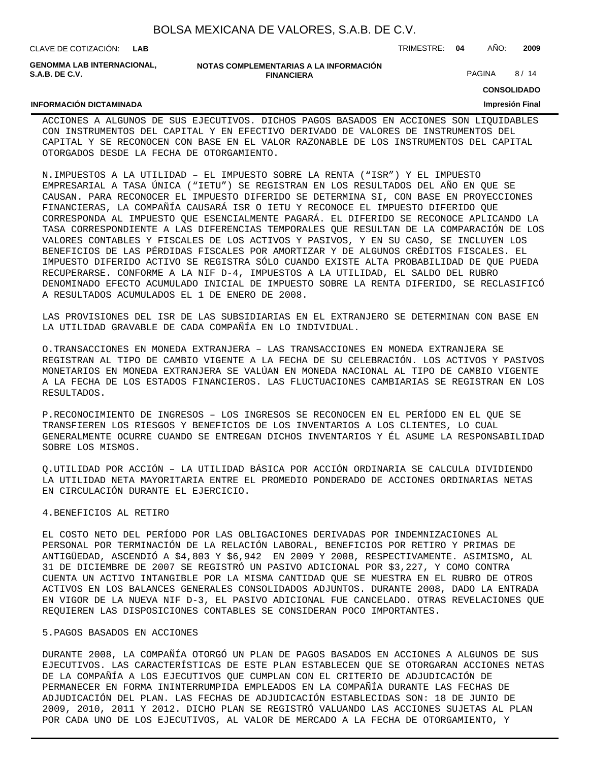ACCIONES A ALGUNOS DE SUS EJECUTIVOS. DICHOS PAGOS BASADOS EN ACCIONES SON LIQUIDABLES CON INSTRUMENTOS DEL CAPITAL Y EN EFECTIVO DERIVADO DE VALORES DE INSTRUMENTOS DEL CAPITAL Y SE RECONOCEN CON BASE EN EL VALOR RAZONABLE DE LOS INSTRUMENTOS DEL CAPITAL OTORGADOS DESDE LA FECHA DE OTORGAMIENTO.

N.IMPUESTOS A LA UTILIDAD – EL IMPUESTO SOBRE LA RENTA (“ISR”) Y EL IMPUESTO EMPRESARIAL A TASA ÚNICA (“IETU”) SE REGISTRAN EN LOS RESULTADOS DEL AÑO EN QUE SE CAUSAN. PARA RECONOCER EL IMPUESTO DIFERIDO SE DETERMINA SI, CON BASE EN PROYECCIONES FINANCIERAS, LA COMPAÑÍA CAUSARÁ ISR O IETU Y RECONOCE EL IMPUESTO DIFERIDO QUE CORRESPONDA AL IMPUESTO QUE ESENCIALMENTE PAGARÁ. EL DIFERIDO SE RECONOCE APLICANDO LA TASA CORRESPONDIENTE A LAS DIFERENCIAS TEMPORALES QUE RESULTAN DE LA COMPARACIÓN DE LOS VALORES CONTABLES Y FISCALES DE LOS ACTIVOS Y PASIVOS, Y EN SU CASO, SE INCLUYEN LOS BENEFICIOS DE LAS PÉRDIDAS FISCALES POR AMORTIZAR Y DE ALGUNOS CRÉDITOS FISCALES. EL IMPUESTO DIFERIDO ACTIVO SE REGISTRA SÓLO CUANDO EXISTE ALTA PROBABILIDAD DE QUE PUEDA RECUPERARSE. CONFORME A LA NIF D-4, IMPUESTOS A LA UTILIDAD, EL SALDO DEL RUBRO DENOMINADO EFECTO ACUMULADO INICIAL DE IMPUESTO SOBRE LA RENTA DIFERIDO, SE RECLASIFICÓ A RESULTADOS ACUMULADOS EL 1 DE ENERO DE 2008.

LAS PROVISIONES DEL ISR DE LAS SUBSIDIARIAS EN EL EXTRANJERO SE DETERMINAN CON BASE EN LA UTILIDAD GRAVABLE DE CADA COMPAÑÍA EN LO INDIVIDUAL.

O.TRANSACCIONES EN MONEDA EXTRANJERA – LAS TRANSACCIONES EN MONEDA EXTRANJERA SE REGISTRAN AL TIPO DE CAMBIO VIGENTE A LA FECHA DE SU CELEBRACIÓN. LOS ACTIVOS Y PASIVOS MONETARIOS EN MONEDA EXTRANJERA SE VALÚAN EN MONEDA NACIONAL AL TIPO DE CAMBIO VIGENTE A LA FECHA DE LOS ESTADOS FINANCIEROS. LAS FLUCTUACIONES CAMBIARIAS SE REGISTRAN EN LOS RESULTADOS.

P.RECONOCIMIENTO DE INGRESOS – LOS INGRESOS SE RECONOCEN EN EL PERÍODO EN EL QUE SE TRANSFIEREN LOS RIESGOS Y BENEFICIOS DE LOS INVENTARIOS A LOS CLIENTES, LO CUAL GENERALMENTE OCURRE CUANDO SE ENTREGAN DICHOS INVENTARIOS Y ÉL ASUME LA RESPONSABILIDAD SOBRE LOS MISMOS.

Q.UTILIDAD POR ACCIÓN – LA UTILIDAD BÁSICA POR ACCIÓN ORDINARIA SE CALCULA DIVIDIENDO LA UTILIDAD NETA MAYORITARIA ENTRE EL PROMEDIO PONDERADO DE ACCIONES ORDINARIAS NETAS EN CIRCULACIÓN DURANTE EL EJERCICIO.

4.BENEFICIOS AL RETIRO

EL COSTO NETO DEL PERÍODO POR LAS OBLIGACIONES DERIVADAS POR INDEMNIZACIONES AL PERSONAL POR TERMINACIÓN DE LA RELACIÓN LABORAL, BENEFICIOS POR RETIRO Y PRIMAS DE ANTIGÜEDAD, ASCENDIÓ A $4,803 Y $6,942 EN 2009 Y 2008, RESPECTIVAMENTE. ASIMISMO, AL 31 DE DICIEMBRE DE 2007 SE REGISTRÓ UN PASIVO ADICIONAL POR $3,227, Y COMO CONTRA CUENTA UN ACTIVO INTANGIBLE POR LA MISMA CANTIDAD QUE SE MUESTRA EN EL RUBRO DE OTROS ACTIVOS EN LOS BALANCES GENERALES CONSOLIDADOS ADJUNTOS. DURANTE 2008, DADO LA ENTRADA EN VIGOR DE LA NUEVA NIF D-3, EL PASIVO ADICIONAL FUE CANCELADO. OTRAS REVELACIONES QUE REQUIEREN LAS DISPOSICIONES CONTABLES SE CONSIDERAN POCO IMPORTANTES.

5.PAGOS BASADOS EN ACCIONES

DURANTE 2008, LA COMPAÑÍA OTORGÓ UN PLAN DE PAGOS BASADOS EN ACCIONES A ALGUNOS DE SUS EJECUTIVOS. LAS CARACTERÍSTICAS DE ESTE PLAN ESTABLECEN QUE SE OTORGARAN ACCIONES NETAS DE LA COMPAÑÍA A LOS EJECUTIVOS QUE CUMPLAN CON EL CRITERIO DE ADJUDICACIÓN DE PERMANECER EN FORMA ININTERRUMPIDA EMPLEADOS EN LA COMPAÑÍA DURANTE LAS FECHAS DE ADJUDICACIÓN DEL PLAN. LAS FECHAS DE ADJUDICACIÓN ESTABLECIDAS SON: 18 DE JUNIO DE 2009, 2010, 2011 Y 2012. DICHO PLAN SE REGISTRÓ VALUANDO LAS ACCIONES SUJETAS AL PLAN POR CADA UNO DE LOS EJECUTIVOS, AL VALOR DE MERCADO A LA FECHA DE OTORGAMIENTO, Y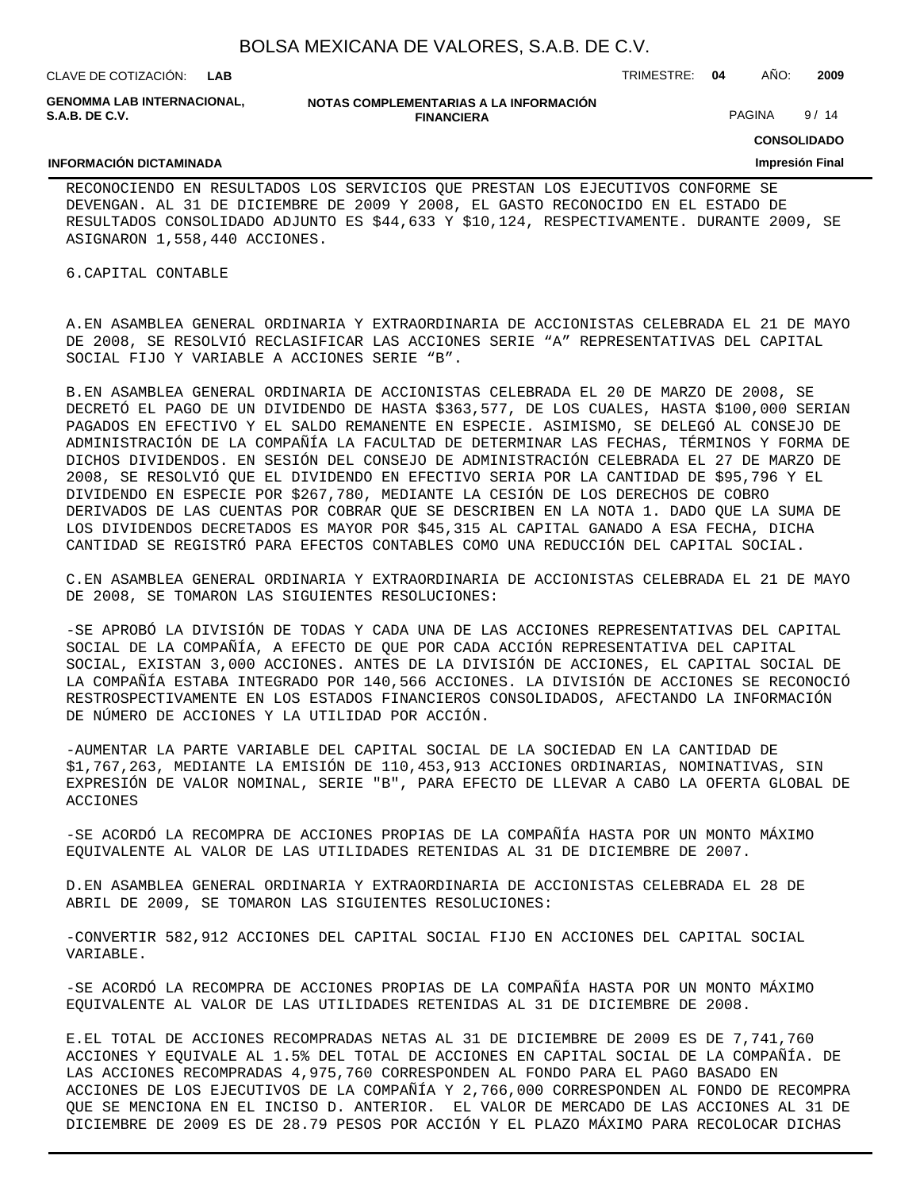RECONOCIENDO EN RESULTADOS LOS SERVICIOS QUE PRESTAN LOS EJECUTIVOS CONFORME SE DEVENGAN. AL 31 DE DICIEMBRE DE 2009 Y 2008, EL GASTO RECONOCIDO EN EL ESTADO DE RESULTADOS CONSOLIDADO ADJUNTO ES $44,633 Y $10,124, RESPECTIVAMENTE. DURANTE 2009, SE ASIGNARON 1,558,440 ACCIONES.

6.CAPITAL CONTABLE

A.EN ASAMBLEA GENERAL ORDINARIA Y EXTRAORDINARIA DE ACCIONISTAS CELEBRADA EL 21 DE MAYO DE 2008, SE RESOLVIÓ RECLASIFICAR LAS ACCIONES SERIE “A” REPRESENTATIVAS DEL CAPITAL SOCIAL FIJO Y VARIABLE A ACCIONES SERIE “B”.

B.EN ASAMBLEA GENERAL ORDINARIA DE ACCIONISTAS CELEBRADA EL 20 DE MARZO DE 2008, SE DECRETÓ EL PAGO DE UN DIVIDENDO DE HASTA $363,577, DE LOS CUALES, HASTA $100,000 SERIAN PAGADOS EN EFECTIVO Y EL SALDO REMANENTE EN ESPECIE. ASIMISMO, SE DELEGÓ AL CONSEJO DE ADMINISTRACIÓN DE LA COMPAÑÍA LA FACULTAD DE DETERMINAR LAS FECHAS, TÉRMINOS Y FORMA DE DICHOS DIVIDENDOS. EN SESIÓN DEL CONSEJO DE ADMINISTRACIÓN CELEBRADA EL 27 DE MARZO DE 2008, SE RESOLVIÓ QUE EL DIVIDENDO EN EFECTIVO SERIA POR LA CANTIDAD DE $95,796 Y EL DIVIDENDO EN ESPECIE POR $267,780, MEDIANTE LA CESIÓN DE LOS DERECHOS DE COBRO DERIVADOS DE LAS CUENTAS POR COBRAR QUE SE DESCRIBEN EN LA NOTA 1. DADO QUE LA SUMA DE LOS DIVIDENDOS DECRETADOS ES MAYOR POR $45,315 AL CAPITAL GANADO A ESA FECHA, DICHA CANTIDAD SE REGISTRÓ PARA EFECTOS CONTABLES COMO UNA REDUCCIÓN DEL CAPITAL SOCIAL.

C.EN ASAMBLEA GENERAL ORDINARIA Y EXTRAORDINARIA DE ACCIONISTAS CELEBRADA EL 21 DE MAYO DE 2008, SE TOMARON LAS SIGUIENTES RESOLUCIONES:

-SE APROBÓ LA DIVISIÓN DE TODAS Y CADA UNA DE LAS ACCIONES REPRESENTATIVAS DEL CAPITAL SOCIAL DE LA COMPAÑÍA, A EFECTO DE QUE POR CADA ACCIÓN REPRESENTATIVA DEL CAPITAL SOCIAL, EXISTAN 3,000 ACCIONES. ANTES DE LA DIVISIÓN DE ACCIONES, EL CAPITAL SOCIAL DE LA COMPAÑÍA ESTABA INTEGRADO POR 140,566 ACCIONES. LA DIVISIÓN DE ACCIONES SE RECONOCIÓ RESTROSPECTIVAMENTE EN LOS ESTADOS FINANCIEROS CONSOLIDADOS, AFECTANDO LA INFORMACIÓN DE NÚMERO DE ACCIONES Y LA UTILIDAD POR ACCIÓN.

-AUMENTAR LA PARTE VARIABLE DEL CAPITAL SOCIAL DE LA SOCIEDAD EN LA CANTIDAD DE $1,767,263, MEDIANTE LA EMISIÓN DE 110,453,913 ACCIONES ORDINARIAS, NOMINATIVAS, SIN EXPRESIÓN DE VALOR NOMINAL, SERIE "B", PARA EFECTO DE LLEVAR A CABO LA OFERTA GLOBAL DE ACCIONES

-SE ACORDÓ LA RECOMPRA DE ACCIONES PROPIAS DE LA COMPAÑÍA HASTA POR UN MONTO MÁXIMO EQUIVALENTE AL VALOR DE LAS UTILIDADES RETENIDAS AL 31 DE DICIEMBRE DE 2007.

D.EN ASAMBLEA GENERAL ORDINARIA Y EXTRAORDINARIA DE ACCIONISTAS CELEBRADA EL 28 DE ABRIL DE 2009, SE TOMARON LAS SIGUIENTES RESOLUCIONES:

-CONVERTIR 582,912 ACCIONES DEL CAPITAL SOCIAL FIJO EN ACCIONES DEL CAPITAL SOCIAL VARIABLE.

-SE ACORDÓ LA RECOMPRA DE ACCIONES PROPIAS DE LA COMPAÑÍA HASTA POR UN MONTO MÁXIMO EQUIVALENTE AL VALOR DE LAS UTILIDADES RETENIDAS AL 31 DE DICIEMBRE DE 2008.

E.EL TOTAL DE ACCIONES RECOMPRADAS NETAS AL 31 DE DICIEMBRE DE 2009 ES DE 7,741,760 ACCIONES Y EQUIVALE AL 1.5% DEL TOTAL DE ACCIONES EN CAPITAL SOCIAL DE LA COMPAÑÍA. DE LAS ACCIONES RECOMPRADAS 4,975,760 CORRESPONDEN AL FONDO PARA EL PAGO BASADO EN ACCIONES DE LOS EJECUTIVOS DE LA COMPAÑÍA Y 2,766,000 CORRESPONDEN AL FONDO DE RECOMPRA QUE SE MENCIONA EN EL INCISO D. ANTERIOR.  EL VALOR DE MERCADO DE LAS ACCIONES AL 31 DE DICIEMBRE DE 2009 ES DE 28.79 PESOS POR ACCIÓN Y EL PLAZO MÁXIMO PARA RECOLOCAR DICHAS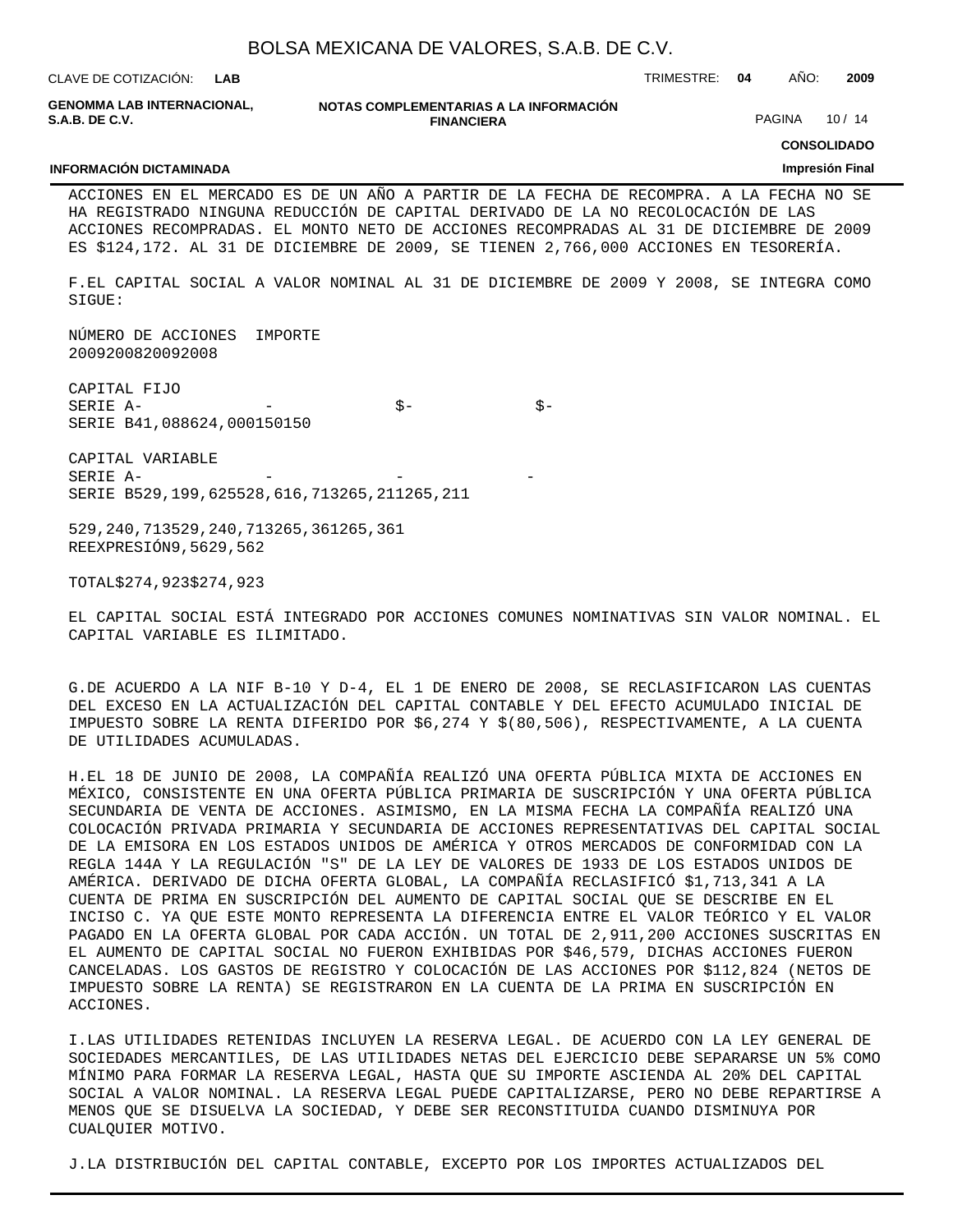ACCIONES EN EL MERCADO ES DE UN AÑO A PARTIR DE LA FECHA DE RECOMPRA. A LA FECHA NO SE HA REGISTRADO NINGUNA REDUCCIÓN DE CAPITAL DERIVADO DE LA NO RECOLOCACIÓN DE LAS ACCIONES RECOMPRADAS. EL MONTO NETO DE ACCIONES RECOMPRADAS AL 31 DE DICIEMBRE DE 2009 ES $124,172. AL 31 DE DICIEMBRE DE 2009, SE TIENEN 2,766,000 ACCIONES EN TESORERÍA.

F.EL CAPITAL SOCIAL A VALOR NOMINAL AL 31 DE DICIEMBRE DE 2009 Y 2008, SE INTEGRA COMO SIGUE:

| | NÚMERO DE ACCIONES | | IMPORTE | |
|---|---|---|---|---|
| | 2009 | 2008 | 2009 | 2008 |
| CAPITAL FIJO | | | | |
| SERIE A | - | - | $- | $- |
| SERIE B | 41,088 | 624,000 | 150 | 150 |
| CAPITAL VARIABLE | | | | |
| SERIE A | - | - | - | - |
| SERIE B | 529,199,625 | 528,616,713 | 265,211 | 265,211 |
| | 529,240,713 | 529,240,713 | 265,361 | 265,361 |
| REEXPRESIÓN | | | 9,562 | 9,562 |
| TOTAL | | | $274,923 | $274,923 |

EL CAPITAL SOCIAL ESTÁ INTEGRADO POR ACCIONES COMUNES NOMINATIVAS SIN VALOR NOMINAL. EL CAPITAL VARIABLE ES ILIMITADO.

G.DE ACUERDO A LA NIF B-10 Y D-4, EL 1 DE ENERO DE 2008, SE RECLASIFICARON LAS CUENTAS DEL EXCESO EN LA ACTUALIZACIÓN DEL CAPITAL CONTABLE Y DEL EFECTO ACUMULADO INICIAL DE IMPUESTO SOBRE LA RENTA DIFERIDO POR $6,274 Y $(80,506), RESPECTIVAMENTE, A LA CUENTA DE UTILIDADES ACUMULADAS.

H.EL 18 DE JUNIO DE 2008, LA COMPAÑÍA REALIZÓ UNA OFERTA PÚBLICA MIXTA DE ACCIONES EN MÉXICO, CONSISTENTE EN UNA OFERTA PÚBLICA PRIMARIA DE SUSCRIPCIÓN Y UNA OFERTA PÚBLICA SECUNDARIA DE VENTA DE ACCIONES. ASIMISMO, EN LA MISMA FECHA LA COMPAÑÍA REALIZÓ UNA COLOCACIÓN PRIVADA PRIMARIA Y SECUNDARIA DE ACCIONES REPRESENTATIVAS DEL CAPITAL SOCIAL DE LA EMISORA EN LOS ESTADOS UNIDOS DE AMÉRICA Y OTROS MERCADOS DE CONFORMIDAD CON LA REGLA 144A Y LA REGULACIÓN "S" DE LA LEY DE VALORES DE 1933 DE LOS ESTADOS UNIDOS DE AMÉRICA. DERIVADO DE DICHA OFERTA GLOBAL, LA COMPAÑÍA RECLASIFICÓ $1,713,341 A LA CUENTA DE PRIMA EN SUSCRIPCIÓN DEL AUMENTO DE CAPITAL SOCIAL QUE SE DESCRIBE EN EL INCISO C. YA QUE ESTE MONTO REPRESENTA LA DIFERENCIA ENTRE EL VALOR TEÓRICO Y EL VALOR PAGADO EN LA OFERTA GLOBAL POR CADA ACCIÓN. UN TOTAL DE 2,911,200 ACCIONES SUSCRITAS EN EL AUMENTO DE CAPITAL SOCIAL NO FUERON EXHIBIDAS POR $46,579, DICHAS ACCIONES FUERON CANCELADAS. LOS GASTOS DE REGISTRO Y COLOCACIÓN DE LAS ACCIONES POR $112,824 (NETOS DE IMPUESTO SOBRE LA RENTA) SE REGISTRARON EN LA CUENTA DE LA PRIMA EN SUSCRIPCIÓN EN ACCIONES.

I.LAS UTILIDADES RETENIDAS INCLUYEN LA RESERVA LEGAL. DE ACUERDO CON LA LEY GENERAL DE SOCIEDADES MERCANTILES, DE LAS UTILIDADES NETAS DEL EJERCICIO DEBE SEPARARSE UN 5% COMO MÍNIMO PARA FORMAR LA RESERVA LEGAL, HASTA QUE SU IMPORTE ASCIENDA AL 20% DEL CAPITAL SOCIAL A VALOR NOMINAL. LA RESERVA LEGAL PUEDE CAPITALIZARSE, PERO NO DEBE REPARTIRSE A MENOS QUE SE DISUELVA LA SOCIEDAD, Y DEBE SER RECONSTITUIDA CUANDO DISMINUYA POR CUALQUIER MOTIVO.

J.LA DISTRIBUCIÓN DEL CAPITAL CONTABLE, EXCEPTO POR LOS IMPORTES ACTUALIZADOS DEL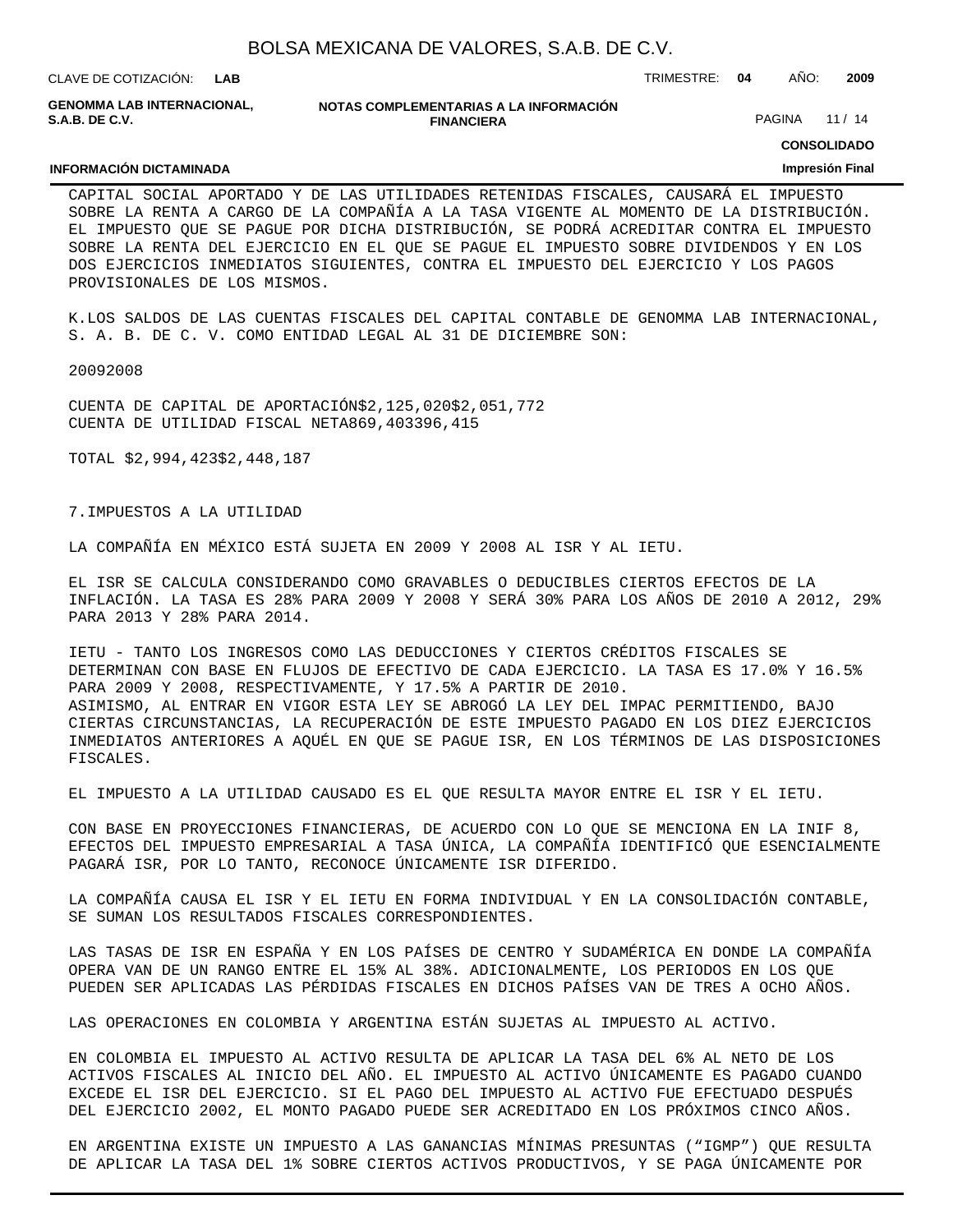CAPITAL SOCIAL APORTADO Y DE LAS UTILIDADES RETENIDAS FISCALES, CAUSARÁ EL IMPUESTO SOBRE LA RENTA A CARGO DE LA COMPAÑÍA A LA TASA VIGENTE AL MOMENTO DE LA DISTRIBUCIÓN. EL IMPUESTO QUE SE PAGUE POR DICHA DISTRIBUCIÓN, SE PODRÁ ACREDITAR CONTRA EL IMPUESTO SOBRE LA RENTA DEL EJERCICIO EN EL QUE SE PAGUE EL IMPUESTO SOBRE DIVIDENDOS Y EN LOS DOS EJERCICIOS INMEDIATOS SIGUIENTES, CONTRA EL IMPUESTO DEL EJERCICIO Y LOS PAGOS PROVISIONALES DE LOS MISMOS.

K.LOS SALDOS DE LAS CUENTAS FISCALES DEL CAPITAL CONTABLE DE GENOMMA LAB INTERNACIONAL, S. A. B. DE C. V. COMO ENTIDAD LEGAL AL 31 DE DICIEMBRE SON:

| | 2009 | 2008 |
|---|---|---|
| CUENTA DE CAPITAL DE APORTACIÓN | $2,125,020 | $2,051,772 |
| CUENTA DE UTILIDAD FISCAL NETA | 869,403 | 396,415 |
| TOTAL | $2,994,423 | $2,448,187 |

7.IMPUESTOS A LA UTILIDAD

LA COMPAÑÍA EN MÉXICO ESTÁ SUJETA EN 2009 Y 2008 AL ISR Y AL IETU.

EL ISR SE CALCULA CONSIDERANDO COMO GRAVABLES O DEDUCIBLES CIERTOS EFECTOS DE LA INFLACIÓN. LA TASA ES 28% PARA 2009 Y 2008 Y SERÁ 30% PARA LOS AÑOS DE 2010 A 2012, 29% PARA 2013 Y 28% PARA 2014.

IETU - TANTO LOS INGRESOS COMO LAS DEDUCCIONES Y CIERTOS CRÉDITOS FISCALES SE DETERMINAN CON BASE EN FLUJOS DE EFECTIVO DE CADA EJERCICIO. LA TASA ES 17.0% Y 16.5% PARA 2009 Y 2008, RESPECTIVAMENTE, Y 17.5% A PARTIR DE 2010.
ASIMISMO, AL ENTRAR EN VIGOR ESTA LEY SE ABROGÓ LA LEY DEL IMPAC PERMITIENDO, BAJO CIERTAS CIRCUNSTANCIAS, LA RECUPERACIÓN DE ESTE IMPUESTO PAGADO EN LOS DIEZ EJERCICIOS INMEDIATOS ANTERIORES A AQUÉL EN QUE SE PAGUE ISR, EN LOS TÉRMINOS DE LAS DISPOSICIONES FISCALES.

EL IMPUESTO A LA UTILIDAD CAUSADO ES EL QUE RESULTA MAYOR ENTRE EL ISR Y EL IETU.

CON BASE EN PROYECCIONES FINANCIERAS, DE ACUERDO CON LO QUE SE MENCIONA EN LA INIF 8, EFECTOS DEL IMPUESTO EMPRESARIAL A TASA ÚNICA, LA COMPAÑÍA IDENTIFICÓ QUE ESENCIALMENTE PAGARÁ ISR, POR LO TANTO, RECONOCE ÚNICAMENTE ISR DIFERIDO.

LA COMPAÑÍA CAUSA EL ISR Y EL IETU EN FORMA INDIVIDUAL Y EN LA CONSOLIDACIÓN CONTABLE, SE SUMAN LOS RESULTADOS FISCALES CORRESPONDIENTES.

LAS TASAS DE ISR EN ESPAÑA Y EN LOS PAÍSES DE CENTRO Y SUDAMÉRICA EN DONDE LA COMPAÑÍA OPERA VAN DE UN RANGO ENTRE EL 15% AL 38%. ADICIONALMENTE, LOS PERIODOS EN LOS QUE PUEDEN SER APLICADAS LAS PÉRDIDAS FISCALES EN DICHOS PAÍSES VAN DE TRES A OCHO AÑOS.

LAS OPERACIONES EN COLOMBIA Y ARGENTINA ESTÁN SUJETAS AL IMPUESTO AL ACTIVO.

EN COLOMBIA EL IMPUESTO AL ACTIVO RESULTA DE APLICAR LA TASA DEL 6% AL NETO DE LOS ACTIVOS FISCALES AL INICIO DEL AÑO. EL IMPUESTO AL ACTIVO ÚNICAMENTE ES PAGADO CUANDO EXCEDE EL ISR DEL EJERCICIO. SI EL PAGO DEL IMPUESTO AL ACTIVO FUE EFECTUADO DESPUÉS DEL EJERCICIO 2002, EL MONTO PAGADO PUEDE SER ACREDITADO EN LOS PRÓXIMOS CINCO AÑOS.

EN ARGENTINA EXISTE UN IMPUESTO A LAS GANANCIAS MÍNIMAS PRESUNTAS (“IGMP”) QUE RESULTA DE APLICAR LA TASA DEL 1% SOBRE CIERTOS ACTIVOS PRODUCTIVOS, Y SE PAGA ÚNICAMENTE POR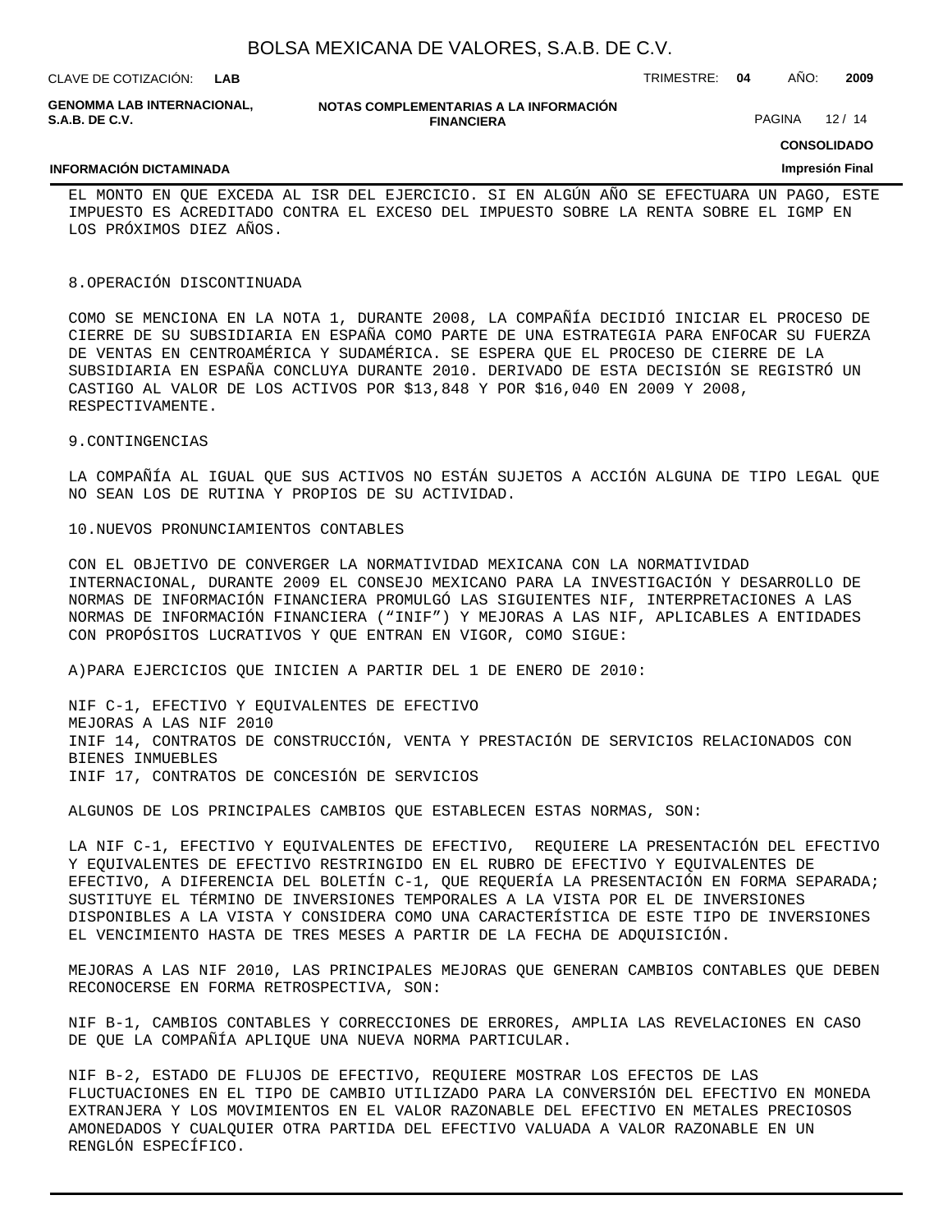EL MONTO EN QUE EXCEDA AL ISR DEL EJERCICIO. SI EN ALGÚN AÑO SE EFECTUARA UN PAGO, ESTE IMPUESTO ES ACREDITADO CONTRA EL EXCESO DEL IMPUESTO SOBRE LA RENTA SOBRE EL IGMP EN LOS PRÓXIMOS DIEZ AÑOS.

## 8. OPERACIÓN DISCONTINUADA

COMO SE MENCIONA EN LA NOTA 1, DURANTE 2008, LA COMPAÑÍA DECIDIÓ INICIAR EL PROCESO DE CIERRE DE SU SUBSIDIARIA EN ESPAÑA COMO PARTE DE UNA ESTRATEGIA PARA ENFOCAR SU FUERZA DE VENTAS EN CENTROAMÉRICA Y SUDAMÉRICA. SE ESPERA QUE EL PROCESO DE CIERRE DE LA SUBSIDIARIA EN ESPAÑA CONCLUYA DURANTE 2010. DERIVADO DE ESTA DECISIÓN SE REGISTRÓ UN CASTIGO AL VALOR DE LOS ACTIVOS POR $13,848 Y POR $16,040 EN 2009 Y 2008, RESPECTIVAMENTE.

## 9. CONTINGENCIAS

LA COMPAÑÍA AL IGUAL QUE SUS ACTIVOS NO ESTÁN SUJETOS A ACCIÓN ALGUNA DE TIPO LEGAL QUE NO SEAN LOS DE RUTINA Y PROPIOS DE SU ACTIVIDAD.

## 10. NUEVOS PRONUNCIAMIENTOS CONTABLES

CON EL OBJETIVO DE CONVERGER LA NORMATIVIDAD MEXICANA CON LA NORMATIVIDAD INTERNACIONAL, DURANTE 2009 EL CONSEJO MEXICANO PARA LA INVESTIGACIÓN Y DESARROLLO DE NORMAS DE INFORMACIÓN FINANCIERA PROMULGÓ LAS SIGUIENTES NIF, INTERPRETACIONES A LAS NORMAS DE INFORMACIÓN FINANCIERA ("INIF") Y MEJORAS A LAS NIF, APLICABLES A ENTIDADES CON PROPÓSITOS LUCRATIVOS Y QUE ENTRAN EN VIGOR, COMO SIGUE:

A) PARA EJERCICIOS QUE INICIEN A PARTIR DEL 1 DE ENERO DE 2010:

NIF C-1, EFECTIVO Y EQUIVALENTES DE EFECTIVO
MEJORAS A LAS NIF 2010
INIF 14, CONTRATOS DE CONSTRUCCIÓN, VENTA Y PRESTACIÓN DE SERVICIOS RELACIONADOS CON BIENES INMUEBLES
INIF 17, CONTRATOS DE CONCESIÓN DE SERVICIOS

ALGUNOS DE LOS PRINCIPALES CAMBIOS QUE ESTABLECEN ESTAS NORMAS, SON:

LA NIF C-1, EFECTIVO Y EQUIVALENTES DE EFECTIVO, REQUIERE LA PRESENTACIÓN DEL EFECTIVO Y EQUIVALENTES DE EFECTIVO RESTRINGIDO EN EL RUBRO DE EFECTIVO Y EQUIVALENTES DE EFECTIVO, A DIFERENCIA DEL BOLETÍN C-1, QUE REQUERÍA LA PRESENTACIÓN EN FORMA SEPARADA; SUSTITUYE EL TÉRMINO DE INVERSIONES TEMPORALES A LA VISTA POR EL DE INVERSIONES DISPONIBLES A LA VISTA Y CONSIDERA COMO UNA CARACTERÍSTICA DE ESTE TIPO DE INVERSIONES EL VENCIMIENTO HASTA DE TRES MESES A PARTIR DE LA FECHA DE ADQUISICIÓN.

MEJORAS A LAS NIF 2010, LAS PRINCIPALES MEJORAS QUE GENERAN CAMBIOS CONTABLES QUE DEBEN RECONOCERSE EN FORMA RETROSPECTIVA, SON:

NIF B-1, CAMBIOS CONTABLES Y CORRECCIONES DE ERRORES, AMPLIA LAS REVELACIONES EN CASO DE QUE LA COMPAÑÍA APLIQUE UNA NUEVA NORMA PARTICULAR.

NIF B-2, ESTADO DE FLUJOS DE EFECTIVO, REQUIERE MOSTRAR LOS EFECTOS DE LAS FLUCTUACIONES EN EL TIPO DE CAMBIO UTILIZADO PARA LA CONVERSIÓN DEL EFECTIVO EN MONEDA EXTRANJERA Y LOS MOVIMIENTOS EN EL VALOR RAZONABLE DEL EFECTIVO EN METALES PRECIOSOS AMONEDADOS Y CUALQUIER OTRA PARTIDA DEL EFECTIVO VALUADA A VALOR RAZONABLE EN UN RENGLÓN ESPECÍFICO.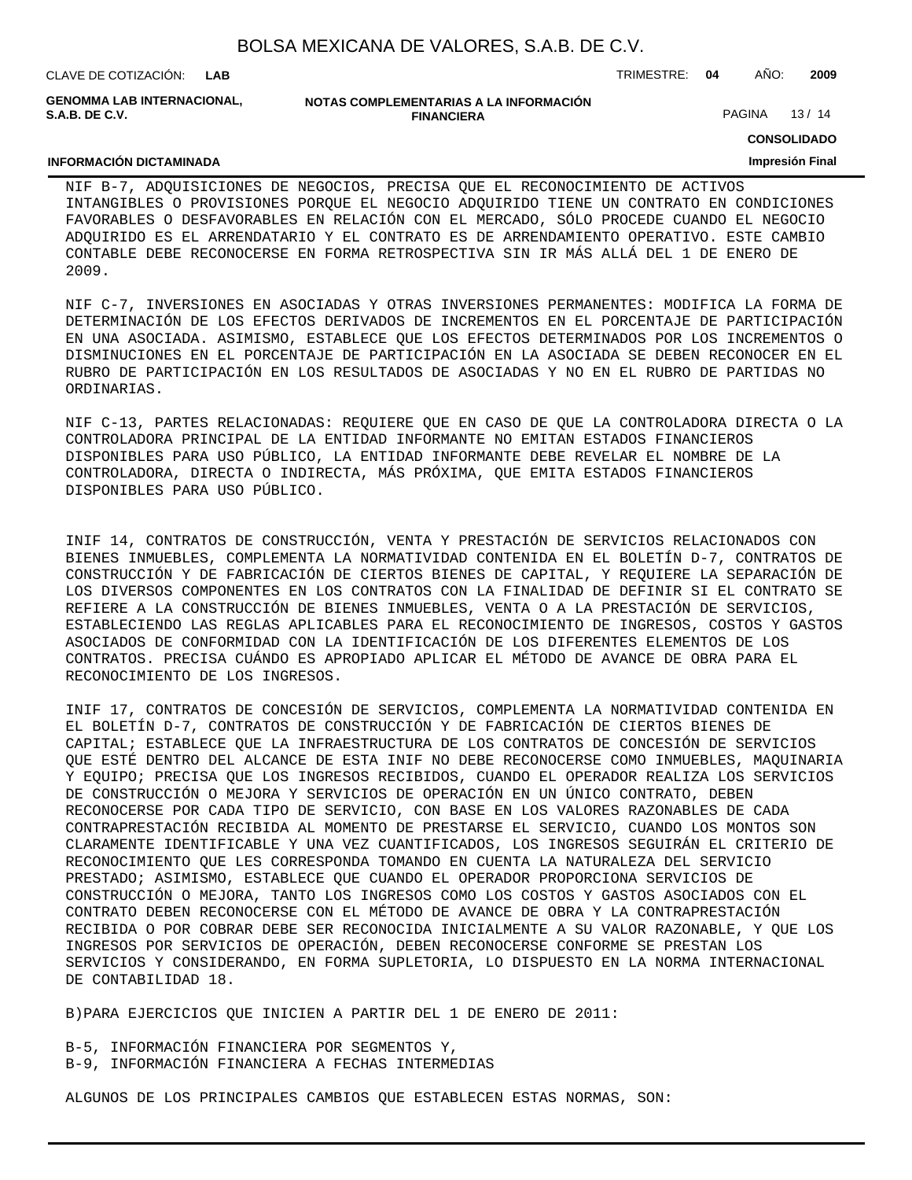NIF B-7, ADQUISICIONES DE NEGOCIOS, PRECISA QUE EL RECONOCIMIENTO DE ACTIVOS INTANGIBLES O PROVISIONES PORQUE EL NEGOCIO ADQUIRIDO TIENE UN CONTRATO EN CONDICIONES FAVORABLES O DESFAVORABLES EN RELACIÓN CON EL MERCADO, SÓLO PROCEDE CUANDO EL NEGOCIO ADQUIRIDO ES EL ARRENDATARIO Y EL CONTRATO ES DE ARRENDAMIENTO OPERATIVO. ESTE CAMBIO CONTABLE DEBE RECONOCERSE EN FORMA RETROSPECTIVA SIN IR MÁS ALLÁ DEL 1 DE ENERO DE 2009.

NIF C-7, INVERSIONES EN ASOCIADAS Y OTRAS INVERSIONES PERMANENTES: MODIFICA LA FORMA DE DETERMINACIÓN DE LOS EFECTOS DERIVADOS DE INCREMENTOS EN EL PORCENTAJE DE PARTICIPACIÓN EN UNA ASOCIADA. ASIMISMO, ESTABLECE QUE LOS EFECTOS DETERMINADOS POR LOS INCREMENTOS O DISMINUCIONES EN EL PORCENTAJE DE PARTICIPACIÓN EN LA ASOCIADA SE DEBEN RECONOCER EN EL RUBRO DE PARTICIPACIÓN EN LOS RESULTADOS DE ASOCIADAS Y NO EN EL RUBRO DE PARTIDAS NO ORDINARIAS.

NIF C-13, PARTES RELACIONADAS: REQUIERE QUE EN CASO DE QUE LA CONTROLADORA DIRECTA O LA CONTROLADORA PRINCIPAL DE LA ENTIDAD INFORMANTE NO EMITAN ESTADOS FINANCIEROS DISPONIBLES PARA USO PÚBLICO, LA ENTIDAD INFORMANTE DEBE REVELAR EL NOMBRE DE LA CONTROLADORA, DIRECTA O INDIRECTA, MÁS PRÓXIMA, QUE EMITA ESTADOS FINANCIEROS DISPONIBLES PARA USO PÚBLICO.

INIF 14, CONTRATOS DE CONSTRUCCIÓN, VENTA Y PRESTACIÓN DE SERVICIOS RELACIONADOS CON BIENES INMUEBLES, COMPLEMENTA LA NORMATIVIDAD CONTENIDA EN EL BOLETÍN D-7, CONTRATOS DE CONSTRUCCIÓN Y DE FABRICACIÓN DE CIERTOS BIENES DE CAPITAL, Y REQUIERE LA SEPARACIÓN DE LOS DIVERSOS COMPONENTES EN LOS CONTRATOS CON LA FINALIDAD DE DEFINIR SI EL CONTRATO SE REFIERE A LA CONSTRUCCIÓN DE BIENES INMUEBLES, VENTA O A LA PRESTACIÓN DE SERVICIOS, ESTABLECIENDO LAS REGLAS APLICABLES PARA EL RECONOCIMIENTO DE INGRESOS, COSTOS Y GASTOS ASOCIADOS DE CONFORMIDAD CON LA IDENTIFICACIÓN DE LOS DIFERENTES ELEMENTOS DE LOS CONTRATOS. PRECISA CUÁNDO ES APROPIADO APLICAR EL MÉTODO DE AVANCE DE OBRA PARA EL RECONOCIMIENTO DE LOS INGRESOS.

INIF 17, CONTRATOS DE CONCESIÓN DE SERVICIOS, COMPLEMENTA LA NORMATIVIDAD CONTENIDA EN EL BOLETÍN D-7, CONTRATOS DE CONSTRUCCIÓN Y DE FABRICACIÓN DE CIERTOS BIENES DE CAPITAL; ESTABLECE QUE LA INFRAESTRUCTURA DE LOS CONTRATOS DE CONCESIÓN DE SERVICIOS QUE ESTÉ DENTRO DEL ALCANCE DE ESTA INIF NO DEBE RECONOCERSE COMO INMUEBLES, MAQUINARIA Y EQUIPO; PRECISA QUE LOS INGRESOS RECIBIDOS, CUANDO EL OPERADOR REALIZA LOS SERVICIOS DE CONSTRUCCIÓN O MEJORA Y SERVICIOS DE OPERACIÓN EN UN ÚNICO CONTRATO, DEBEN RECONOCERSE POR CADA TIPO DE SERVICIO, CON BASE EN LOS VALORES RAZONABLES DE CADA CONTRAPRESTACIÓN RECIBIDA AL MOMENTO DE PRESTARSE EL SERVICIO, CUANDO LOS MONTOS SON CLARAMENTE IDENTIFICABLE Y UNA VEZ CUANTIFICADOS, LOS INGRESOS SEGUIRÁN EL CRITERIO DE RECONOCIMIENTO QUE LES CORRESPONDA TOMANDO EN CUENTA LA NATURALEZA DEL SERVICIO PRESTADO; ASIMISMO, ESTABLECE QUE CUANDO EL OPERADOR PROPORCIONA SERVICIOS DE CONSTRUCCIÓN O MEJORA, TANTO LOS INGRESOS COMO LOS COSTOS Y GASTOS ASOCIADOS CON EL CONTRATO DEBEN RECONOCERSE CON EL MÉTODO DE AVANCE DE OBRA Y LA CONTRAPRESTACIÓN RECIBIDA O POR COBRAR DEBE SER RECONOCIDA INICIALMENTE A SU VALOR RAZONABLE, Y QUE LOS INGRESOS POR SERVICIOS DE OPERACIÓN, DEBEN RECONOCERSE CONFORME SE PRESTAN LOS SERVICIOS Y CONSIDERANDO, EN FORMA SUPLETORIA, LO DISPUESTO EN LA NORMA INTERNACIONAL DE CONTABILIDAD 18.

B)PARA EJERCICIOS QUE INICIEN A PARTIR DEL 1 DE ENERO DE 2011:

B-5, INFORMACIÓN FINANCIERA POR SEGMENTOS Y,
B-9, INFORMACIÓN FINANCIERA A FECHAS INTERMEDIAS

ALGUNOS DE LOS PRINCIPALES CAMBIOS QUE ESTABLECEN ESTAS NORMAS, SON: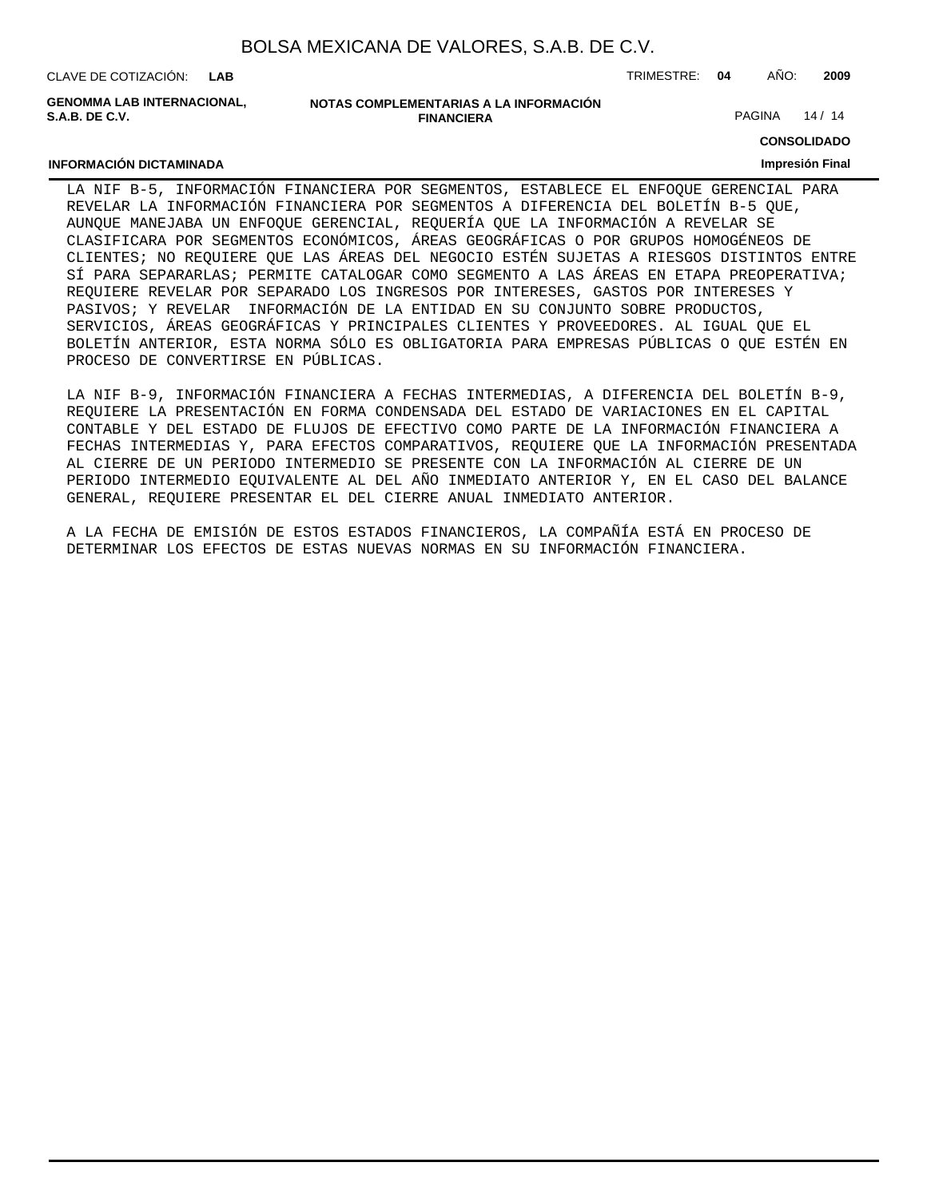LA NIF B-5, INFORMACIÓN FINANCIERA POR SEGMENTOS, ESTABLECE EL ENFOQUE GERENCIAL PARA REVELAR LA INFORMACIÓN FINANCIERA POR SEGMENTOS A DIFERENCIA DEL BOLETÍN B-5 QUE, AUNQUE MANEJABA UN ENFOQUE GERENCIAL, REQUERÍA QUE LA INFORMACIÓN A REVELAR SE CLASIFICARA POR SEGMENTOS ECONÓMICOS, ÁREAS GEOGRÁFICAS O POR GRUPOS HOMOGÉNEOS DE CLIENTES; NO REQUIERE QUE LAS ÁREAS DEL NEGOCIO ESTÉN SUJETAS A RIESGOS DISTINTOS ENTRE SÍ PARA SEPARARLAS; PERMITE CATALOGAR COMO SEGMENTO A LAS ÁREAS EN ETAPA PREOPERATIVA; REQUIERE REVELAR POR SEPARADO LOS INGRESOS POR INTERESES, GASTOS POR INTERESES Y PASIVOS; Y REVELAR INFORMACIÓN DE LA ENTIDAD EN SU CONJUNTO SOBRE PRODUCTOS, SERVICIOS, ÁREAS GEOGRÁFICAS Y PRINCIPALES CLIENTES Y PROVEEDORES. AL IGUAL QUE EL BOLETÍN ANTERIOR, ESTA NORMA SÓLO ES OBLIGATORIA PARA EMPRESAS PÚBLICAS O QUE ESTÉN EN PROCESO DE CONVERTIRSE EN PÚBLICAS.

LA NIF B-9, INFORMACIÓN FINANCIERA A FECHAS INTERMEDIAS, A DIFERENCIA DEL BOLETÍN B-9, REQUIERE LA PRESENTACIÓN EN FORMA CONDENSADA DEL ESTADO DE VARIACIONES EN EL CAPITAL CONTABLE Y DEL ESTADO DE FLUJOS DE EFECTIVO COMO PARTE DE LA INFORMACIÓN FINANCIERA A FECHAS INTERMEDIAS Y, PARA EFECTOS COMPARATIVOS, REQUIERE QUE LA INFORMACIÓN PRESENTADA AL CIERRE DE UN PERIODO INTERMEDIO SE PRESENTE CON LA INFORMACIÓN AL CIERRE DE UN PERIODO INTERMEDIO EQUIVALENTE AL DEL AÑO INMEDIATO ANTERIOR Y, EN EL CASO DEL BALANCE GENERAL, REQUIERE PRESENTAR EL DEL CIERRE ANUAL INMEDIATO ANTERIOR.

A LA FECHA DE EMISIÓN DE ESTOS ESTADOS FINANCIEROS, LA COMPAÑÍA ESTÁ EN PROCESO DE DETERMINAR LOS EFECTOS DE ESTAS NUEVAS NORMAS EN SU INFORMACIÓN FINANCIERA.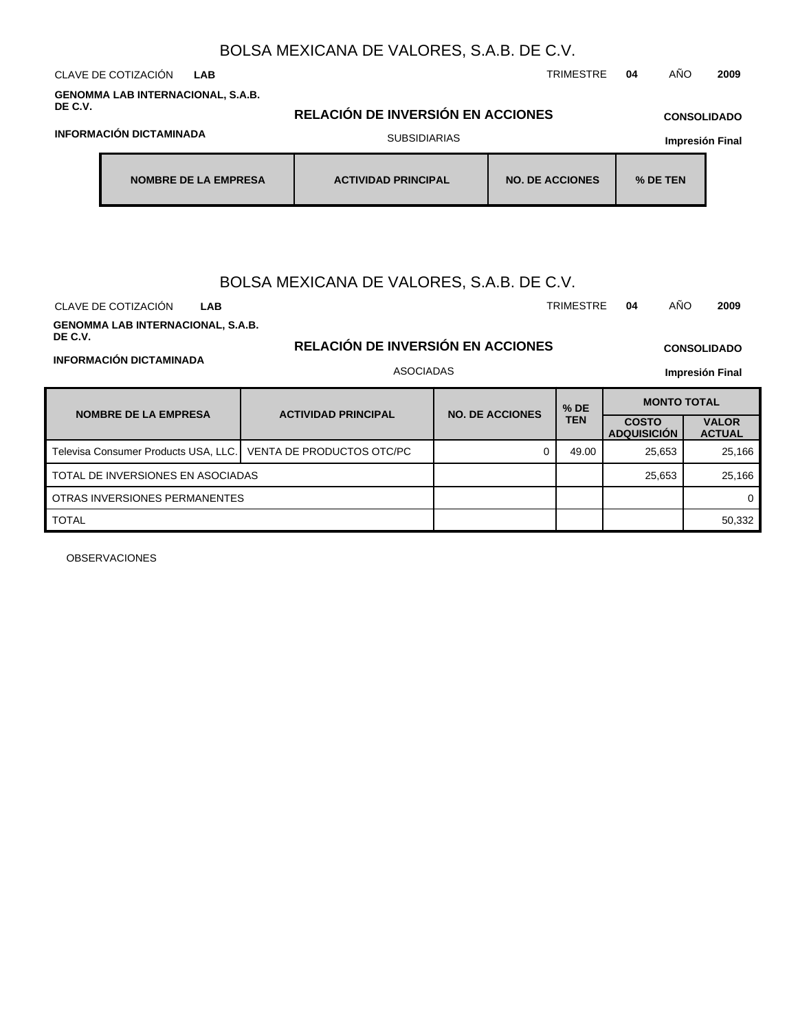BOLSA MEXICANA DE VALORES, S.A.B. DE C.V.

CLAVE DE COTIZACIÓN **LAB** TRIMESTRE **04** AÑO **2009**

**GENOMMA LAB INTERNACIONAL, S.A.B. DE C.V.**

## RELACIÓN DE INVERSIÓN EN ACCIONES

**CONSOLIDADO**

**INFORMACIÓN DICTAMINADA**

SUBSIDIARIAS

**Impresión Final**

| NOMBRE DE LA EMPRESA | ACTIVIDAD PRINCIPAL | NO. DE ACCIONES | % DE TEN |
|---|---|---|---|

BOLSA MEXICANA DE VALORES, S.A.B. DE C.V.

CLAVE DE COTIZACIÓN **LAB** TRIMESTRE **04** AÑO **2009**

**GENOMMA LAB INTERNACIONAL, S.A.B. DE C.V.**

## RELACIÓN DE INVERSIÓN EN ACCIONES

**CONSOLIDADO**

**INFORMACIÓN DICTAMINADA**

ASOCIADAS

**Impresión Final**

| NOMBRE DE LA EMPRESA | ACTIVIDAD PRINCIPAL | NO. DE ACCIONES | % DE TEN | MONTO TOTAL | |
|---|---|---|---|---|---|
| | | | | COSTO ADQUISICIÓN | VALOR ACTUAL |
| Televisa Consumer Products USA, LLC. | VENTA DE PRODUCTOS OTC/PC | 0 | 49.00 | 25,653 | 25,166 |
| TOTAL DE INVERSIONES EN ASOCIADAS | | | | 25,653 | 25,166 |
| OTRAS INVERSIONES PERMANENTES | | | | | 0 |
| TOTAL | | | | | 50,332 |

OBSERVACIONES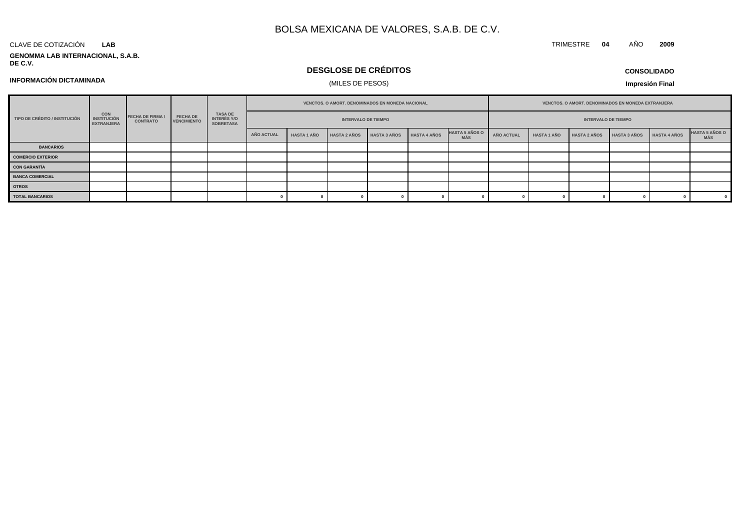# BOLSA MEXICANA DE VALORES, S.A.B. DE C.V.

CLAVE DE COTIZACIÓN **LAB**

TRIMESTRE **04** AÑO **2009**

**GENOMMA LAB INTERNACIONAL, S.A.B. DE C.V.**

## DESGLOSE DE CRÉDITOS

(MILES DE PESOS)

**INFORMACIÓN DICTAMINADA**

**CONSOLIDADO**

**Impresión Final**

| TIPO DE CRÉDITO / INSTITUCIÓN | CON INSTITUCIÓN EXTRANJERA | FECHA DE FIRMA / CONTRATO | FECHA DE VENCIMIENTO | TASA DE INTERÉS Y/O SOBRETASA | VENCTOS. O AMORT. DENOMINADOS EN MONEDA NACIONAL | | | | | | VENCTOS. O AMORT. DENOMINADOS EN MONEDA EXTRANJERA | | | | | |
|---|---|---|---|---|---|---|---|---|---|---|---|---|---|---|---|---|
| | | | | | INTERVALO DE TIEMPO | | | | | | INTERVALO DE TIEMPO | | | | | |
| | | | | | AÑO ACTUAL | HASTA 1 AÑO | HASTA 2 AÑOS | HASTA 3 AÑOS | HASTA 4 AÑOS | HASTA 5 AÑOS O MÁS | AÑO ACTUAL | HASTA 1 AÑO | HASTA 2 AÑOS | HASTA 3 AÑOS | HASTA 4 AÑOS | HASTA 5 AÑOS O MÁS |
| BANCARIOS | | | | | | | | | | | | | | | | |
| COMERCIO EXTERIOR | | | | | | | | | | | | | | | | |
| CON GARANTÍA | | | | | | | | | | | | | | | | |
| BANCA COMERCIAL | | | | | | | | | | | | | | | | |
| OTROS | | | | | | | | | | | | | | | | |
| TOTAL BANCARIOS | | | | | 0 | 0 | 0 | 0 | 0 | 0 | 0 | 0 | 0 | 0 | 0 | 0 |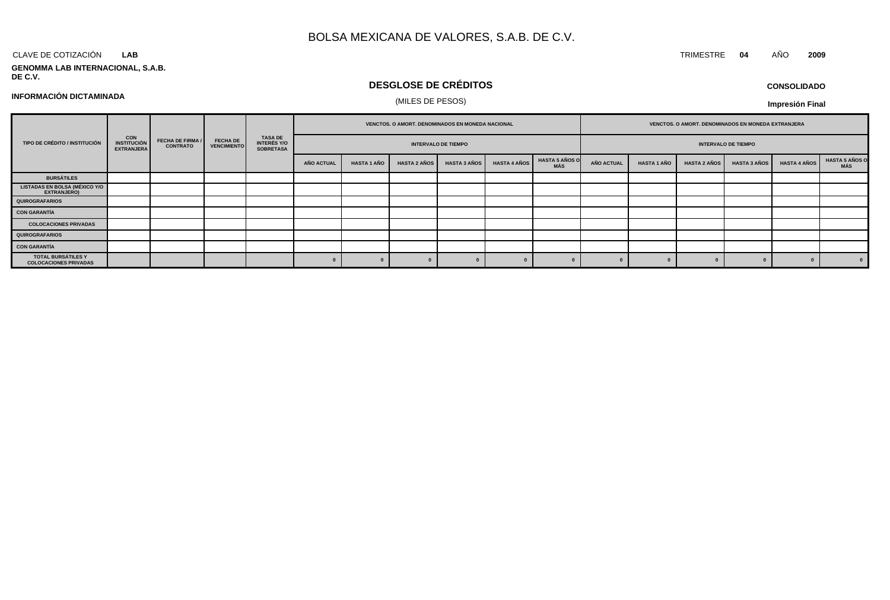# BOLSA MEXICANA DE VALORES, S.A.B. DE C.V.

CLAVE DE COTIZACIÓN **LAB**

TRIMESTRE **04** AÑO **2009**

**GENOMMA LAB INTERNACIONAL, S.A.B. DE C.V.**

## DESGLOSE DE CRÉDITOS

(MILES DE PESOS)

**CONSOLIDADO**

**INFORMACIÓN DICTAMINADA**

**Impresión Final**

| TIPO DE CRÉDITO / INSTITUCIÓN | CON INSTITUCIÓN EXTRANJERA | FECHA DE FIRMA / CONTRATO | FECHA DE VENCIMIENTO | TASA DE INTERÉS Y/O SOBRETASA | VENCTOS. O AMORT. DENOMINADOS EN MONEDA NACIONAL | | | | | | VENCTOS. O AMORT. DENOMINADOS EN MONEDA EXTRANJERA | | | | | |
|---|---|---|---|---|---|---|---|---|---|---|---|---|---|---|---|---|
| | | | | | INTERVALO DE TIEMPO | | | | | | INTERVALO DE TIEMPO | | | | | |
| | | | | | AÑO ACTUAL | HASTA 1 AÑO | HASTA 2 AÑOS | HASTA 3 AÑOS | HASTA 4 AÑOS | HASTA 5 AÑOS O MÁS | AÑO ACTUAL | HASTA 1 AÑO | HASTA 2 AÑOS | HASTA 3 AÑOS | HASTA 4 AÑOS | HASTA 5 AÑOS O MÁS |
| BURSÁTILES | | | | | | | | | | | | | | | | |
| LISTADAS EN BOLSA (MÉXICO Y/O EXTRANJERO) | | | | | | | | | | | | | | | | |
| QUIROGRAFARIOS | | | | | | | | | | | | | | | | |
| CON GARANTÍA | | | | | | | | | | | | | | | | |
| COLOCACIONES PRIVADAS | | | | | | | | | | | | | | | | |
| QUIROGRAFARIOS | | | | | | | | | | | | | | | | |
| CON GARANTÍA | | | | | | | | | | | | | | | | |
| TOTAL BURSÁTILES Y COLOCACIONES PRIVADAS | | | | | 0 | 0 | 0 | 0 | 0 | 0 | 0 | 0 | 0 | 0 | 0 | 0 |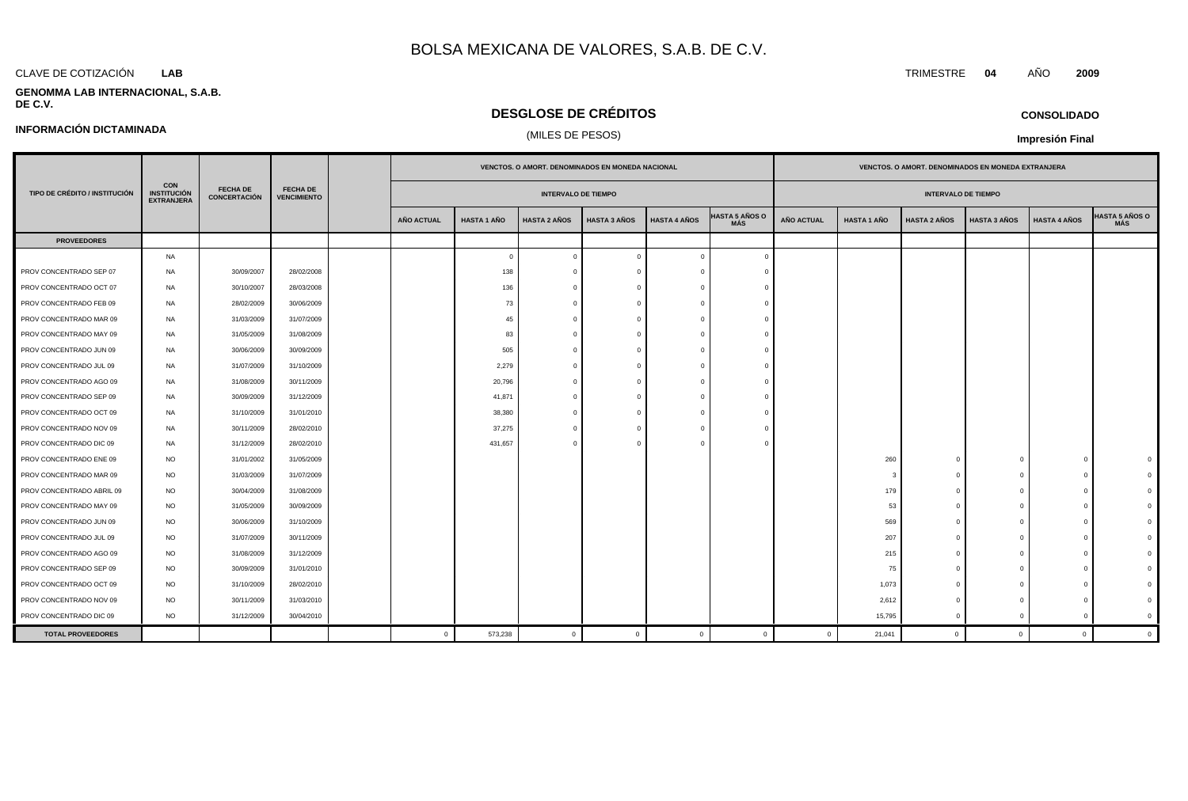# BOLSA MEXICANA DE VALORES, S.A.B. DE C.V.

CLAVE DE COTIZACIÓN **LAB**

TRIMESTRE **04** AÑO **2009**

**GENOMMA LAB INTERNACIONAL, S.A.B. DE C.V.**

## DESGLOSE DE CRÉDITOS

(MILES DE PESOS)

**CONSOLIDADO**

**INFORMACIÓN DICTAMINADA**

**Impresión Final**

| TIPO DE CRÉDITO / INSTITUCIÓN | CON INSTITUCIÓN EXTRANJERA | FECHA DE CONCERTACIÓN | FECHA DE VENCIMIENTO | | VENCTOS. O AMORT. DENOMINADOS EN MONEDA NACIONAL | | | | | | VENCTOS. O AMORT. DENOMINADOS EN MONEDA EXTRANJERA | | | | | |
|---|---|---|---|---|---|---|---|---|---|---|---|---|---|---|---|---|
| | | | | | INTERVALO DE TIEMPO | | | | | | INTERVALO DE TIEMPO | | | | | |
| | | | | | AÑO ACTUAL | HASTA 1 AÑO | HASTA 2 AÑOS | HASTA 3 AÑOS | HASTA 4 AÑOS | HASTA 5 AÑOS O MÁS | AÑO ACTUAL | HASTA 1 AÑO | HASTA 2 AÑOS | HASTA 3 AÑOS | HASTA 4 AÑOS | HASTA 5 AÑOS O MÁS |
| **PROVEEDORES** | | | | | | | | | | | | | | | | |
| | NA | | | | | 0 | 0 | 0 | 0 | 0 | | | | | | |
| PROV CONCENTRADO SEP 07 | NA | 30/09/2007 | 28/02/2008 | | | 138 | 0 | 0 | 0 | 0 | | | | | | |
| PROV CONCENTRADO OCT 07 | NA | 30/10/2007 | 28/03/2008 | | | 136 | 0 | 0 | 0 | 0 | | | | | | |
| PROV CONCENTRADO FEB 09 | NA | 28/02/2009 | 30/06/2009 | | | 73 | 0 | 0 | 0 | 0 | | | | | | |
| PROV CONCENTRADO MAR 09 | NA | 31/03/2009 | 31/07/2009 | | | 45 | 0 | 0 | 0 | 0 | | | | | | |
| PROV CONCENTRADO MAY 09 | NA | 31/05/2009 | 31/08/2009 | | | 83 | 0 | 0 | 0 | 0 | | | | | | |
| PROV CONCENTRADO JUN 09 | NA | 30/06/2009 | 30/09/2009 | | | 505 | 0 | 0 | 0 | 0 | | | | | | |
| PROV CONCENTRADO JUL 09 | NA | 31/07/2009 | 31/10/2009 | | | 2,279 | 0 | 0 | 0 | 0 | | | | | | |
| PROV CONCENTRADO AGO 09 | NA | 31/08/2009 | 30/11/2009 | | | 20,796 | 0 | 0 | 0 | 0 | | | | | | |
| PROV CONCENTRADO SEP 09 | NA | 30/09/2009 | 31/12/2009 | | | 41,871 | 0 | 0 | 0 | 0 | | | | | | |
| PROV CONCENTRADO OCT 09 | NA | 31/10/2009 | 31/01/2010 | | | 38,380 | 0 | 0 | 0 | 0 | | | | | | |
| PROV CONCENTRADO NOV 09 | NA | 30/11/2009 | 28/02/2010 | | | 37,275 | 0 | 0 | 0 | 0 | | | | | | |
| PROV CONCENTRADO DIC 09 | NA | 31/12/2009 | 28/02/2010 | | | 431,657 | 0 | 0 | 0 | 0 | | | | | | |
| PROV CONCENTRADO ENE 09 | NO | 31/01/2002 | 31/05/2009 | | | | | | | | | 260 | 0 | 0 | 0 | 0 |
| PROV CONCENTRADO MAR 09 | NO | 31/03/2009 | 31/07/2009 | | | | | | | | | 3 | 0 | 0 | 0 | 0 |
| PROV CONCENTRADO ABRIL 09 | NO | 30/04/2009 | 31/08/2009 | | | | | | | | | 179 | 0 | 0 | 0 | 0 |
| PROV CONCENTRADO MAY 09 | NO | 31/05/2009 | 30/09/2009 | | | | | | | | | 53 | 0 | 0 | 0 | 0 |
| PROV CONCENTRADO JUN 09 | NO | 30/06/2009 | 31/10/2009 | | | | | | | | | 569 | 0 | 0 | 0 | 0 |
| PROV CONCENTRADO JUL 09 | NO | 31/07/2009 | 30/11/2009 | | | | | | | | | 207 | 0 | 0 | 0 | 0 |
| PROV CONCENTRADO AGO 09 | NO | 31/08/2009 | 31/12/2009 | | | | | | | | | 215 | 0 | 0 | 0 | 0 |
| PROV CONCENTRADO SEP 09 | NO | 30/09/2009 | 31/01/2010 | | | | | | | | | 75 | 0 | 0 | 0 | 0 |
| PROV CONCENTRADO OCT 09 | NO | 31/10/2009 | 28/02/2010 | | | | | | | | | 1,073 | 0 | 0 | 0 | 0 |
| PROV CONCENTRADO NOV 09 | NO | 30/11/2009 | 31/03/2010 | | | | | | | | | 2,612 | 0 | 0 | 0 | 0 |
| PROV CONCENTRADO DIC 09 | NO | 31/12/2009 | 30/04/2010 | | | | | | | | | 15,795 | 0 | 0 | 0 | 0 |
| **TOTAL PROVEEDORES** | | | | | 0 | 573,238 | 0 | 0 | 0 | 0 | 0 | 21,041 | 0 | 0 | 0 | 0 |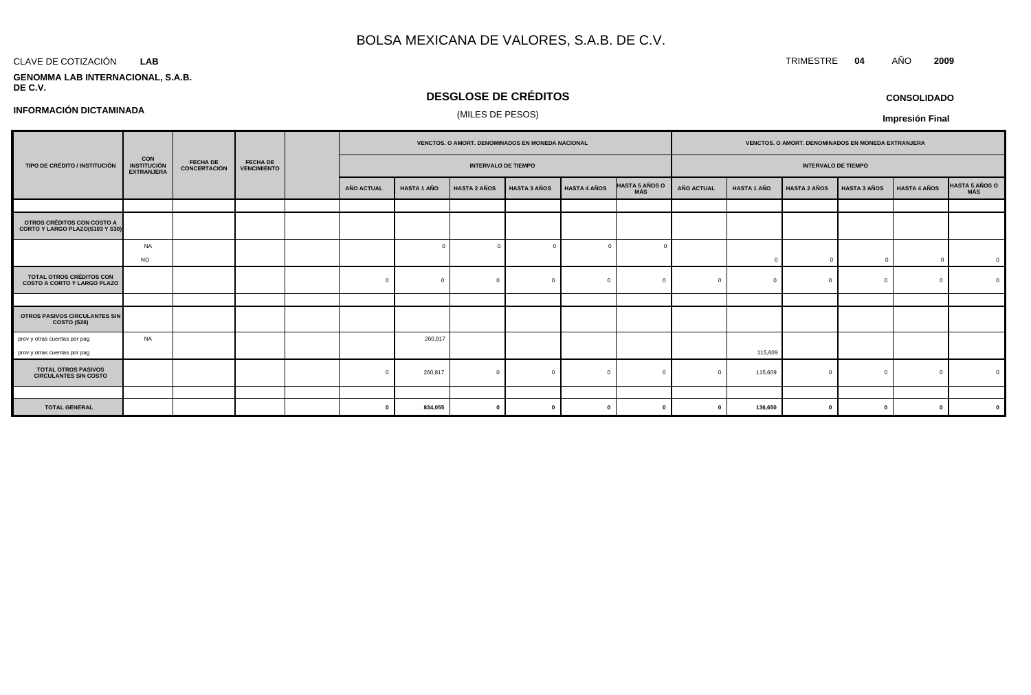# BOLSA MEXICANA DE VALORES, S.A.B. DE C.V.

CLAVE DE COTIZACIÓN **LAB**

TRIMESTRE **04** AÑO **2009**

**GENOMMA LAB INTERNACIONAL, S.A.B. DE C.V.**

## DESGLOSE DE CRÉDITOS

(MILES DE PESOS)

**CONSOLIDADO**

**INFORMACIÓN DICTAMINADA**

**Impresión Final**

| TIPO DE CRÉDITO / INSTITUCIÓN | CON INSTITUCIÓN EXTRANJERA | FECHA DE CONCERTACIÓN | FECHA DE VENCIMIENTO | | VENCTOS. O AMORT. DENOMINADOS EN MONEDA NACIONAL | | | | | | VENCTOS. O AMORT. DENOMINADOS EN MONEDA EXTRANJERA | | | | | |
|---|---|---|---|---|---|---|---|---|---|---|---|---|---|---|---|---|
| | | | | | INTERVALO DE TIEMPO | | | | | | INTERVALO DE TIEMPO | | | | | |
| | | | | | AÑO ACTUAL | HASTA 1 AÑO | HASTA 2 AÑOS | HASTA 3 AÑOS | HASTA 4 AÑOS | HASTA 5 AÑOS O MÁS | AÑO ACTUAL | HASTA 1 AÑO | HASTA 2 AÑOS | HASTA 3 AÑOS | HASTA 4 AÑOS | HASTA 5 AÑOS O MÁS |
| | | | | | | | | | | | | | | | | |
| **OTROS CRÉDITOS CON COSTO A CORTO Y LARGO PLAZO(S103 Y S30)** | | | | | | | | | | | | | | | | |
| | NA | | | | | 0 | 0 | 0 | 0 | 0 | | | | | | |
| | NO | | | | | | | | | | | 0 | 0 | 0 | 0 | 0 |
| **TOTAL OTROS CRÉDITOS CON COSTO A CORTO Y LARGO PLAZO** | | | | | 0 | 0 | 0 | 0 | 0 | 0 | 0 | 0 | 0 | 0 | 0 | 0 |
| | | | | | | | | | | | | | | | | |
| **OTROS PASIVOS CIRCULANTES SIN COSTO (S26)** | | | | | | | | | | | | | | | | |
| prov y otras cuentas por pag | NA | | | | | 260,817 | | | | | | | | | | |
| prov y otras cuentas por pag | | | | | | | | | | | | 115,609 | | | | |
| **TOTAL OTROS PASIVOS CIRCULANTES SIN COSTO** | | | | | 0 | 260,817 | 0 | 0 | 0 | 0 | 0 | 115,609 | 0 | 0 | 0 | 0 |
| | | | | | | | | | | | | | | | | |
| **TOTAL GENERAL** | | | | | **0** | **834,055** | **0** | **0** | **0** | **0** | **0** | **136,650** | **0** | **0** | **0** | **0** |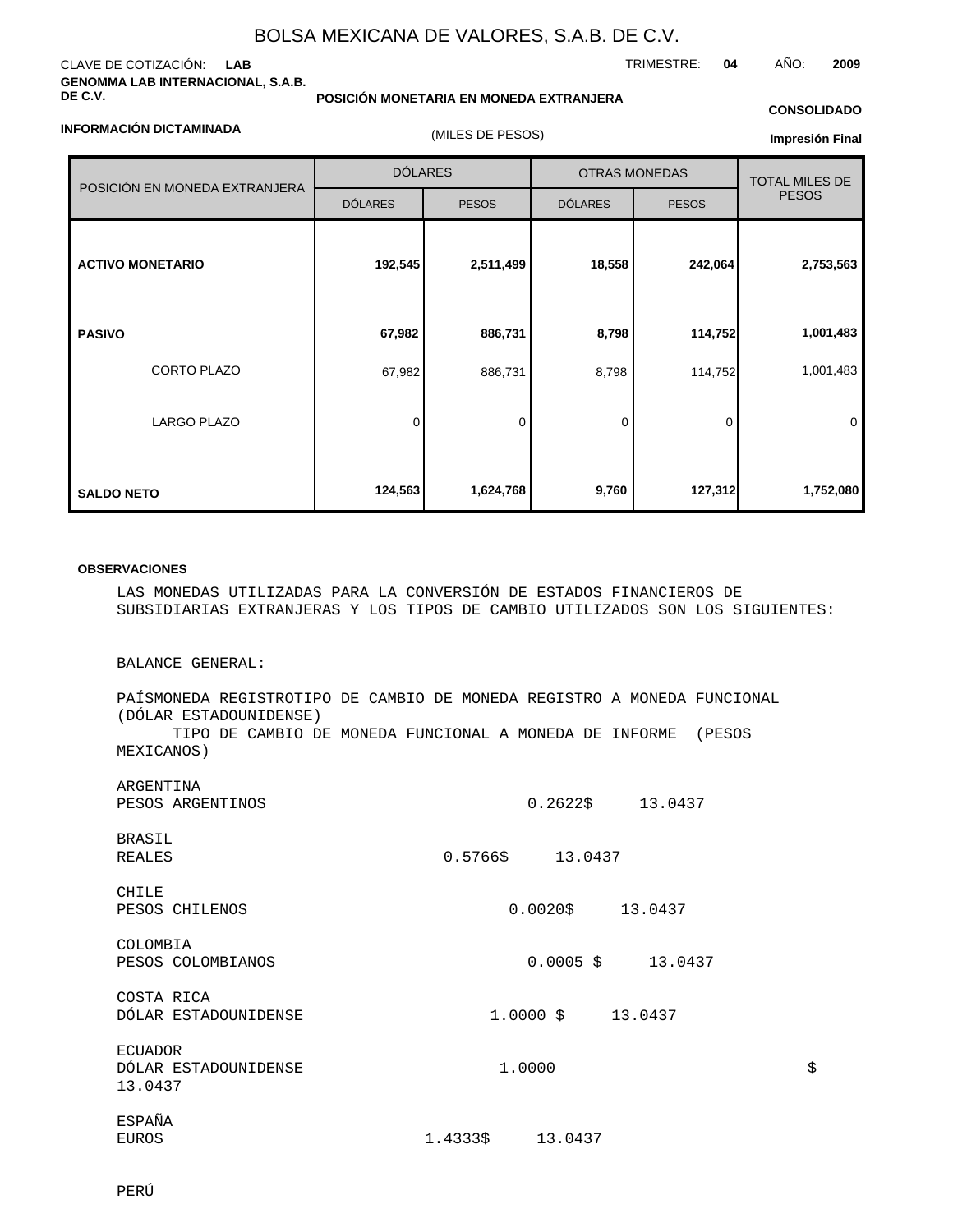BOLSA MEXICANA DE VALORES, S.A.B. DE C.V.

CLAVE DE COTIZACIÓN: **LAB**

TRIMESTRE: **04** AÑO: **2009**

**GENOMMA LAB INTERNACIONAL, S.A.B. DE C.V.**

**POSICIÓN MONETARIA EN MONEDA EXTRANJERA**

**CONSOLIDADO**

**INFORMACIÓN DICTAMINADA**

(MILES DE PESOS)

**Impresión Final**

| POSICIÓN EN MONEDA EXTRANJERA | DÓLARES | | OTRAS MONEDAS | | TOTAL MILES DE PESOS |
|---|---|---|---|---|---|
| | DÓLARES | PESOS | DÓLARES | PESOS | |
| **ACTIVO MONETARIO** | **192,545** | **2,511,499** | **18,558** | **242,064** | **2,753,563** |
| **PASIVO** | **67,982** | **886,731** | **8,798** | **114,752** | **1,001,483** |
| CORTO PLAZO | 67,982 | 886,731 | 8,798 | 114,752 | 1,001,483 |
| LARGO PLAZO | 0 | 0 | 0 | 0 | 0 |
| **SALDO NETO** | **124,563** | **1,624,768** | **9,760** | **127,312** | **1,752,080** |

**OBSERVACIONES**

LAS MONEDAS UTILIZADAS PARA LA CONVERSIÓN DE ESTADOS FINANCIEROS DE SUBSIDIARIAS EXTRANJERAS Y LOS TIPOS DE CAMBIO UTILIZADOS SON LOS SIGUIENTES:

BALANCE GENERAL:

PAÍSMONEDA REGISTROTIPO DE CAMBIO DE MONEDA REGISTRO A MONEDA FUNCIONAL (DÓLAR ESTADOUNIDENSE)
TIPO DE CAMBIO DE MONEDA FUNCIONAL A MONEDA DE INFORME (PESOS MEXICANOS)

ARGENTINA
PESOS ARGENTINOS 0.2622$ 13.0437

BRASIL
REALES 0.5766$ 13.0437

CHILE
PESOS CHILENOS 0.0020$ 13.0437

COLOMBIA
PESOS COLOMBIANOS 0.0005 $ 13.0437

COSTA RICA
DÓLAR ESTADOUNIDENSE 1.0000 $ 13.0437

ECUADOR
DÓLAR ESTADOUNIDENSE 1.0000 $ 13.0437

ESPAÑA
EUROS 1.4333$ 13.0437

PERÚ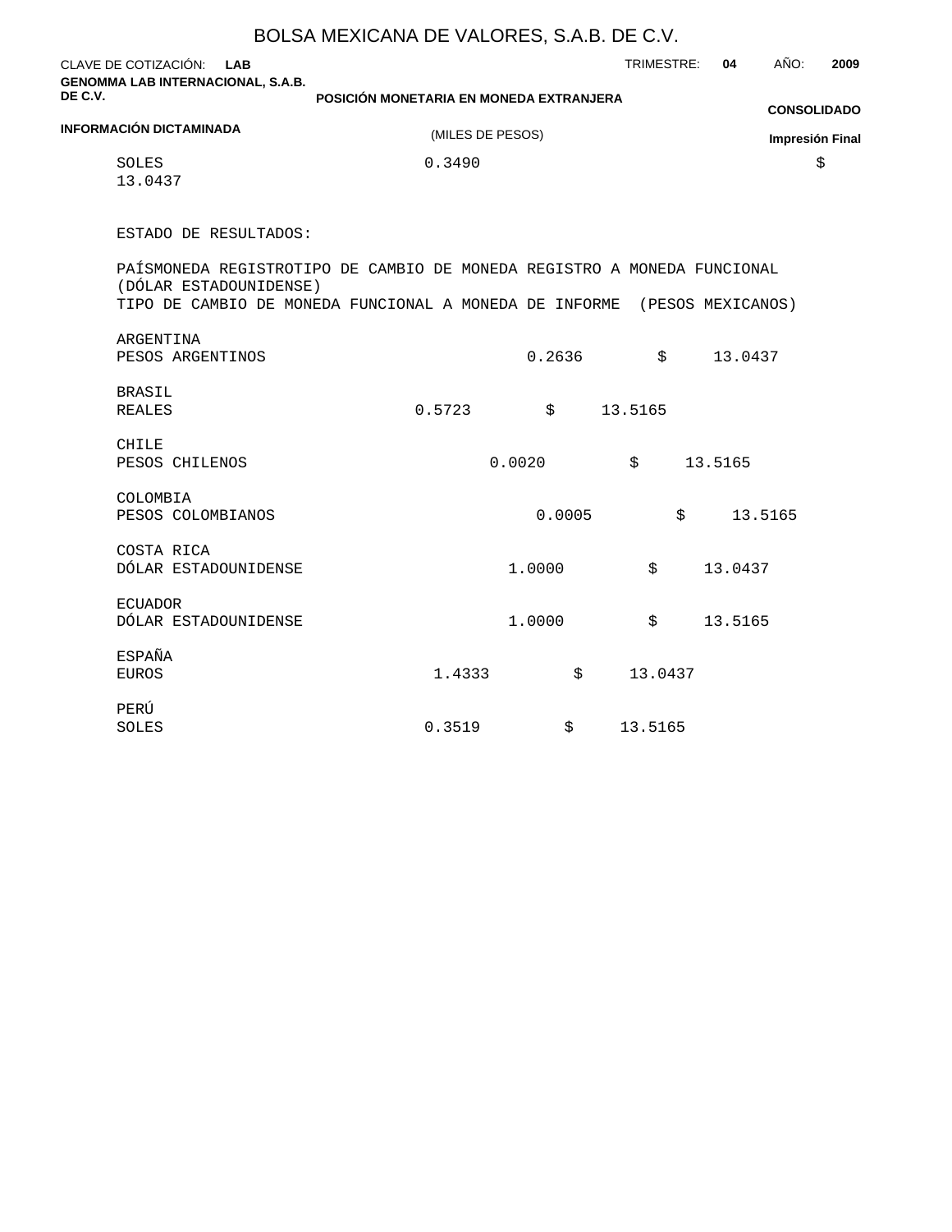BOLSA MEXICANA DE VALORES, S.A.B. DE C.V.

CLAVE DE COTIZACIÓN: **LAB** TRIMESTRE: **04** AÑO: **2009**

**GENOMMA LAB INTERNACIONAL, S.A.B. DE C.V.**

**POSICIÓN MONETARIA EN MONEDA EXTRANJERA**

(MILES DE PESOS)

**CONSOLIDADO**

**INFORMACIÓN DICTAMINADA**

**Impresión Final**

SOLES 0.3490 $ 13.0437

ESTADO DE RESULTADOS:

| PAÍS | MONEDA REGISTRO | TIPO DE CAMBIO DE MONEDA REGISTRO A MONEDA FUNCIONAL (DÓLAR ESTADOUNIDENSE) | TIPO DE CAMBIO DE MONEDA FUNCIONAL A MONEDA DE INFORME (PESOS MEXICANOS) |
|---|---|---|---|
| ARGENTINA | PESOS ARGENTINOS | 0.2636 | $ 13.0437 |
| BRASIL | REALES | 0.5723 | $ 13.5165 |
| CHILE | PESOS CHILENOS | 0.0020 | $ 13.5165 |
| COLOMBIA | PESOS COLOMBIANOS | 0.0005 | $ 13.5165 |
| COSTA RICA | DÓLAR ESTADOUNIDENSE | 1.0000 | $ 13.0437 |
| ECUADOR | DÓLAR ESTADOUNIDENSE | 1.0000 | $ 13.5165 |
| ESPAÑA | EUROS | 1.4333 | $ 13.0437 |
| PERÚ | SOLES | 0.3519 | $ 13.5165 |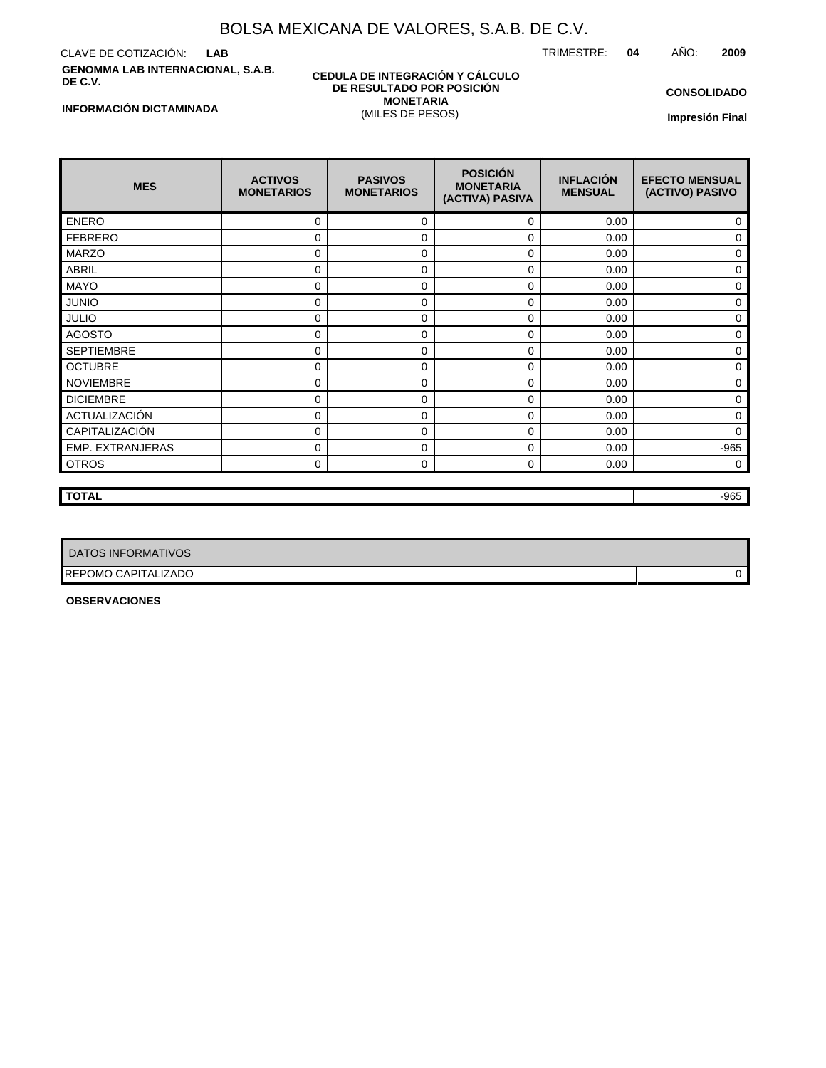# BOLSA MEXICANA DE VALORES, S.A.B. DE C.V.

CLAVE DE COTIZACIÓN: **LAB**

TRIMESTRE: **04** AÑO: **2009**

**GENOMMA LAB INTERNACIONAL, S.A.B. DE C.V.**

**CEDULA DE INTEGRACIÓN Y CÁLCULO DE RESULTADO POR POSICIÓN MONETARIA**
(MILES DE PESOS)

**CONSOLIDADO**

**INFORMACIÓN DICTAMINADA**

**Impresión Final**

| MES | ACTIVOS MONETARIOS | PASIVOS MONETARIOS | POSICIÓN MONETARIA (ACTIVA) PASIVA | INFLACIÓN MENSUAL | EFECTO MENSUAL (ACTIVO) PASIVO |
|---|---|---|---|---|---|
| ENERO | 0 | 0 | 0 | 0.00 | 0 |
| FEBRERO | 0 | 0 | 0 | 0.00 | 0 |
| MARZO | 0 | 0 | 0 | 0.00 | 0 |
| ABRIL | 0 | 0 | 0 | 0.00 | 0 |
| MAYO | 0 | 0 | 0 | 0.00 | 0 |
| JUNIO | 0 | 0 | 0 | 0.00 | 0 |
| JULIO | 0 | 0 | 0 | 0.00 | 0 |
| AGOSTO | 0 | 0 | 0 | 0.00 | 0 |
| SEPTIEMBRE | 0 | 0 | 0 | 0.00 | 0 |
| OCTUBRE | 0 | 0 | 0 | 0.00 | 0 |
| NOVIEMBRE | 0 | 0 | 0 | 0.00 | 0 |
| DICIEMBRE | 0 | 0 | 0 | 0.00 | 0 |
| ACTUALIZACIÓN | 0 | 0 | 0 | 0.00 | 0 |
| CAPITALIZACIÓN | 0 | 0 | 0 | 0.00 | 0 |
| EMP. EXTRANJERAS | 0 | 0 | 0 | 0.00 | -965 |
| OTROS | 0 | 0 | 0 | 0.00 | 0 |

| **TOTAL** | -965 |
|---|---|

| DATOS INFORMATIVOS | |
|---|---|
| REPOMO CAPITALIZADO | 0 |

**OBSERVACIONES**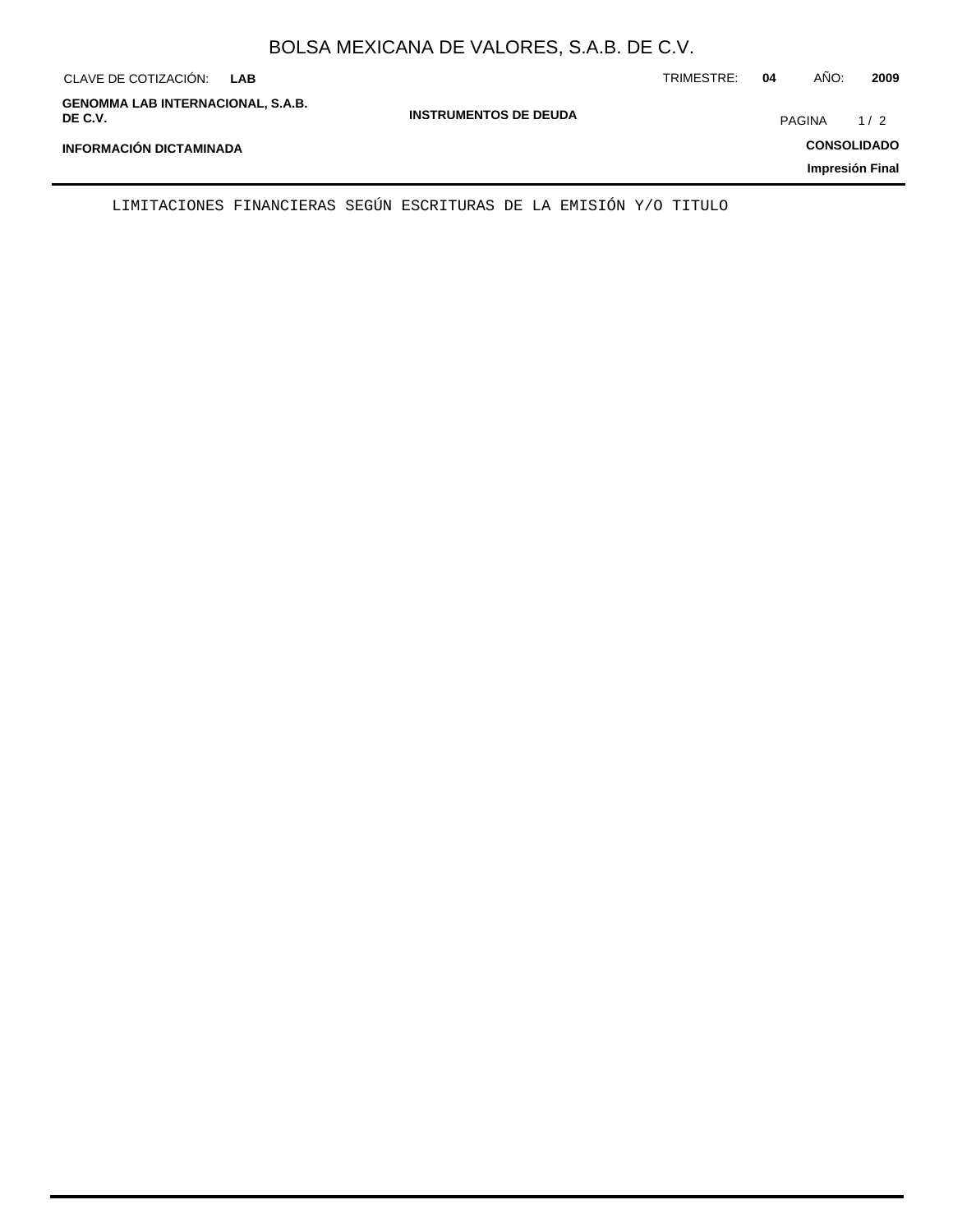## INSTRUMENTOS DE DEUDA

LIMITACIONES FINANCIERAS SEGÚN ESCRITURAS DE LA EMISIÓN Y/O TITULO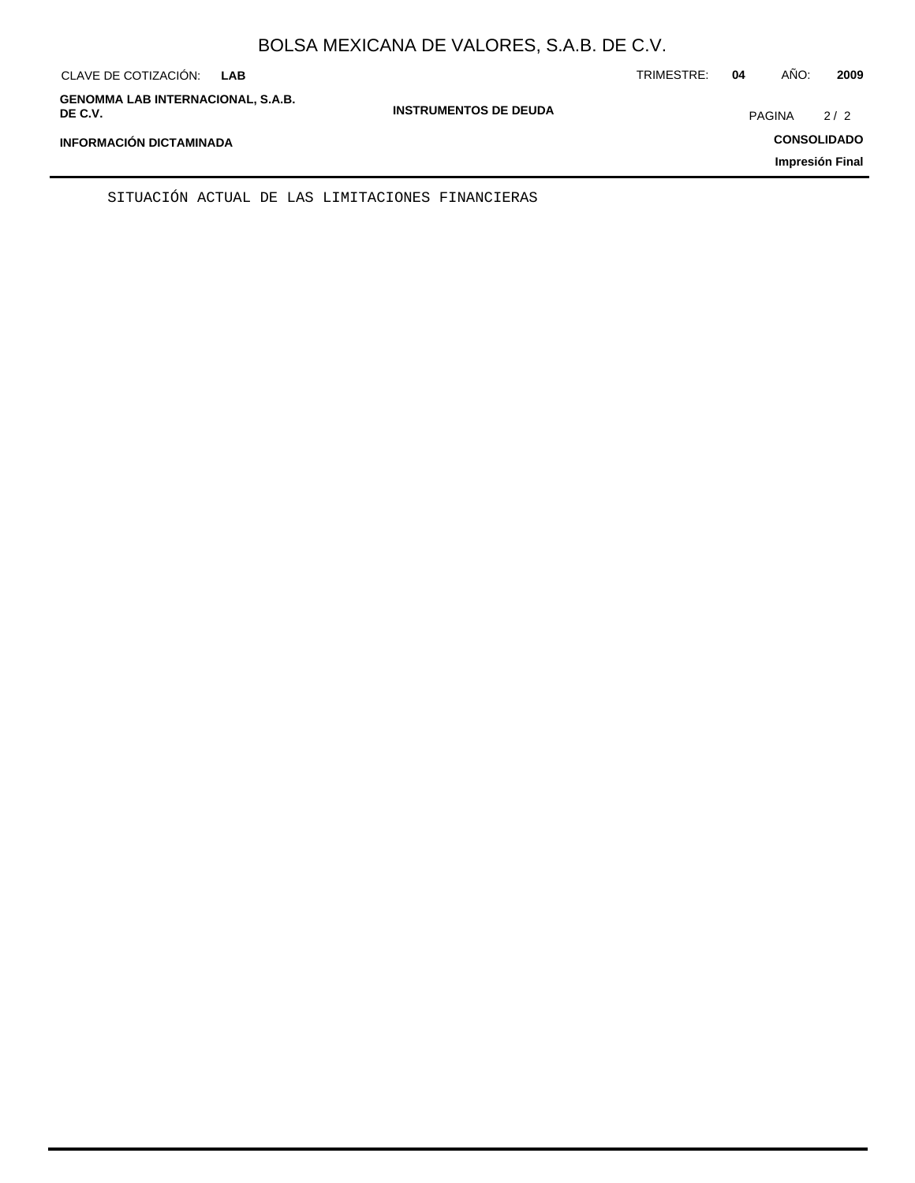SITUACIÓN ACTUAL DE LAS LIMITACIONES FINANCIERAS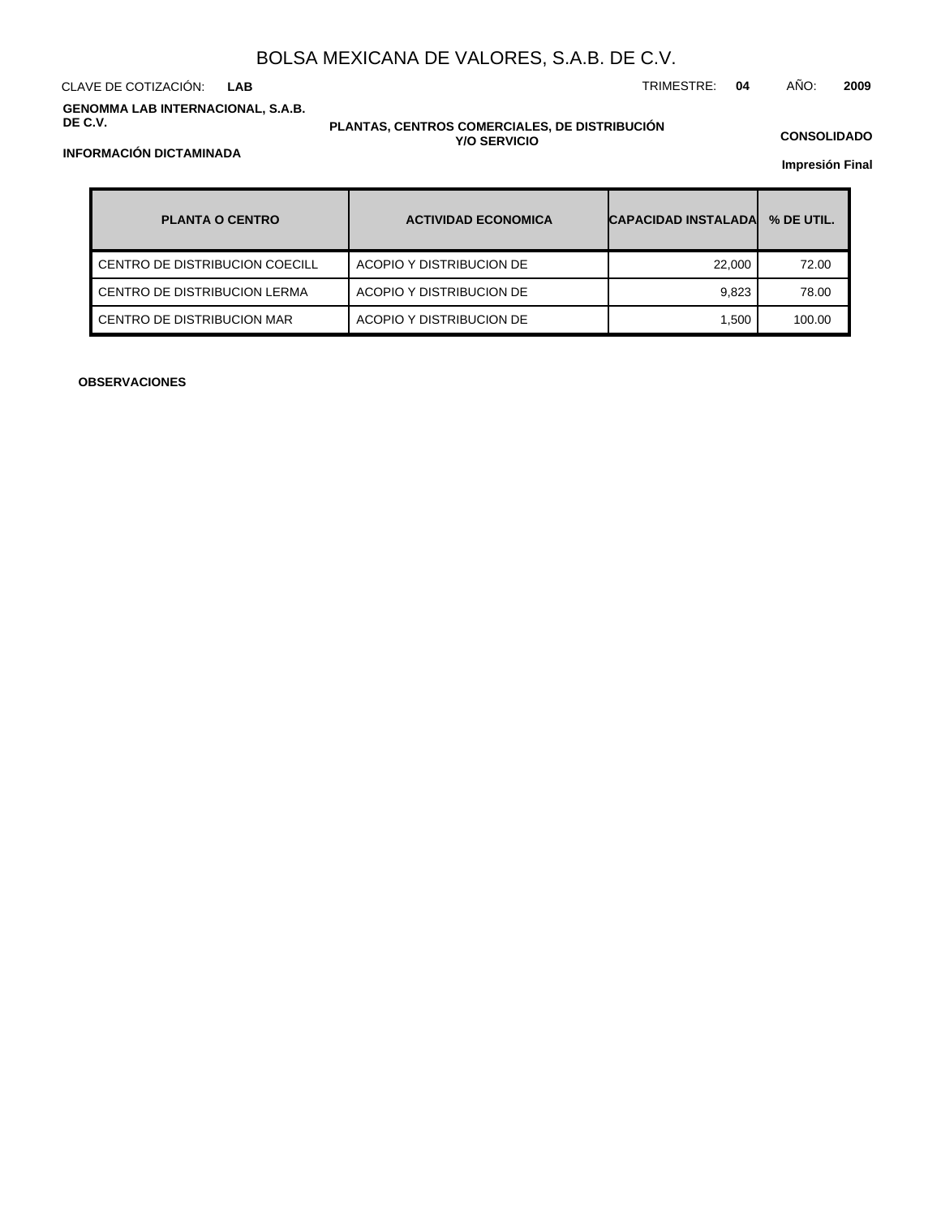# BOLSA MEXICANA DE VALORES, S.A.B. DE C.V.

CLAVE DE COTIZACIÓN: **LAB**

TRIMESTRE: **04** AÑO: **2009**

**GENOMMA LAB INTERNACIONAL, S.A.B. DE C.V.**

**PLANTAS, CENTROS COMERCIALES, DE DISTRIBUCIÓN Y/O SERVICIO**

**CONSOLIDADO**

**INFORMACIÓN DICTAMINADA**

**Impresión Final**

| PLANTA O CENTRO | ACTIVIDAD ECONOMICA | CAPACIDAD INSTALADA | % DE UTIL. |
|---|---|---|---|
| CENTRO DE DISTRIBUCION COECILL | ACOPIO Y DISTRIBUCION DE | 22,000 | 72.00 |
| CENTRO DE DISTRIBUCION LERMA | ACOPIO Y DISTRIBUCION DE | 9,823 | 78.00 |
| CENTRO DE DISTRIBUCION MAR | ACOPIO Y DISTRIBUCION DE | 1,500 | 100.00 |

**OBSERVACIONES**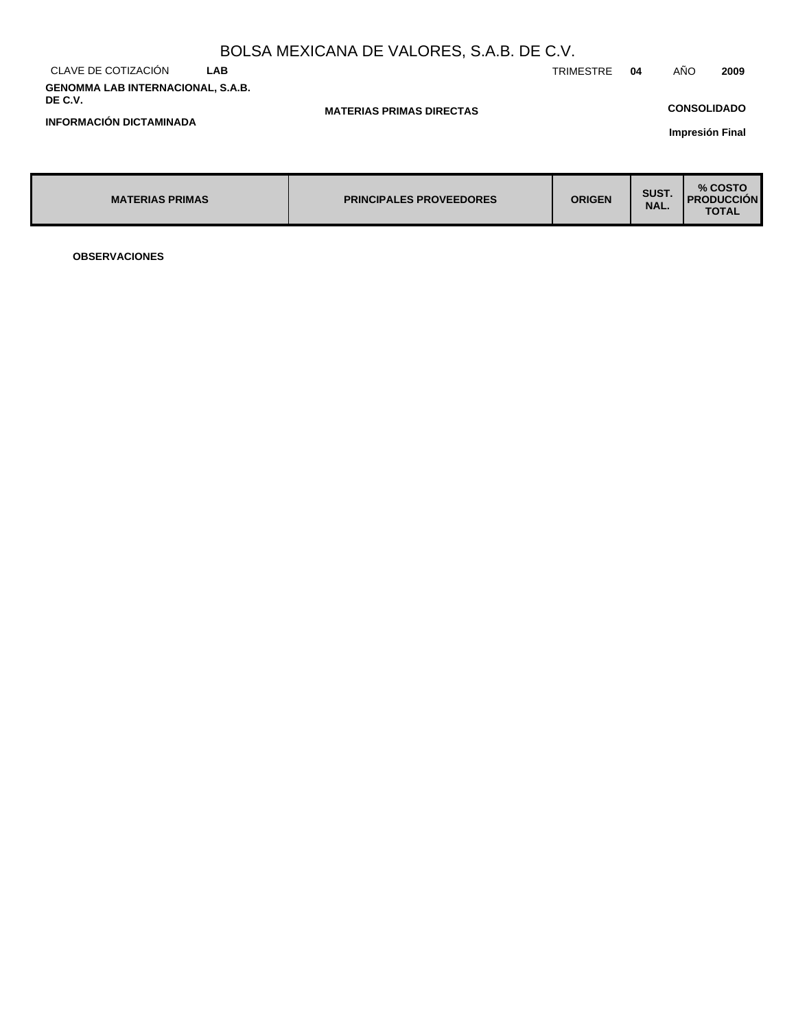BOLSA MEXICANA DE VALORES, S.A.B. DE C.V.

CLAVE DE COTIZACIÓN **LAB** TRIMESTRE **04** AÑO **2009**

**GENOMMA LAB INTERNACIONAL, S.A.B. DE C.V.**

**MATERIAS PRIMAS DIRECTAS**

**CONSOLIDADO**

**INFORMACIÓN DICTAMINADA**

**Impresión Final**

| MATERIAS PRIMAS | PRINCIPALES PROVEEDORES | ORIGEN | SUST. NAL. | % COSTO PRODUCCIÓN TOTAL |
| --- | --- | --- | --- | --- |

**OBSERVACIONES**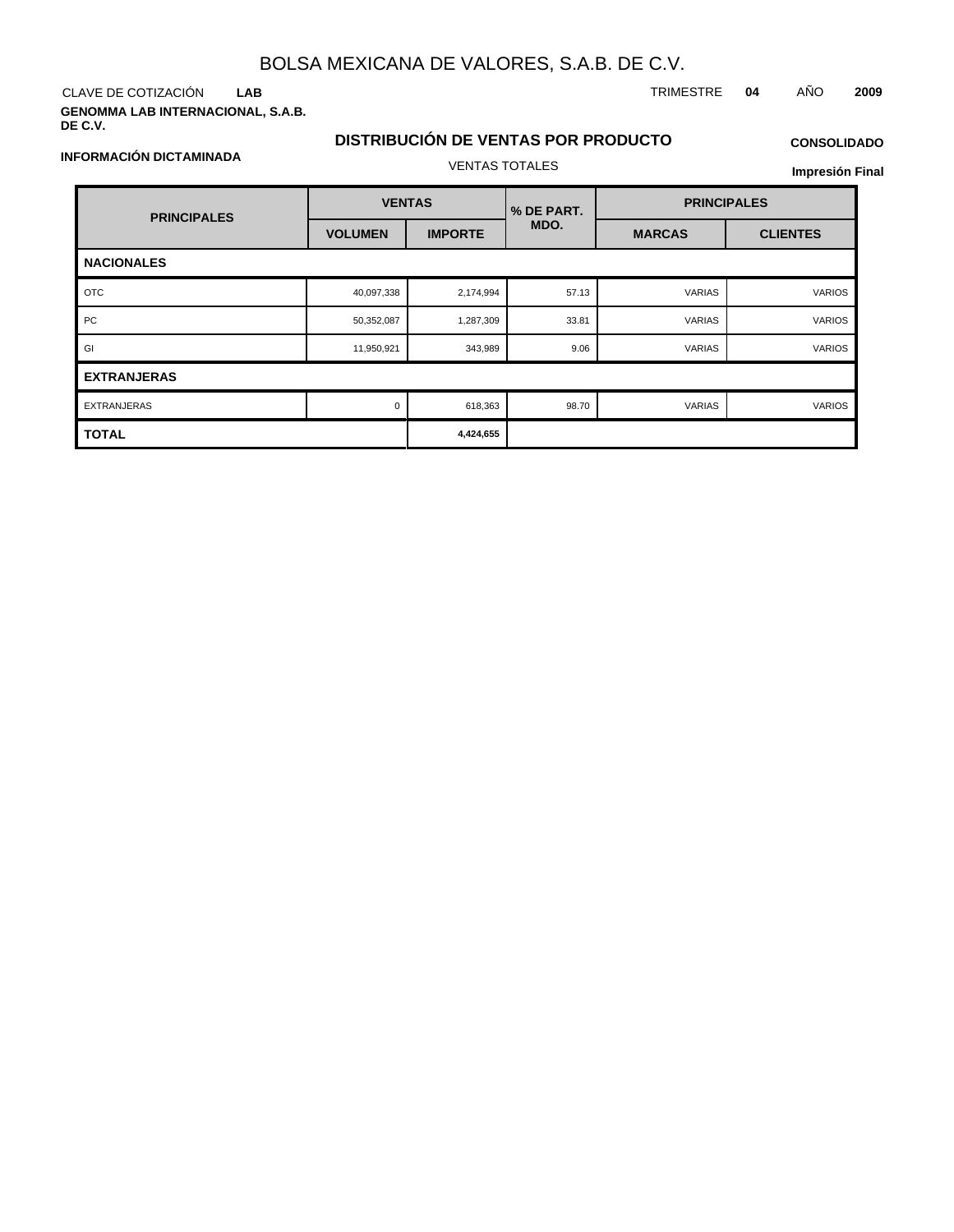# BOLSA MEXICANA DE VALORES, S.A.B. DE C.V.

CLAVE DE COTIZACIÓN **LAB** TRIMESTRE **04** AÑO **2009**

**GENOMMA LAB INTERNACIONAL, S.A.B. DE C.V.**

## DISTRIBUCIÓN DE VENTAS POR PRODUCTO

**CONSOLIDADO**

**INFORMACIÓN DICTAMINADA**

VENTAS TOTALES

**Impresión Final**

| PRINCIPALES | VENTAS | | % DE PART. MDO. | PRINCIPALES | |
|---|---|---|---|---|---|
| | VOLUMEN | IMPORTE | | MARCAS | CLIENTES |
| **NACIONALES** | | | | | |
| OTC | 40,097,338 | 2,174,994 | 57.13 | VARIAS | VARIOS |
| PC | 50,352,087 | 1,287,309 | 33.81 | VARIAS | VARIOS |
| GI | 11,950,921 | 343,989 | 9.06 | VARIAS | VARIOS |
| **EXTRANJERAS** | | | | | |
| EXTRANJERAS | 0 | 618,363 | 98.70 | VARIAS | VARIOS |
| **TOTAL** | | **4,424,655** | | | |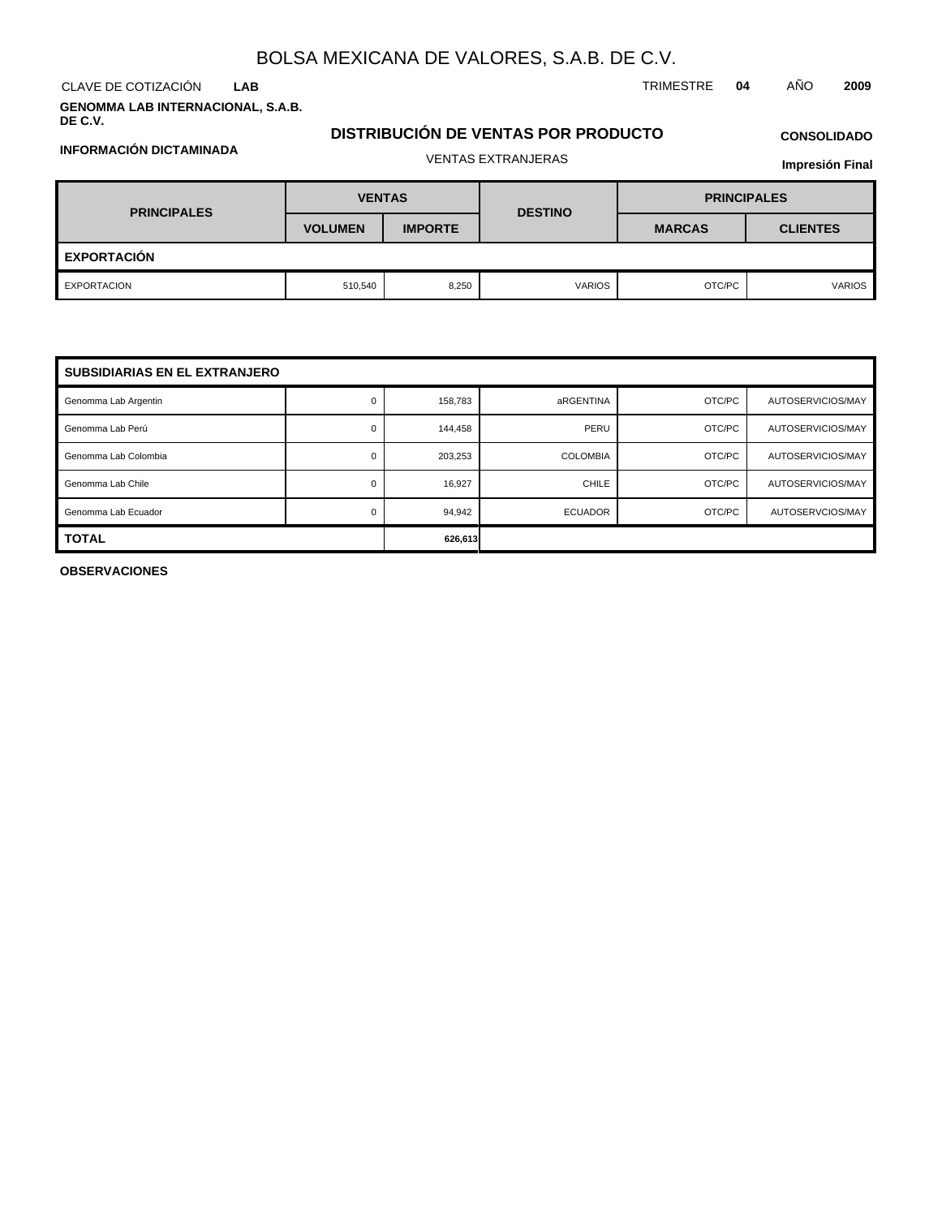# BOLSA MEXICANA DE VALORES, S.A.B. DE C.V.

CLAVE DE COTIZACIÓN **LAB** TRIMESTRE **04** AÑO **2009**

**GENOMMA LAB INTERNACIONAL, S.A.B. DE C.V.**

## DISTRIBUCIÓN DE VENTAS POR PRODUCTO

**CONSOLIDADO**

**INFORMACIÓN DICTAMINADA**

VENTAS EXTRANJERAS

**Impresión Final**

| PRINCIPALES | VENTAS | | DESTINO | PRINCIPALES | |
|---|---|---|---|---|---|
| | VOLUMEN | IMPORTE | | MARCAS | CLIENTES |
| **EXPORTACIÓN** | | | | | |
| EXPORTACION | 510,540 | 8,250 | VARIOS | OTC/PC | VARIOS |

| SUBSIDIARIAS EN EL EXTRANJERO | | | | | |
|---|---|---|---|---|---|
| Genomma Lab Argentin | 0 | 158,783 | aRGENTINA | OTC/PC | AUTOSERVICIOS/MAY |
| Genomma Lab Perú | 0 | 144,458 | PERU | OTC/PC | AUTOSERVICIOS/MAY |
| Genomma Lab Colombia | 0 | 203,253 | COLOMBIA | OTC/PC | AUTOSERVICIOS/MAY |
| Genomma Lab Chile | 0 | 16,927 | CHILE | OTC/PC | AUTOSERVICIOS/MAY |
| Genomma Lab Ecuador | 0 | 94,942 | ECUADOR | OTC/PC | AUTOSERVCIOS/MAY |
| **TOTAL** | | **626,613** | | | |

**OBSERVACIONES**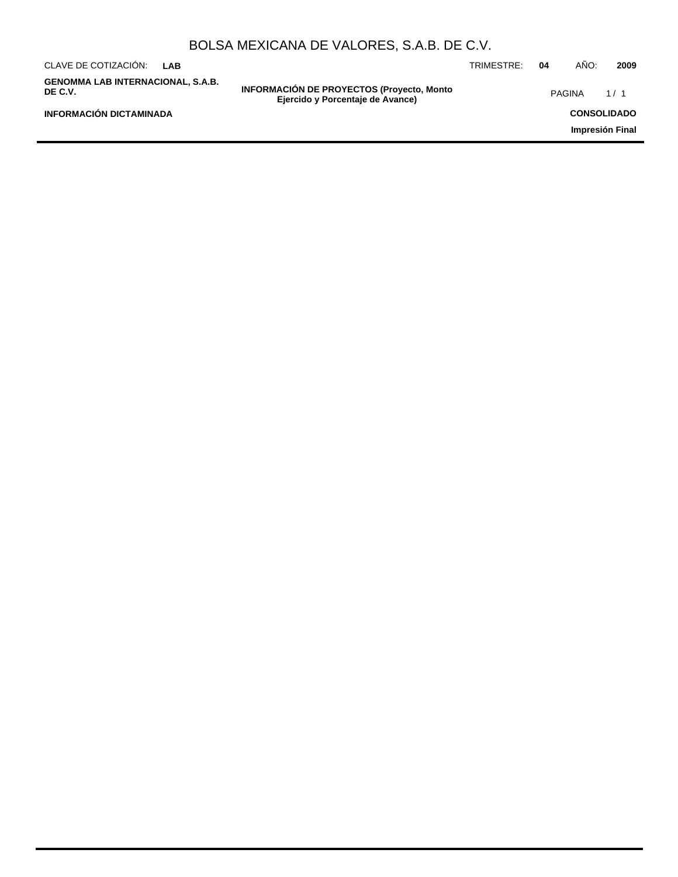## INFORMACIÓN DE PROYECTOS (Proyecto, Monto Ejercido y Porcentaje de Avance)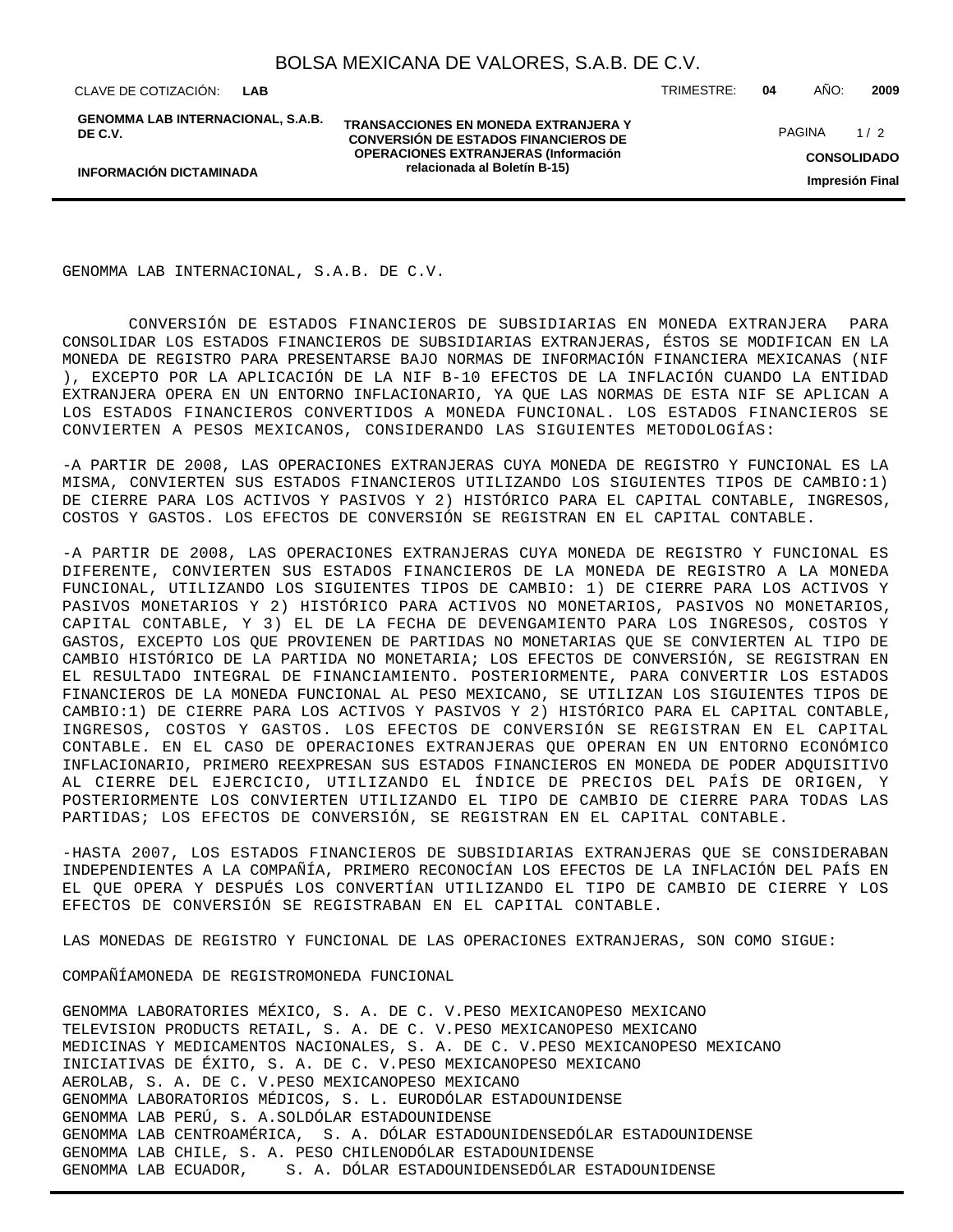GENOMMA LAB INTERNACIONAL, S.A.B. DE C.V.

CONVERSIÓN DE ESTADOS FINANCIEROS DE SUBSIDIARIAS EN MONEDA EXTRANJERA PARA CONSOLIDAR LOS ESTADOS FINANCIEROS DE SUBSIDIARIAS EXTRANJERAS, ÉSTOS SE MODIFICAN EN LA MONEDA DE REGISTRO PARA PRESENTARSE BAJO NORMAS DE INFORMACIÓN FINANCIERA MEXICANAS (NIF ), EXCEPTO POR LA APLICACIÓN DE LA NIF B-10 EFECTOS DE LA INFLACIÓN CUANDO LA ENTIDAD EXTRANJERA OPERA EN UN ENTORNO INFLACIONARIO, YA QUE LAS NORMAS DE ESTA NIF SE APLICAN A LOS ESTADOS FINANCIEROS CONVERTIDOS A MONEDA FUNCIONAL. LOS ESTADOS FINANCIEROS SE CONVIERTEN A PESOS MEXICANOS, CONSIDERANDO LAS SIGUIENTES METODOLOGÍAS:

-A PARTIR DE 2008, LAS OPERACIONES EXTRANJERAS CUYA MONEDA DE REGISTRO Y FUNCIONAL ES LA MISMA, CONVIERTEN SUS ESTADOS FINANCIEROS UTILIZANDO LOS SIGUIENTES TIPOS DE CAMBIO:1) DE CIERRE PARA LOS ACTIVOS Y PASIVOS Y 2) HISTÓRICO PARA EL CAPITAL CONTABLE, INGRESOS, COSTOS Y GASTOS. LOS EFECTOS DE CONVERSIÓN SE REGISTRAN EN EL CAPITAL CONTABLE.

-A PARTIR DE 2008, LAS OPERACIONES EXTRANJERAS CUYA MONEDA DE REGISTRO Y FUNCIONAL ES DIFERENTE, CONVIERTEN SUS ESTADOS FINANCIEROS DE LA MONEDA DE REGISTRO A LA MONEDA FUNCIONAL, UTILIZANDO LOS SIGUIENTES TIPOS DE CAMBIO: 1) DE CIERRE PARA LOS ACTIVOS Y PASIVOS MONETARIOS Y 2) HISTÓRICO PARA ACTIVOS NO MONETARIOS, PASIVOS NO MONETARIOS, CAPITAL CONTABLE, Y 3) EL DE LA FECHA DE DEVENGAMIENTO PARA LOS INGRESOS, COSTOS Y GASTOS, EXCEPTO LOS QUE PROVIENEN DE PARTIDAS NO MONETARIAS QUE SE CONVIERTEN AL TIPO DE CAMBIO HISTÓRICO DE LA PARTIDA NO MONETARIA; LOS EFECTOS DE CONVERSIÓN, SE REGISTRAN EN EL RESULTADO INTEGRAL DE FINANCIAMIENTO. POSTERIORMENTE, PARA CONVERTIR LOS ESTADOS FINANCIEROS DE LA MONEDA FUNCIONAL AL PESO MEXICANO, SE UTILIZAN LOS SIGUIENTES TIPOS DE CAMBIO:1) DE CIERRE PARA LOS ACTIVOS Y PASIVOS Y 2) HISTÓRICO PARA EL CAPITAL CONTABLE, INGRESOS, COSTOS Y GASTOS. LOS EFECTOS DE CONVERSIÓN SE REGISTRAN EN EL CAPITAL CONTABLE. EN EL CASO DE OPERACIONES EXTRANJERAS QUE OPERAN EN UN ENTORNO ECONÓMICO INFLACIONARIO, PRIMERO REEXPRESAN SUS ESTADOS FINANCIEROS EN MONEDA DE PODER ADQUISITIVO AL CIERRE DEL EJERCICIO, UTILIZANDO EL ÍNDICE DE PRECIOS DEL PAÍS DE ORIGEN, Y POSTERIORMENTE LOS CONVIERTEN UTILIZANDO EL TIPO DE CAMBIO DE CIERRE PARA TODAS LAS PARTIDAS; LOS EFECTOS DE CONVERSIÓN, SE REGISTRAN EN EL CAPITAL CONTABLE.

-HASTA 2007, LOS ESTADOS FINANCIEROS DE SUBSIDIARIAS EXTRANJERAS QUE SE CONSIDERABAN INDEPENDIENTES A LA COMPAÑÍA, PRIMERO RECONOCÍAN LOS EFECTOS DE LA INFLACIÓN DEL PAÍS EN EL QUE OPERA Y DESPUÉS LOS CONVERTÍAN UTILIZANDO EL TIPO DE CAMBIO DE CIERRE Y LOS EFECTOS DE CONVERSIÓN SE REGISTRABAN EN EL CAPITAL CONTABLE.

LAS MONEDAS DE REGISTRO Y FUNCIONAL DE LAS OPERACIONES EXTRANJERAS, SON COMO SIGUE:

| COMPAÑÍA | MONEDA DE REGISTRO | MONEDA FUNCIONAL |
|---|---|---|
| GENOMMA LABORATORIES MÉXICO, S. A. DE C. V. | PESO MEXICANO | PESO MEXICANO |
| TELEVISION PRODUCTS RETAIL, S. A. DE C. V. | PESO MEXICANO | PESO MEXICANO |
| MEDICINAS Y MEDICAMENTOS NACIONALES, S. A. DE C. V. | PESO MEXICANO | PESO MEXICANO |
| INICIATIVAS DE ÉXITO, S. A. DE C. V. | PESO MEXICANO | PESO MEXICANO |
| AEROLAB, S. A. DE C. V. | PESO MEXICANO | PESO MEXICANO |
| GENOMMA LABORATORIOS MÉDICOS, S. L. | EURO | DÓLAR ESTADOUNIDENSE |
| GENOMMA LAB PERÚ, S. A. | SOL | DÓLAR ESTADOUNIDENSE |
| GENOMMA LAB CENTROAMÉRICA, S. A. | DÓLAR ESTADOUNIDENSE | DÓLAR ESTADOUNIDENSE |
| GENOMMA LAB CHILE, S. A. | PESO CHILENO | DÓLAR ESTADOUNIDENSE |
| GENOMMA LAB ECUADOR, S. A. | DÓLAR ESTADOUNIDENSE | DÓLAR ESTADOUNIDENSE |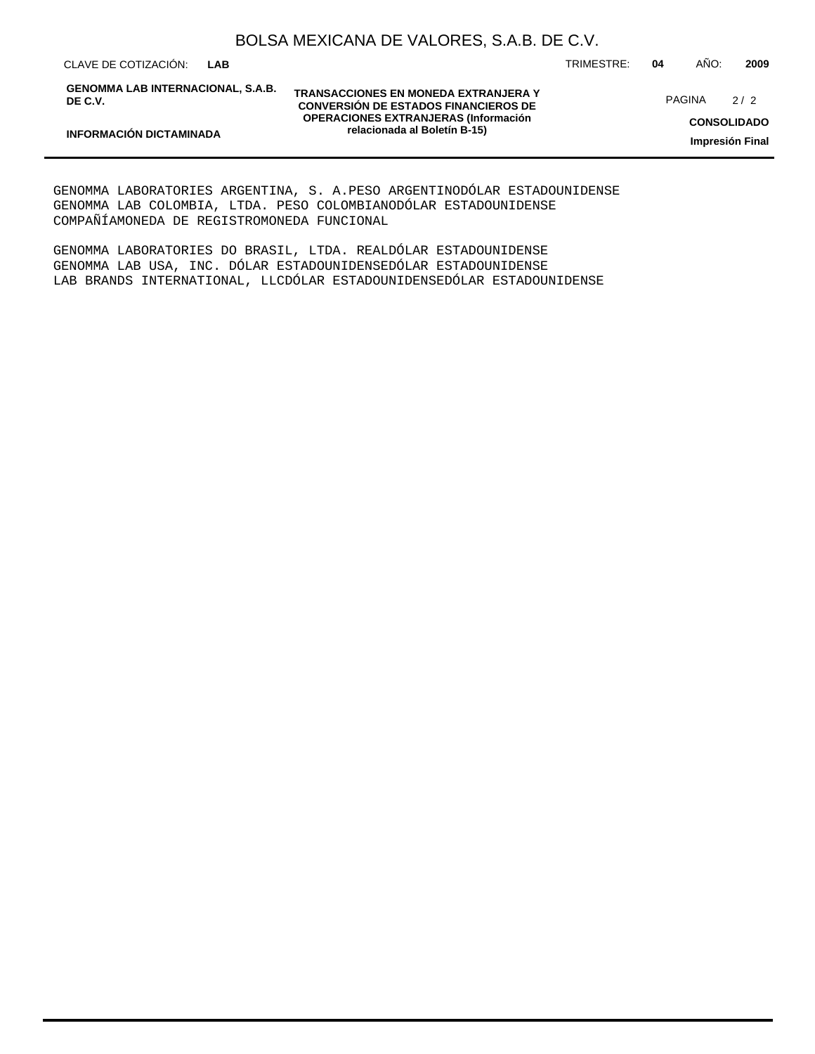GENOMMA LABORATORIES ARGENTINA, S. A.PESO ARGENTINODÓLAR ESTADOUNIDENSE
GENOMMA LAB COLOMBIA, LTDA. PESO COLOMBIANODÓLAR ESTADOUNIDENSE
COMPAÑÍAMONEDA DE REGISTROMONEDA FUNCIONAL

GENOMMA LABORATORIES DO BRASIL, LTDA. REALDÓLAR ESTADOUNIDENSE
GENOMMA LAB USA, INC. DÓLAR ESTADOUNIDENSEDÓLAR ESTADOUNIDENSE
LAB BRANDS INTERNATIONAL, LLCDÓLAR ESTADOUNIDENSEDÓLAR ESTADOUNIDENSE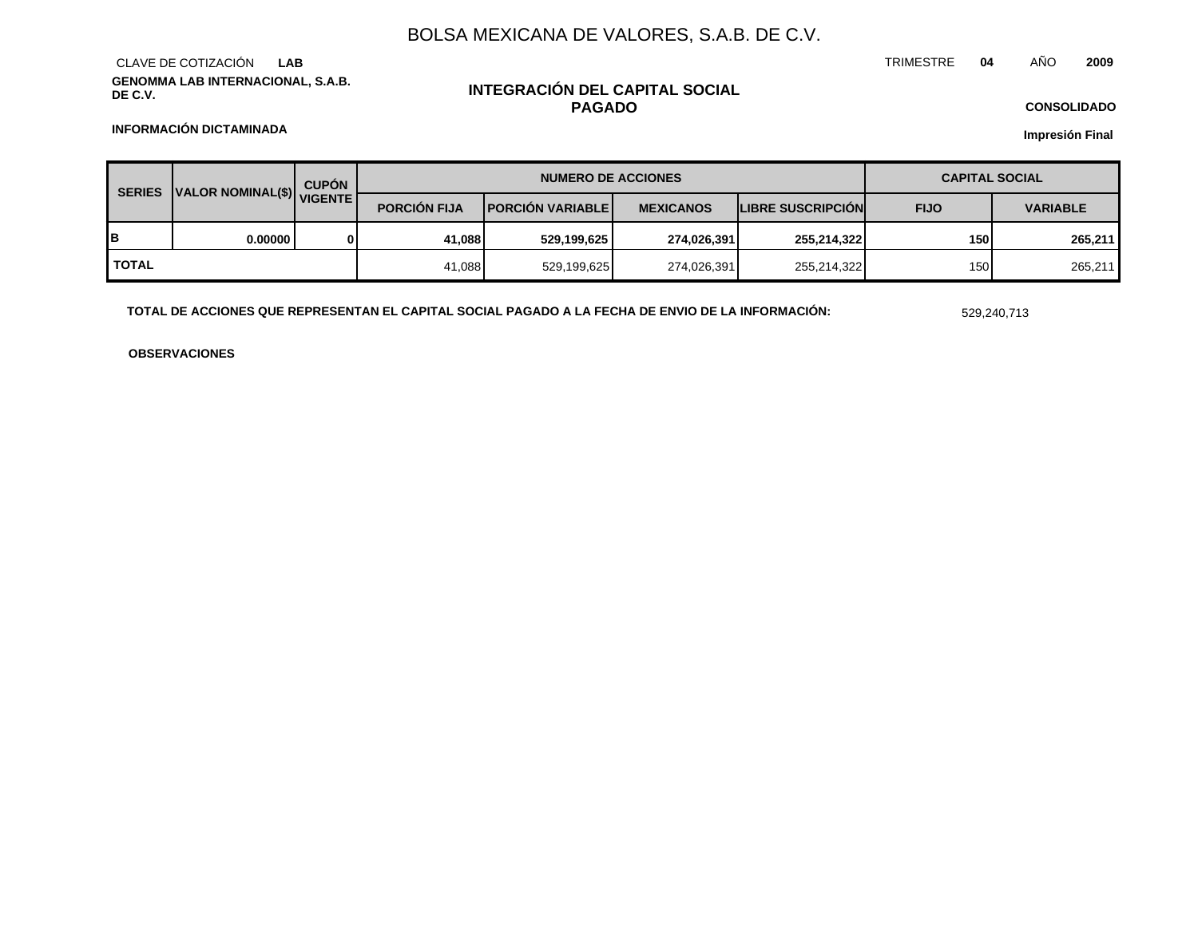# BOLSA MEXICANA DE VALORES, S.A.B. DE C.V.

CLAVE DE COTIZACIÓN **LAB**

TRIMESTRE **04** AÑO **2009**

**GENOMMA LAB INTERNACIONAL, S.A.B. DE C.V.**

## INTEGRACIÓN DEL CAPITAL SOCIAL PAGADO

**CONSOLIDADO**

**INFORMACIÓN DICTAMINADA**

**Impresión Final**

| SERIES | VALOR NOMINAL($) | CUPÓN VIGENTE | NUMERO DE ACCIONES | | | | CAPITAL SOCIAL | |
|---|---|---|---|---|---|---|---|---|
| | | | PORCIÓN FIJA | PORCIÓN VARIABLE | MEXICANOS | LIBRE SUSCRIPCIÓN | FIJO | VARIABLE |
| **B** | **0.00000** | **0** | **41,088** | **529,199,625** | **274,026,391** | **255,214,322** | **150** | **265,211** |
| **TOTAL** | | | 41,088 | 529,199,625 | 274,026,391 | 255,214,322 | 150 | 265,211 |

**TOTAL DE ACCIONES QUE REPRESENTAN EL CAPITAL SOCIAL PAGADO A LA FECHA DE ENVIO DE LA INFORMACIÓN:** 529,240,713

**OBSERVACIONES**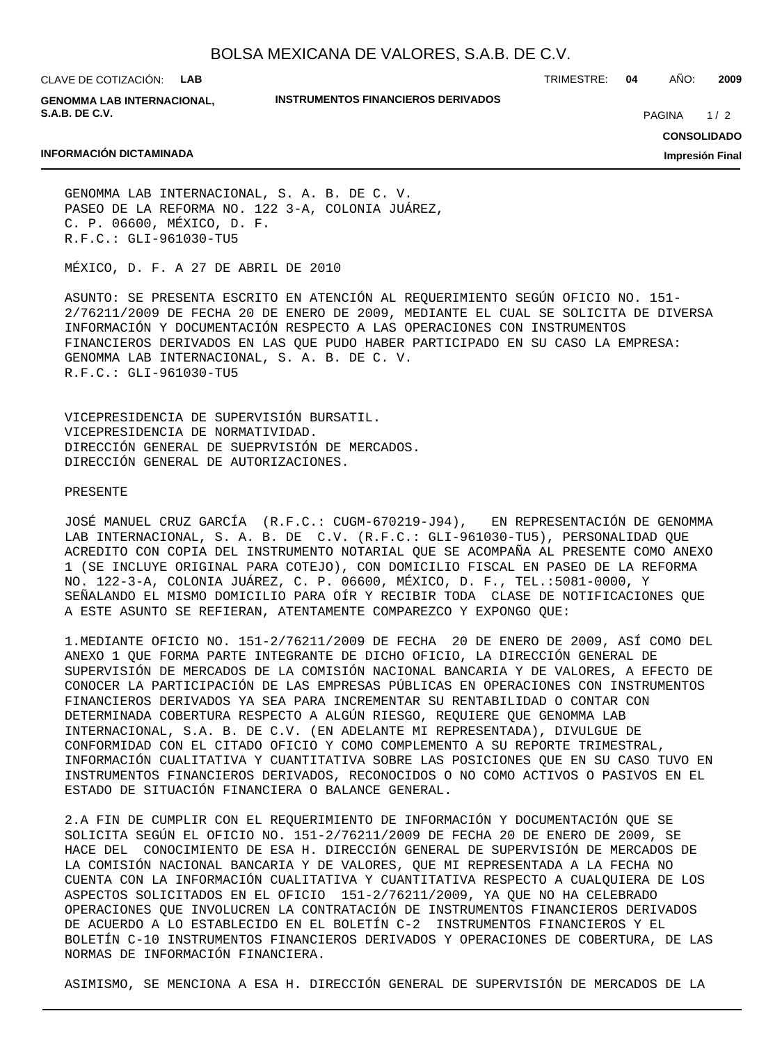GENOMMA LAB INTERNACIONAL, S. A. B. DE C. V.
PASEO DE LA REFORMA NO. 122 3-A, COLONIA JUÁREZ,
C. P. 06600, MÉXICO, D. F.
R.F.C.: GLI-961030-TU5

MÉXICO, D. F. A 27 DE ABRIL DE 2010

ASUNTO: SE PRESENTA ESCRITO EN ATENCIÓN AL REQUERIMIENTO SEGÚN OFICIO NO. 151-2/76211/2009 DE FECHA 20 DE ENERO DE 2009, MEDIANTE EL CUAL SE SOLICITA DE DIVERSA INFORMACIÓN Y DOCUMENTACIÓN RESPECTO A LAS OPERACIONES CON INSTRUMENTOS FINANCIEROS DERIVADOS EN LAS QUE PUDO HABER PARTICIPADO EN SU CASO LA EMPRESA: GENOMMA LAB INTERNACIONAL, S. A. B. DE C. V.
R.F.C.: GLI-961030-TU5

VICEPRESIDENCIA DE SUPERVISIÓN BURSATIL.
VICEPRESIDENCIA DE NORMATIVIDAD.
DIRECCIÓN GENERAL DE SUEPRVISIÓN DE MERCADOS.
DIRECCIÓN GENERAL DE AUTORIZACIONES.

PRESENTE

JOSÉ MANUEL CRUZ GARCÍA (R.F.C.: CUGM-670219-J94), EN REPRESENTACIÓN DE GENOMMA LAB INTERNACIONAL, S. A. B. DE C.V. (R.F.C.: GLI-961030-TU5), PERSONALIDAD QUE ACREDITO CON COPIA DEL INSTRUMENTO NOTARIAL QUE SE ACOMPAÑA AL PRESENTE COMO ANEXO 1 (SE INCLUYE ORIGINAL PARA COTEJO), CON DOMICILIO FISCAL EN PASEO DE LA REFORMA NO. 122-3-A, COLONIA JUÁREZ, C. P. 06600, MÉXICO, D. F., TEL.:5081-0000, Y SEÑALANDO EL MISMO DOMICILIO PARA OÍR Y RECIBIR TODA CLASE DE NOTIFICACIONES QUE A ESTE ASUNTO SE REFIERAN, ATENTAMENTE COMPAREZCO Y EXPONGO QUE:

1.MEDIANTE OFICIO NO. 151-2/76211/2009 DE FECHA 20 DE ENERO DE 2009, ASÍ COMO DEL ANEXO 1 QUE FORMA PARTE INTEGRANTE DE DICHO OFICIO, LA DIRECCIÓN GENERAL DE SUPERVISIÓN DE MERCADOS DE LA COMISIÓN NACIONAL BANCARIA Y DE VALORES, A EFECTO DE CONOCER LA PARTICIPACIÓN DE LAS EMPRESAS PÚBLICAS EN OPERACIONES CON INSTRUMENTOS FINANCIEROS DERIVADOS YA SEA PARA INCREMENTAR SU RENTABILIDAD O CONTAR CON DETERMINADA COBERTURA RESPECTO A ALGÚN RIESGO, REQUIERE QUE GENOMMA LAB INTERNACIONAL, S.A. B. DE C.V. (EN ADELANTE MI REPRESENTADA), DIVULGUE DE CONFORMIDAD CON EL CITADO OFICIO Y COMO COMPLEMENTO A SU REPORTE TRIMESTRAL, INFORMACIÓN CUALITATIVA Y CUANTITATIVA SOBRE LAS POSICIONES QUE EN SU CASO TUVO EN INSTRUMENTOS FINANCIEROS DERIVADOS, RECONOCIDOS O NO COMO ACTIVOS O PASIVOS EN EL ESTADO DE SITUACIÓN FINANCIERA O BALANCE GENERAL.

2.A FIN DE CUMPLIR CON EL REQUERIMIENTO DE INFORMACIÓN Y DOCUMENTACIÓN QUE SE SOLICITA SEGÚN EL OFICIO NO. 151-2/76211/2009 DE FECHA 20 DE ENERO DE 2009, SE HACE DEL CONOCIMIENTO DE ESA H. DIRECCIÓN GENERAL DE SUPERVISIÓN DE MERCADOS DE LA COMISIÓN NACIONAL BANCARIA Y DE VALORES, QUE MI REPRESENTADA A LA FECHA NO CUENTA CON LA INFORMACIÓN CUALITATIVA Y CUANTITATIVA RESPECTO A CUALQUIERA DE LOS ASPECTOS SOLICITADOS EN EL OFICIO 151-2/76211/2009, YA QUE NO HA CELEBRADO OPERACIONES QUE INVOLUCREN LA CONTRATACIÓN DE INSTRUMENTOS FINANCIEROS DERIVADOS DE ACUERDO A LO ESTABLECIDO EN EL BOLETÍN C-2 INSTRUMENTOS FINANCIEROS Y EL BOLETÍN C-10 INSTRUMENTOS FINANCIEROS DERIVADOS Y OPERACIONES DE COBERTURA, DE LAS NORMAS DE INFORMACIÓN FINANCIERA.

ASIMISMO, SE MENCIONA A ESA H. DIRECCIÓN GENERAL DE SUPERVISIÓN DE MERCADOS DE LA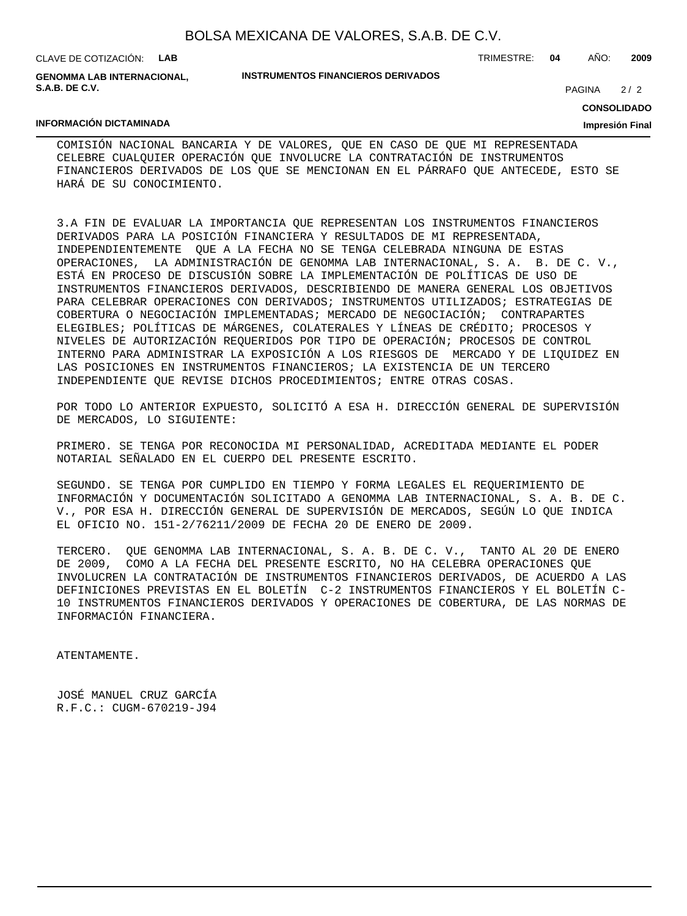COMISIÓN NACIONAL BANCARIA Y DE VALORES, QUE EN CASO DE QUE MI REPRESENTADA CELEBRE CUALQUIER OPERACIÓN QUE INVOLUCRE LA CONTRATACIÓN DE INSTRUMENTOS FINANCIEROS DERIVADOS DE LOS QUE SE MENCIONAN EN EL PÁRRAFO QUE ANTECEDE, ESTO SE HARÁ DE SU CONOCIMIENTO.

3.A FIN DE EVALUAR LA IMPORTANCIA QUE REPRESENTAN LOS INSTRUMENTOS FINANCIEROS DERIVADOS PARA LA POSICIÓN FINANCIERA Y RESULTADOS DE MI REPRESENTADA, INDEPENDIENTEMENTE QUE A LA FECHA NO SE TENGA CELEBRADA NINGUNA DE ESTAS OPERACIONES, LA ADMINISTRACIÓN DE GENOMMA LAB INTERNACIONAL, S. A. B. DE C. V., ESTÁ EN PROCESO DE DISCUSIÓN SOBRE LA IMPLEMENTACIÓN DE POLÍTICAS DE USO DE INSTRUMENTOS FINANCIEROS DERIVADOS, DESCRIBIENDO DE MANERA GENERAL LOS OBJETIVOS PARA CELEBRAR OPERACIONES CON DERIVADOS; INSTRUMENTOS UTILIZADOS; ESTRATEGIAS DE COBERTURA O NEGOCIACIÓN IMPLEMENTADAS; MERCADO DE NEGOCIACIÓN; CONTRAPARTES ELEGIBLES; POLÍTICAS DE MÁRGENES, COLATERALES Y LÍNEAS DE CRÉDITO; PROCESOS Y NIVELES DE AUTORIZACIÓN REQUERIDOS POR TIPO DE OPERACIÓN; PROCESOS DE CONTROL INTERNO PARA ADMINISTRAR LA EXPOSICIÓN A LOS RIESGOS DE MERCADO Y DE LIQUIDEZ EN LAS POSICIONES EN INSTRUMENTOS FINANCIEROS; LA EXISTENCIA DE UN TERCERO INDEPENDIENTE QUE REVISE DICHOS PROCEDIMIENTOS; ENTRE OTRAS COSAS.

POR TODO LO ANTERIOR EXPUESTO, SOLICITÓ A ESA H. DIRECCIÓN GENERAL DE SUPERVISIÓN DE MERCADOS, LO SIGUIENTE:

PRIMERO. SE TENGA POR RECONOCIDA MI PERSONALIDAD, ACREDITADA MEDIANTE EL PODER NOTARIAL SEÑALADO EN EL CUERPO DEL PRESENTE ESCRITO.

SEGUNDO. SE TENGA POR CUMPLIDO EN TIEMPO Y FORMA LEGALES EL REQUERIMIENTO DE INFORMACIÓN Y DOCUMENTACIÓN SOLICITADO A GENOMMA LAB INTERNACIONAL, S. A. B. DE C. V., POR ESA H. DIRECCIÓN GENERAL DE SUPERVISIÓN DE MERCADOS, SEGÚN LO QUE INDICA EL OFICIO NO. 151-2/76211/2009 DE FECHA 20 DE ENERO DE 2009.

TERCERO. QUE GENOMMA LAB INTERNACIONAL, S. A. B. DE C. V., TANTO AL 20 DE ENERO DE 2009, COMO A LA FECHA DEL PRESENTE ESCRITO, NO HA CELEBRA OPERACIONES QUE INVOLUCREN LA CONTRATACIÓN DE INSTRUMENTOS FINANCIEROS DERIVADOS, DE ACUERDO A LAS DEFINICIONES PREVISTAS EN EL BOLETÍN C-2 INSTRUMENTOS FINANCIEROS Y EL BOLETÍN C-10 INSTRUMENTOS FINANCIEROS DERIVADOS Y OPERACIONES DE COBERTURA, DE LAS NORMAS DE INFORMACIÓN FINANCIERA.

ATENTAMENTE.

JOSÉ MANUEL CRUZ GARCÍA
R.F.C.: CUGM-670219-J94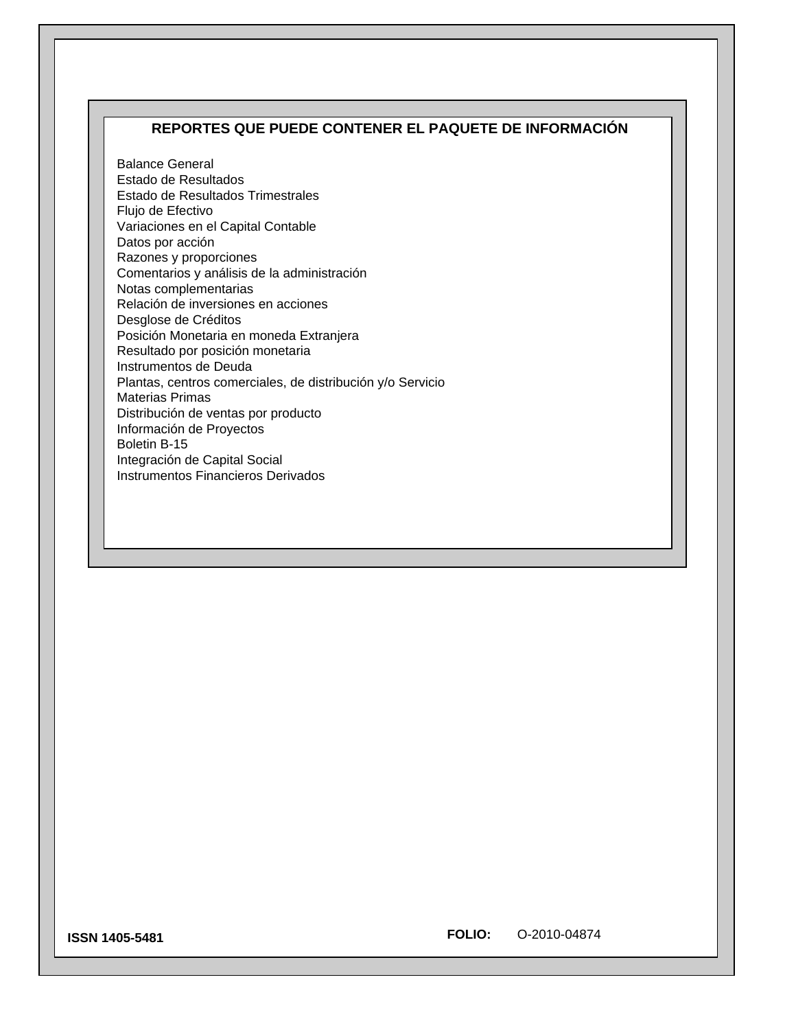## REPORTES QUE PUEDE CONTENER EL PAQUETE DE INFORMACIÓN

Balance General
Estado de Resultados
Estado de Resultados Trimestrales
Flujo de Efectivo
Variaciones en el Capital Contable
Datos por acción
Razones y proporciones
Comentarios y análisis de la administración
Notas complementarias
Relación de inversiones en acciones
Desglose de Créditos
Posición Monetaria en moneda Extranjera
Resultado por posición monetaria
Instrumentos de Deuda
Plantas, centros comerciales, de distribución y/o Servicio
Materias Primas
Distribución de ventas por producto
Información de Proyectos
Boletin B-15
Integración de Capital Social
Instrumentos Financieros Derivados

**ISSN 1405-5481**

**FOLIO:** O-2010-04874